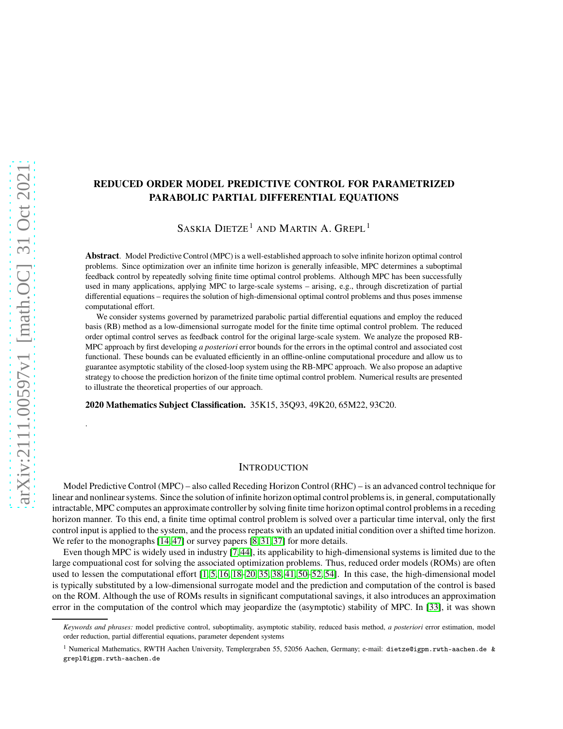# REDUCED ORDER MODEL PREDICTIVE CONTROL FOR PARAMETRIZED PARABOLIC PARTIAL DIFFERENTIAL EQUATIONS

SASKIA DIETZE[1] AND MARTIN A. GREPL[1]

**Abstract**. Model Predictive Control (MPC) is a well-established approach to solve infinite horizon optimal control problems. Since optimization over an infinite time horizon is generally infeasible, MPC determines a suboptimal feedback control by repeatedly solving finite time optimal control problems. Although MPC has been successfully used in many applications, applying MPC to large-scale systems – arising, e.g., through discretization of partial differential equations – requires the solution of high-dimensional optimal control problems and thus poses immense computational effort.

We consider systems governed by parametrized parabolic partial differential equations and employ the reduced basis (RB) method as a low-dimensional surrogate model for the finite time optimal control problem. The reduced order optimal control serves as feedback control for the original large-scale system. We analyze the proposed RB-MPC approach by first developing *a posteriori* error bounds for the errors in the optimal control and associated cost functional. These bounds can be evaluated efficiently in an offline-online computational procedure and allow us to guarantee asymptotic stability of the closed-loop system using the RB-MPC approach. We also propose an adaptive strategy to choose the prediction horizon of the finite time optimal control problem. Numerical results are presented to illustrate the theoretical properties of our approach.

**2020 Mathematics Subject Classification.** 35K15, 35Q93, 49K20, 65M22, 93C20.

.

## INTRODUCTION

Model Predictive Control (MPC) – also called Receding Horizon Control (RHC) – is an advanced control technique for linear and nonlinear systems. Since the solution of infinite horizon optimal control problems is, in general, computationally intractable, MPC computes an approximate controller by solving finite time horizon optimal control problems in a receding horizon manner. To this end, a finite time optimal control problem is solved over a particular time interval, only the first control input is applied to the system, and the process repeats with an updated initial condition over a shifted time horizon. We refer to the monographs [14,47] or survey papers [8,31,37] for more details.

Even though MPC is widely used in industry [7,44], its applicability to high-dimensional systems is limited due to the large compuational cost for solving the associated optimization problems. Thus, reduced order models (ROMs) are often used to lessen the computational effort [1,5,16,18–20,35,38,41,50–52,54]. In this case, the high-dimensional model is typically substituted by a low-dimensional surrogate model and the prediction and computation of the control is based on the ROM. Although the use of ROMs results in significant computational savings, it also introduces an approximation error in the computation of the control which may jeopardize the (asymptotic) stability of MPC. In [33], it was shown

*Keywords and phrases:* model predictive control, suboptimality, asymptotic stability, reduced basis method, *a posteriori* error estimation, model order reduction, partial differential equations, parameter dependent systems

[1] Numerical Mathematics, RWTH Aachen University, Templergraben 55, 52056 Aachen, Germany; e-mail: dietze@igpm.rwth-aachen.de & grepl@igpm.rwth-aachen.de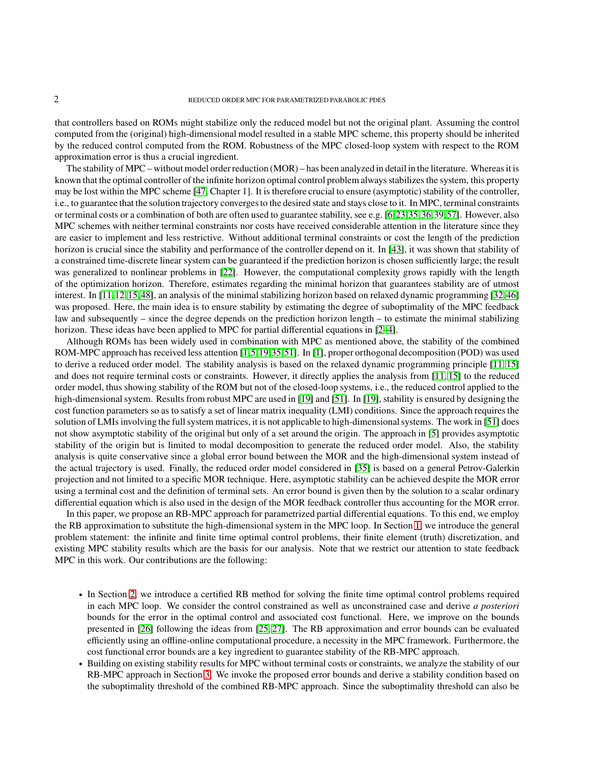that controllers based on ROMs might stabilize only the reduced model but not the original plant. Assuming the control computed from the (original) high-dimensional model resulted in a stable MPC scheme, this property should be inherited by the reduced control computed from the ROM. Robustness of the MPC closed-loop system with respect to the ROM approximation error is thus a crucial ingredient.

The stability of MPC – without model order reduction (MOR) – has been analyzed in detail in the literature. Whereas it is known that the optimal controller of the infinite horizon optimal control problem always stabilizes the system, this property may be lost within the MPC scheme [47, Chapter 1]. It is therefore crucial to ensure (asymptotic) stability of the controller, i.e., to guarantee that the solution trajectory converges to the desired state and stays close to it. In MPC, terminal constraints or terminal costs or a combination of both are often used to guarantee stability, see e.g. [6,23,35,36,39,57]. However, also MPC schemes with neither terminal constraints nor costs have received considerable attention in the literature since they are easier to implement and less restrictive. Without additional terminal constraints or cost the length of the prediction horizon is crucial since the stability and performance of the controller depend on it. In [43], it was shown that stability of a constrained time-discrete linear system can be guaranteed if the prediction horizon is chosen sufficiently large; the result was generalized to nonlinear problems in [22]. However, the computational complexity grows rapidly with the length of the optimization horizon. Therefore, estimates regarding the minimal horizon that guarantees stability are of utmost interest. In [11,12,15,48], an analysis of the minimal stabilizing horizon based on relaxed dynamic programming [32,46] was proposed. Here, the main idea is to ensure stability by estimating the degree of suboptimality of the MPC feedback law and subsequently – since the degree depends on the prediction horizon length – to estimate the minimal stabilizing horizon. These ideas have been applied to MPC for partial differential equations in [2–4].

Although ROMs has been widely used in combination with MPC as mentioned above, the stability of the combined ROM-MPC approach has received less attention [1,5,19,35,51]. In [1], proper orthogonal decomposition (POD) was used to derive a reduced order model. The stability analysis is based on the relaxed dynamic programming principle [11,15] and does not require terminal costs or constraints. However, it directly applies the analysis from [11,15] to the reduced order model, thus showing stability of the ROM but not of the closed-loop systems, i.e., the reduced control applied to the high-dimensional system. Results from robust MPC are used in [19] and [51]. In [19], stability is ensured by designing the cost function parameters so as to satisfy a set of linear matrix inequality (LMI) conditions. Since the approach requires the solution of LMIs involving the full system matrices, it is not applicable to high-dimensional systems. The work in [51] does not show asymptotic stability of the original but only of a set around the origin. The approach in [5] provides asymptotic stability of the origin but is limited to modal decomposition to generate the reduced order model. Also, the stability analysis is quite conservative since a global error bound between the MOR and the high-dimensional system instead of the actual trajectory is used. Finally, the reduced order model considered in [35] is based on a general Petrov-Galerkin projection and not limited to a specific MOR technique. Here, asymptotic stability can be achieved despite the MOR error using a terminal cost and the definition of terminal sets. An error bound is given then by the solution to a scalar ordinary differential equation which is also used in the design of the MOR feedback controller thus accounting for the MOR error.

In this paper, we propose an RB-MPC approach for parametrized partial differential equations. To this end, we employ the RB approximation to substitute the high-dimensional system in the MPC loop. In Section 1, we introduce the general problem statement: the infinite and finite time optimal control problems, their finite element (truth) discretization, and existing MPC stability results which are the basis for our analysis. Note that we restrict our attention to state feedback MPC in this work. Our contributions are the following:

- In Section 2, we introduce a certified RB method for solving the finite time optimal control problems required in each MPC loop. We consider the control constrained as well as unconstrained case and derive *a posteriori* bounds for the error in the optimal control and associated cost functional. Here, we improve on the bounds presented in [26] following the ideas from [25,27]. The RB approximation and error bounds can be evaluated efficiently using an offline-online computational procedure, a necessity in the MPC framework. Furthermore, the cost functional error bounds are a key ingredient to guarantee stability of the RB-MPC approach.
- Building on existing stability results for MPC without terminal costs or constraints, we analyze the stability of our RB-MPC approach in Section 3. We invoke the proposed error bounds and derive a stability condition based on the suboptimality threshold of the combined RB-MPC approach. Since the suboptimality threshold can also be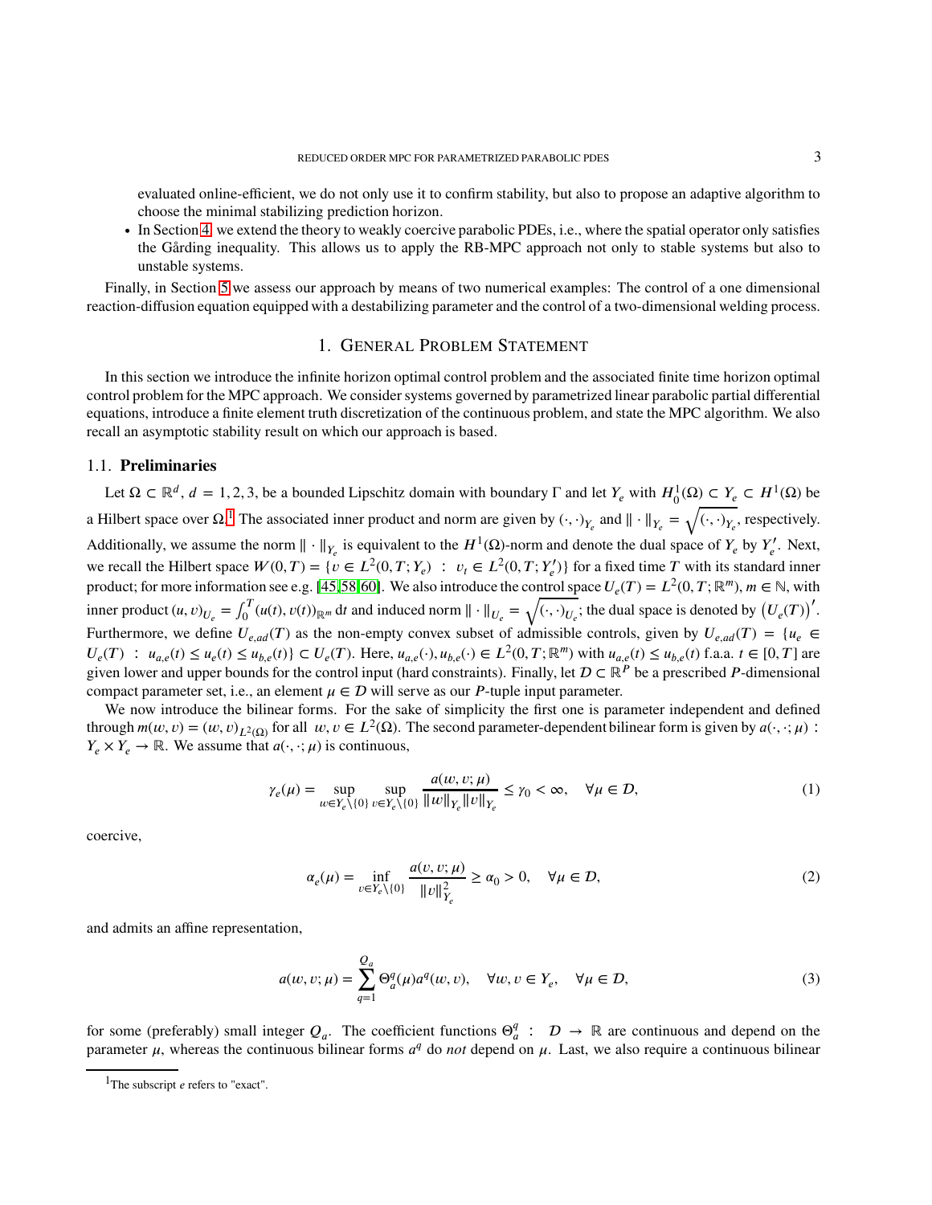evaluated online-efficient, we do not only use it to confirm stability, but also to propose an adaptive algorithm to choose the minimal stabilizing prediction horizon.

- In Section 4, we extend the theory to weakly coercive parabolic PDEs, i.e., where the spatial operator only satisfies the Gårding inequality. This allows us to apply the RB-MPC approach not only to stable systems but also to unstable systems.

Finally, in Section 5 we assess our approach by means of two numerical examples: The control of a one dimensional reaction-diffusion equation equipped with a destabilizing parameter and the control of a two-dimensional welding process.

# 1. General Problem Statement

In this section we introduce the infinite horizon optimal control problem and the associated finite time horizon optimal control problem for the MPC approach. We consider systems governed by parametrized linear parabolic partial differential equations, introduce a finite element truth discretization of the continuous problem, and state the MPC algorithm. We also recall an asymptotic stability result on which our approach is based.

## 1.1. Preliminaries

Let $\Omega \subset \mathbb{R}^d$, $d = 1, 2, 3$, be a bounded Lipschitz domain with boundary $\Gamma$ and let $Y_e$ with $H_0^1(\Omega) \subset Y_e \subset H^1(\Omega)$ be a Hilbert space over $\Omega$.[1] The associated inner product and norm are given by $(\cdot,\cdot)_{Y_e}$ and $\|\cdot\|_{Y_e} = \sqrt{(\cdot,\cdot)_{Y_e}}$, respectively. Additionally, we assume the norm $\|\cdot\|_{Y_e}$ is equivalent to the $H^1(\Omega)$-norm and denote the dual space of $Y_e$ by $Y_e'$. Next, we recall the Hilbert space $W(0,T) = \{v \in L^2(0,T;Y_e) \ : \ v_t \in L^2(0,T;Y_e')\}$ for a fixed time $T$ with its standard inner product; for more information see e.g. [45,58,60]. We also introduce the control space $U_e(T) = L^2(0,T;\mathbb{R}^m)$, $m \in \mathbb{N}$, with inner product $(u,v)_{U_e} = \int_0^T (u(t),v(t))_{\mathbb{R}^m}\,\mathrm{d}t$ and induced norm $\|\cdot\|_{U_e} = \sqrt{(\cdot,\cdot)_{U_e}}$; the dual space is denoted by $\left(U_e(T)\right)'$. Furthermore, we define $U_{e,ad}(T)$ as the non-empty convex subset of admissible controls, given by $U_{e,ad}(T) = \{u_e \in U_e(T) \ : \ u_{a,e}(t) \le u_e(t) \le u_{b,e}(t)\} \subset U_e(T)$. Here, $u_{a,e}(\cdot), u_{b,e}(\cdot) \in L^2(0,T;\mathbb{R}^m)$ with $u_{a,e}(t) \le u_{b,e}(t)$ f.a.a. $t \in [0,T]$ are given lower and upper bounds for the control input (hard constraints). Finally, let $\mathcal{D} \subset \mathbb{R}^P$ be a prescribed $P$-dimensional compact parameter set, i.e., an element $\mu \in \mathcal{D}$ will serve as our $P$-tuple input parameter.

We now introduce the bilinear forms. For the sake of simplicity the first one is parameter independent and defined through $m(w,v) = (w,v)_{L^2(\Omega)}$ for all $w, v \in L^2(\Omega)$. The second parameter-dependent bilinear form is given by $a(\cdot,\cdot;\mu) : Y_e \times Y_e \to \mathbb{R}$. We assume that $a(\cdot,\cdot;\mu)$ is continuous,

$$
\gamma_e(\mu) = \sup_{w \in Y_e\setminus\{0\}} \sup_{v \in Y_e\setminus\{0\}} \frac{a(w,v;\mu)}{\|w\|_{Y_e}\|v\|_{Y_e}} \le \gamma_0 < \infty, \quad \forall \mu \in \mathcal{D}, \tag{1}
$$

coercive,

$$
\alpha_e(\mu) = \inf_{v \in Y_e\setminus\{0\}} \frac{a(v,v;\mu)}{\|v\|_{Y_e}^2} \ge \alpha_0 > 0, \quad \forall \mu \in \mathcal{D}, \tag{2}
$$

and admits an affine representation,

$$
a(w,v;\mu) = \sum_{q=1}^{Q_a} \Theta_a^q(\mu) a^q(w,v), \quad \forall w, v \in Y_e, \quad \forall \mu \in \mathcal{D}, \tag{3}
$$

for some (preferably) small integer $Q_a$. The coefficient functions $\Theta_a^q \ : \ \mathcal{D} \to \mathbb{R}$ are continuous and depend on the parameter $\mu$, whereas the continuous bilinear forms $a^q$ do *not* depend on $\mu$. Last, we also require a continuous bilinear

[1] The subscript $e$ refers to "exact".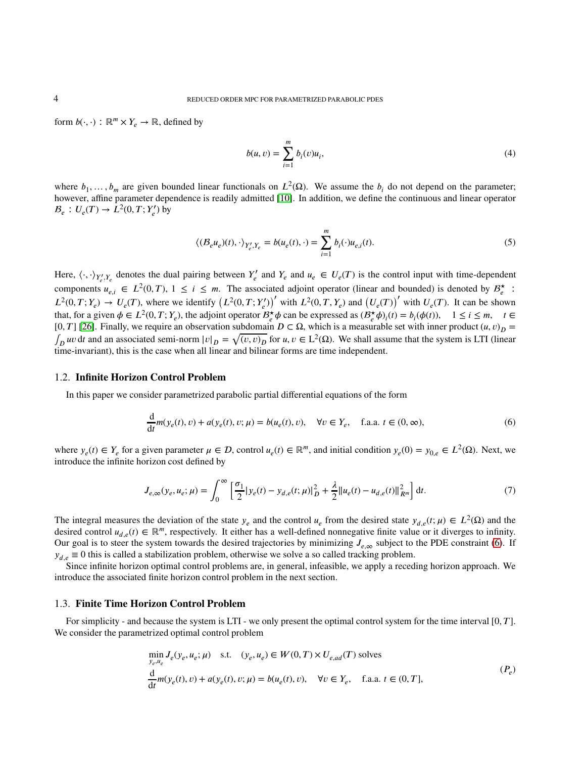form $b(\cdot,\cdot) : \mathbb{R}^m \times Y_e \to \mathbb{R}$, defined by

$$b(u, v) = \sum_{i=1}^{m} b_i(v)u_i, \tag{4}$$

where $b_1, \dots, b_m$ are given bounded linear functionals on $L^2(\Omega)$. We assume the $b_i$ do not depend on the parameter; however, affine parameter dependence is readily admitted [10]. In addition, we define the continuous and linear operator $\mathcal{B}_e : U_e(T) \to L^2(0, T; Y_e')$ by

$$\langle (\mathcal{B}_e u_e)(t), \cdot \rangle_{Y_e', Y_e} = b(u_e(t), \cdot) = \sum_{i=1}^{m} b_i(\cdot) u_{e,i}(t). \tag{5}$$

Here, $\langle \cdot, \cdot \rangle_{Y_e', Y_e}$ denotes the dual pairing between $Y_e'$ and $Y_e$ and $u_e \in U_e(T)$ is the control input with time-dependent components $u_{e,i} \in L^2(0, T)$, $1 \leq i \leq m$. The associated adjoint operator (linear and bounded) is denoted by $\mathcal{B}_e^\star : L^2(0, T; Y_e) \to U_e(T)$, where we identify $\left(L^2(0, T; Y_e')\right)'$ with $L^2(0, T, Y_e)$ and $\left(U_e(T)\right)'$ with $U_e(T)$. It can be shown that, for a given $\phi \in L^2(0, T; Y_e)$, the adjoint operator $\mathcal{B}_e^\star \phi$ can be expressed as $(\mathcal{B}_e^\star \phi)_i(t) = b_i(\phi(t))$, $\quad 1 \leq i \leq m, \quad t \in [0, T]$ [26]. Finally, we require an observation subdomain $D \subset \Omega$, which is a measurable set with inner product $(u, v)_D = \int_D uv \,\mathrm{d}t$ and an associated semi-norm $|v|_D = \sqrt{(v, v)_D}$ for $u, v \in \mathrm{L}^2(\Omega)$. We shall assume that the system is LTI (linear time-invariant), this is the case when all linear and bilinear forms are time independent.

### 1.2. Infinite Horizon Control Problem

In this paper we consider parametrized parabolic partial differential equations of the form

$$\frac{\mathrm{d}}{\mathrm{d}t} m(y_e(t), v) + a(y_e(t), v; \mu) = b(u_e(t), v), \quad \forall v \in Y_e, \quad \text{f.a.a. } t \in (0, \infty), \tag{6}$$

where $y_e(t) \in Y_e$ for a given parameter $\mu \in \mathcal{D}$, control $u_e(t) \in \mathbb{R}^m$, and initial condition $y_e(0) = y_{0,e} \in L^2(\Omega)$. Next, we introduce the infinite horizon cost defined by

$$J_{e,\infty}(y_e, u_e; \mu) = \int_0^\infty \left[ \frac{\sigma_1}{2} |y_e(t) - y_{d,e}(t; \mu)|_D^2 + \frac{\lambda}{2} \|u_e(t) - u_{d,e}(t)\|_{R^m}^2 \right] \mathrm{d}t. \tag{7}$$

The integral measures the deviation of the state $y_e$ and the control $u_e$ from the desired state $y_{d,e}(t; \mu) \in L^2(\Omega)$ and the desired control $u_{d,e}(t) \in \mathbb{R}^m$, respectively. It either has a well-defined nonnegative finite value or it diverges to infinity. Our goal is to steer the system towards the desired trajectories by minimizing $J_{e,\infty}$ subject to the PDE constraint (6). If $y_{d,e} \equiv 0$ this is called a stabilization problem, otherwise we solve a so called tracking problem.

Since infinite horizon optimal control problems are, in general, infeasible, we apply a receding horizon approach. We introduce the associated finite horizon control problem in the next section.

### 1.3. Finite Time Horizon Control Problem

For simplicity - and because the system is LTI - we only present the optimal control system for the time interval $[0, T]$. We consider the parametrized optimal control problem

$$\begin{aligned}
&\min_{y_e, u_e} J_e(y_e, u_e; \mu) \quad \text{s.t.} \quad (y_e, u_e) \in W(0, T) \times U_{e,ad}(T) \text{ solves} \\
&\frac{\mathrm{d}}{\mathrm{d}t} m(y_e(t), v) + a(y_e(t), v; \mu) = b(u_e(t), v), \quad \forall v \in Y_e, \quad \text{f.a.a. } t \in (0, T],
\end{aligned} \tag{$P_e$}$$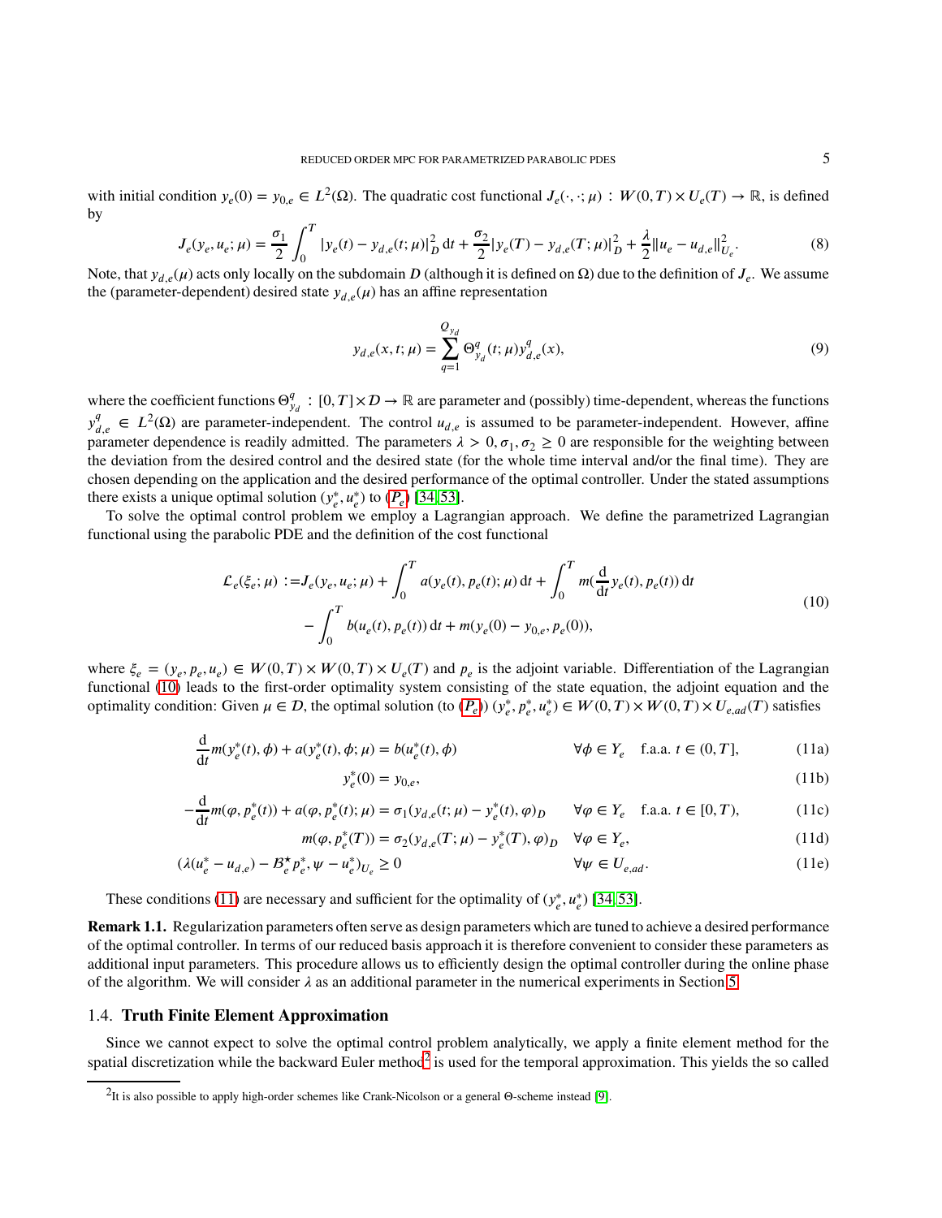with initial condition $y_e(0) = y_{0,e} \in L^2(\Omega)$. The quadratic cost functional $J_e(\cdot,\cdot;\mu) : W(0,T) \times U_e(T) \to \mathbb{R}$, is defined by

$$J_e(y_e, u_e; \mu) = \frac{\sigma_1}{2}\int_0^T |y_e(t) - y_{d,e}(t;\mu)|_D^2 \,\mathrm{d}t + \frac{\sigma_2}{2}|y_e(T) - y_{d,e}(T;\mu)|_D^2 + \frac{\lambda}{2}\|u_e - u_{d,e}\|_{U_e}^2. \tag{8}$$

Note, that $y_{d,e}(\mu)$ acts only locally on the subdomain $D$ (although it is defined on $\Omega$) due to the definition of $J_e$. We assume the (parameter-dependent) desired state $y_{d,e}(\mu)$ has an affine representation

$$y_{d,e}(x,t;\mu) = \sum_{q=1}^{Q_{y_d}} \Theta_{y_d}^q(t;\mu) y_{d,e}^q(x), \tag{9}$$

where the coefficient functions $\Theta_{y_d}^q : [0,T] \times \mathcal{D} \to \mathbb{R}$ are parameter and (possibly) time-dependent, whereas the functions $y_{d,e}^q \in L^2(\Omega)$ are parameter-independent. The control $u_{d,e}$ is assumed to be parameter-independent. However, affine parameter dependence is readily admitted. The parameters $\lambda > 0, \sigma_1, \sigma_2 \geq 0$ are responsible for the weighting between the deviation from the desired control and the desired state (for the whole time interval and/or the final time). They are chosen depending on the application and the desired performance of the optimal controller. Under the stated assumptions there exists a unique optimal solution $(y_e^*, u_e^*)$ to ($P_e$) [34, 53].

To solve the optimal control problem we employ a Lagrangian approach. We define the parametrized Lagrangian functional using the parabolic PDE and the definition of the cost functional

$$\begin{aligned}\mathcal{L}_e(\xi_e;\mu) :=& J_e(y_e,u_e;\mu) + \int_0^T a(y_e(t),p_e(t);\mu)\,\mathrm{d}t + \int_0^T m(\frac{\mathrm{d}}{\mathrm{d}t}y_e(t),p_e(t))\,\mathrm{d}t \\ &- \int_0^T b(u_e(t),p_e(t))\,\mathrm{d}t + m(y_e(0)-y_{0,e},p_e(0)),\end{aligned} \tag{10}$$

where $\xi_e = (y_e, p_e, u_e) \in W(0,T) \times W(0,T) \times U_e(T)$ and $p_e$ is the adjoint variable. Differentiation of the Lagrangian functional (10) leads to the first-order optimality system consisting of the state equation, the adjoint equation and the optimality condition: Given $\mu \in \mathcal{D}$, the optimal solution (to ($P_e$)) $(y_e^*, p_e^*, u_e^*) \in W(0,T) \times W(0,T) \times U_{e,ad}(T)$ satisfies

$$\frac{\mathrm{d}}{\mathrm{d}t}m(y_e^*(t),\phi) + a(y_e^*(t),\phi;\mu) = b(u_e^*(t),\phi) \qquad \forall \phi \in Y_e \quad \text{f.a.a. } t \in (0,T], \tag{11a}$$

$$y_e^*(0) = y_{0,e}, \tag{11b}$$

$$-\frac{\mathrm{d}}{\mathrm{d}t}m(\varphi,p_e^*(t)) + a(\varphi,p_e^*(t);\mu) = \sigma_1(y_{d,e}(t;\mu) - y_e^*(t),\varphi)_D \qquad \forall \varphi \in Y_e \quad \text{f.a.a. } t \in [0,T), \tag{11c}$$

$$m(\varphi,p_e^*(T)) = \sigma_2(y_{d,e}(T;\mu) - y_e^*(T),\varphi)_D \quad \forall \varphi \in Y_e, \tag{11d}$$

$$(\lambda(u_e^* - u_{d,e}) - \mathcal{B}_e^\star p_e^*, \psi - u_e^*)_{U_e} \geq 0 \qquad \forall \psi \in U_{e,ad}. \tag{11e}$$

These conditions (11) are necessary and sufficient for the optimality of $(y_e^*, u_e^*)$ [34, 53].

**Remark 1.1.** Regularization parameters often serve as design parameters which are tuned to achieve a desired performance of the optimal controller. In terms of our reduced basis approach it is therefore convenient to consider these parameters as additional input parameters. This procedure allows us to efficiently design the optimal controller during the online phase of the algorithm. We will consider $\lambda$ as an additional parameter in the numerical experiments in Section 5.

## 1.4. Truth Finite Element Approximation

Since we cannot expect to solve the optimal control problem analytically, we apply a finite element method for the spatial discretization while the backward Euler method[2] is used for the temporal approximation. This yields the so called

[2]It is also possible to apply high-order schemes like Crank-Nicolson or a general Θ-scheme instead [9].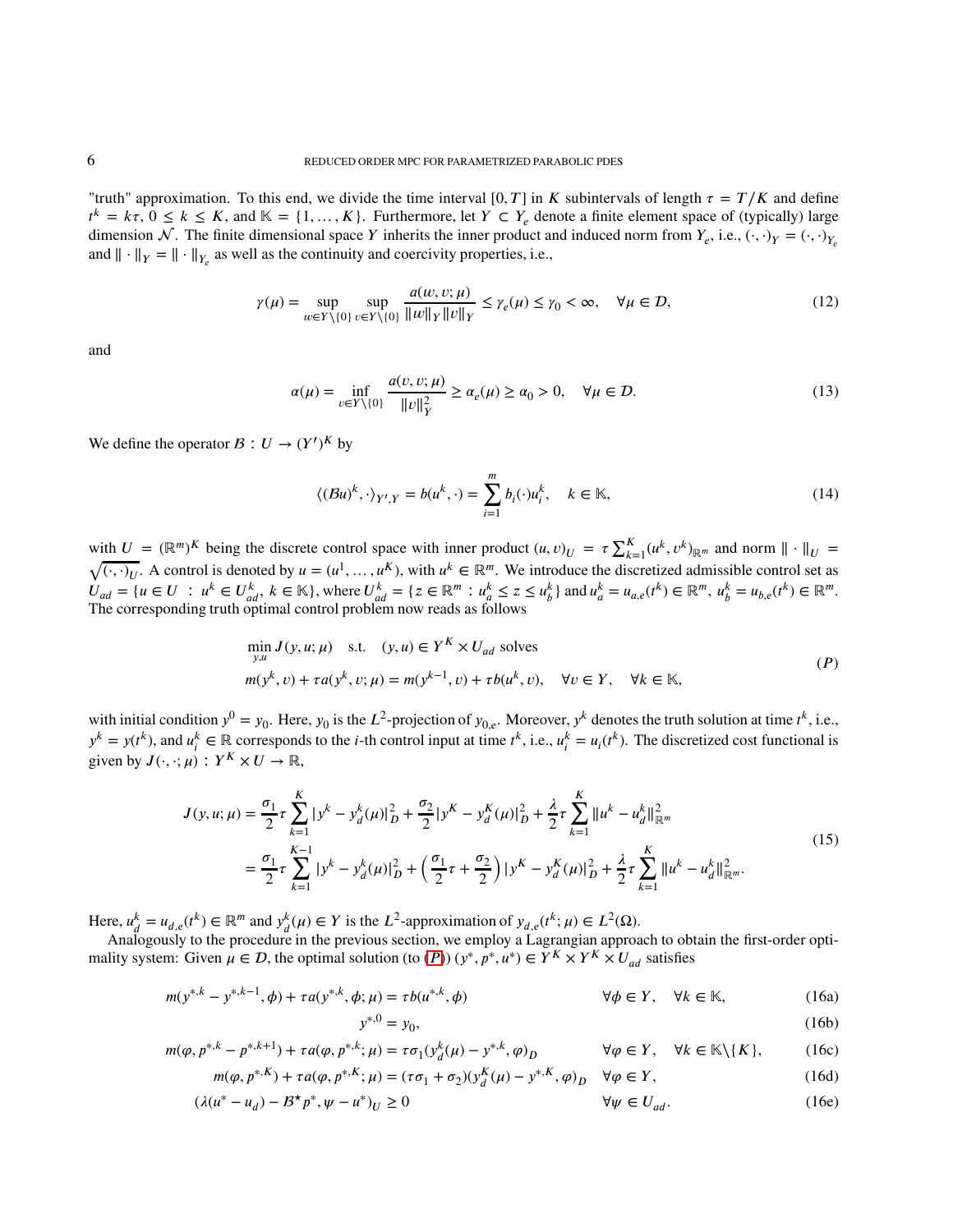"truth" approximation. To this end, we divide the time interval $[0,T]$ in $K$ subintervals of length $\tau = T/K$ and define $t^k = k\tau$, $0 \le k \le K$, and $\mathbb{K} = \{1,\dots,K\}$. Furthermore, let $Y \subset Y_e$ denote a finite element space of (typically) large dimension $\mathcal{N}$. The finite dimensional space $Y$ inherits the inner product and induced norm from $Y_e$, i.e., $(\cdot,\cdot)_Y = (\cdot,\cdot)_{Y_e}$ and $\|\cdot\|_Y = \|\cdot\|_{Y_e}$ as well as the continuity and coercivity properties, i.e.,

$$
\gamma(\mu) = \sup_{w\in Y\setminus\{0\}} \sup_{v\in Y\setminus\{0\}} \frac{a(w,v;\mu)}{\|w\|_Y\|v\|_Y} \le \gamma_e(\mu) \le \gamma_0 < \infty, \quad \forall \mu \in \mathcal{D}, \tag{12}
$$

and

$$
\alpha(\mu) = \inf_{v\in Y\setminus\{0\}} \frac{a(v,v;\mu)}{\|v\|_Y^2} \ge \alpha_e(\mu) \ge \alpha_0 > 0, \quad \forall \mu \in \mathcal{D}. \tag{13}
$$

We define the operator $\mathcal{B} : U \to (Y')^K$ by

$$
\langle (\mathcal{B}u)^k, \cdot \rangle_{Y',Y} = b(u^k,\cdot) = \sum_{i=1}^m b_i(\cdot)u_i^k, \quad k \in \mathbb{K}, \tag{14}
$$

with $U = (\mathbb{R}^m)^K$ being the discrete control space with inner product $(u,v)_U = \tau \sum_{k=1}^K (u^k, v^k)_{\mathbb{R}^m}$ and norm $\|\cdot\|_U = \sqrt{(\cdot,\cdot)_U}$. A control is denoted by $u = (u^1,\dots,u^K)$, with $u^k \in \mathbb{R}^m$. We introduce the discretized admissible control set as $U_{ad} = \{u \in U \,:\, u^k \in U_{ad}^k,\ k \in \mathbb{K}\}$, where $U_{ad}^k = \{z \in \mathbb{R}^m : u_a^k \le z \le u_b^k\}$ and $u_a^k = u_{a,e}(t^k) \in \mathbb{R}^m$, $u_b^k = u_{b,e}(t^k) \in \mathbb{R}^m$. The corresponding truth optimal control problem now reads as follows

$$
\begin{aligned}
&\min_{y,u} J(y,u;\mu) \quad \text{s.t.} \quad (y,u) \in Y^K \times U_{ad} \text{ solves} \\
&m(y^k,v) + \tau a(y^k,v;\mu) = m(y^{k-1},v) + \tau b(u^k,v), \quad \forall v \in Y, \quad \forall k \in \mathbb{K},
\end{aligned} \tag{$P$}
$$

with initial condition $y^0 = y_0$. Here, $y_0$ is the $L^2$-projection of $y_{0,e}$. Moreover, $y^k$ denotes the truth solution at time $t^k$, i.e., $y^k = y(t^k)$, and $u_i^k \in \mathbb{R}$ corresponds to the $i$-th control input at time $t^k$, i.e., $u_i^k = u_i(t^k)$. The discretized cost functional is given by $J(\cdot,\cdot;\mu) : Y^K \times U \to \mathbb{R}$,

$$
\begin{aligned}
J(y,u;\mu) &= \frac{\sigma_1}{2}\tau \sum_{k=1}^K |y^k - y_d^k(\mu)|_D^2 + \frac{\sigma_2}{2}|y^K - y_d^K(\mu)|_D^2 + \frac{\lambda}{2}\tau \sum_{k=1}^K \|u^k - u_d^k\|_{\mathbb{R}^m}^2 \\
&= \frac{\sigma_1}{2}\tau \sum_{k=1}^{K-1} |y^k - y_d^k(\mu)|_D^2 + \left(\frac{\sigma_1}{2}\tau + \frac{\sigma_2}{2}\right)|y^K - y_d^K(\mu)|_D^2 + \frac{\lambda}{2}\tau \sum_{k=1}^K \|u^k - u_d^k\|_{\mathbb{R}^m}^2.
\end{aligned} \tag{15}
$$

Here, $u_d^k = u_{d,e}(t^k) \in \mathbb{R}^m$ and $y_d^k(\mu) \in Y$ is the $L^2$-approximation of $y_{d,e}(t^k;\mu) \in L^2(\Omega)$.

Analogously to the procedure in the previous section, we employ a Lagrangian approach to obtain the first-order optimality system: Given $\mu \in \mathcal{D}$, the optimal solution (to ($P$)) $(y^*, p^*, u^*) \in Y^K \times Y^K \times U_{ad}$ satisfies

$$
m(y^{*,k} - y^{*,k-1}, \phi) + \tau a(y^{*,k}, \phi; \mu) = \tau b(u^{*,k}, \phi) \qquad \forall \phi \in Y, \quad \forall k \in \mathbb{K}, \tag{16a}
$$

$$
y^{*,0} = y_0, \tag{16b}
$$

$$
m(\varphi, p^{*,k} - p^{*,k+1}) + \tau a(\varphi, p^{*,k}; \mu) = \tau\sigma_1(y_d^k(\mu) - y^{*,k}, \varphi)_D \qquad \forall \varphi \in Y, \quad \forall k \in \mathbb{K}\setminus\{K\}, \tag{16c}
$$

$$
m(\varphi, p^{*,K}) + \tau a(\varphi, p^{*,K}; \mu) = (\tau\sigma_1 + \sigma_2)(y_d^K(\mu) - y^{*,K}, \varphi)_D \quad \forall \varphi \in Y, \tag{16d}
$$

$$
(\lambda(u^* - u_d) - \mathcal{B}^\star p^*, \psi - u^*)_U \ge 0 \qquad \forall \psi \in U_{ad}. \tag{16e}
$$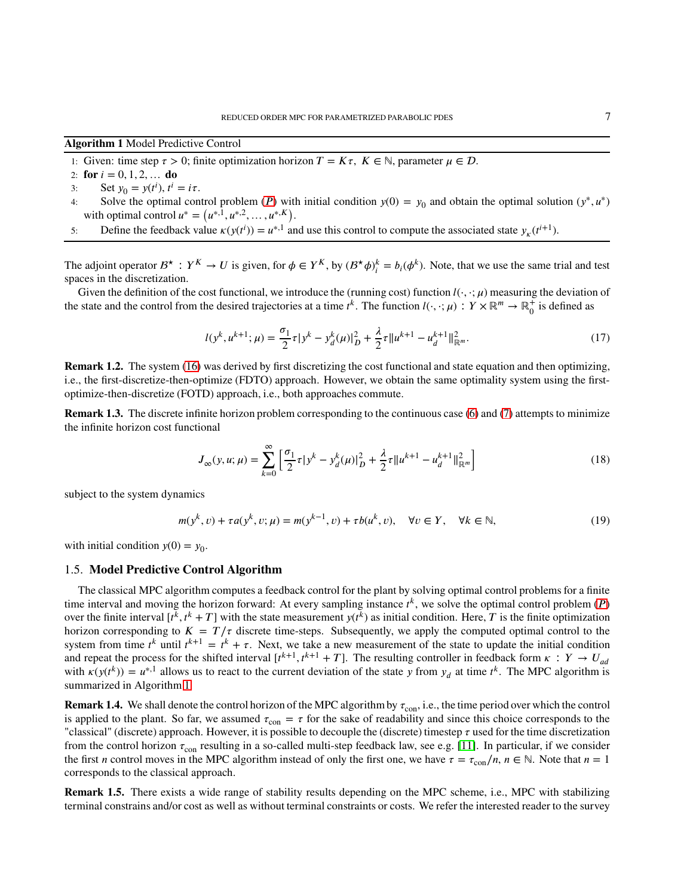**Algorithm 1** Model Predictive Control

1: Given: time step $\tau > 0$; finite optimization horizon $T = K\tau,\ K \in \mathbb{N}$, parameter $\mu \in \mathcal{D}$.
2: **for** $i = 0, 1, 2, \dots$ **do**
3: Set $y_0 = y(t^i)$, $t^i = i\tau$.
4: Solve the optimal control problem ($\boldsymbol{P}$) with initial condition $y(0) = y_0$ and obtain the optimal solution $(y^*, u^*)$ with optimal control $u^* = \left(u^{*,1}, u^{*,2}, \dots, u^{*,K}\right)$.
5: Define the feedback value $\kappa(y(t^i)) = u^{*,1}$ and use this control to compute the associated state $y_\kappa(t^{i+1})$.

The adjoint operator $\mathcal{B}^\star : Y^K \to U$ is given, for $\phi \in Y^K$, by $(\mathcal{B}^\star \phi)_i^k = b_i(\phi^k)$. Note, that we use the same trial and test spaces in the discretization.

Given the definition of the cost functional, we introduce the (running cost) function $l(\cdot, \cdot; \mu)$ measuring the deviation of the state and the control from the desired trajectories at a time $t^k$. The function $l(\cdot, \cdot; \mu) : Y \times \mathbb{R}^m \to \mathbb{R}_0^+$ is defined as

$$l(y^k, u^{k+1}; \mu) = \frac{\sigma_1}{2}\tau |y^k - y_d^k(\mu)|_D^2 + \frac{\lambda}{2}\tau \|u^{k+1} - u_d^{k+1}\|_{\mathbb{R}^m}^2. \tag{17}$$

**Remark 1.2.** The system (16) was derived by first discretizing the cost functional and state equation and then optimizing, i.e., the first-discretize-then-optimize (FDTO) approach. However, we obtain the same optimality system using the first-optimize-then-discretize (FOTD) approach, i.e., both approaches commute.

**Remark 1.3.** The discrete infinite horizon problem corresponding to the continuous case (6) and (7) attempts to minimize the infinite horizon cost functional

$$J_\infty(y, u; \mu) = \sum_{k=0}^{\infty} \left[ \frac{\sigma_1}{2}\tau |y^k - y_d^k(\mu)|_D^2 + \frac{\lambda}{2}\tau \|u^{k+1} - u_d^{k+1}\|_{\mathbb{R}^m}^2 \right] \tag{18}$$

subject to the system dynamics

$$m(y^k, v) + \tau a(y^k, v; \mu) = m(y^{k-1}, v) + \tau b(u^k, v), \quad \forall v \in Y, \quad \forall k \in \mathbb{N}, \tag{19}$$

with initial condition $y(0) = y_0$.

## 1.5. Model Predictive Control Algorithm

The classical MPC algorithm computes a feedback control for the plant by solving optimal control problems for a finite time interval and moving the horizon forward: At every sampling instance $t^k$, we solve the optimal control problem ($\boldsymbol{P}$) over the finite interval $[t^k, t^k + T]$ with the state measurement $y(t^k)$ as initial condition. Here, $T$ is the finite optimization horizon corresponding to $K = T/\tau$ discrete time-steps. Subsequently, we apply the computed optimal control to the system from time $t^k$ until $t^{k+1} = t^k + \tau$. Next, we take a new measurement of the state to update the initial condition and repeat the process for the shifted interval $[t^{k+1}, t^{k+1} + T]$. The resulting controller in feedback form $\kappa : Y \to U_{ad}$ with $\kappa(y(t^k)) = u^{*,1}$ allows us to react to the current deviation of the state $y$ from $y_d$ at time $t^k$. The MPC algorithm is summarized in Algorithm 1.

**Remark 1.4.** We shall denote the control horizon of the MPC algorithm by $\tau_{\text{con}}$, i.e., the time period over which the control is applied to the plant. So far, we assumed $\tau_{\text{con}} = \tau$ for the sake of readability and since this choice corresponds to the "classical" (discrete) approach. However, it is possible to decouple the (discrete) timestep $\tau$ used for the time discretization from the control horizon $\tau_{\text{con}}$ resulting in a so-called multi-step feedback law, see e.g. [11]. In particular, if we consider the first $n$ control moves in the MPC algorithm instead of only the first one, we have $\tau = \tau_{\text{con}}/n$, $n \in \mathbb{N}$. Note that $n = 1$ corresponds to the classical approach.

**Remark 1.5.** There exists a wide range of stability results depending on the MPC scheme, i.e., MPC with stabilizing terminal constrains and/or cost as well as without terminal constraints or costs. We refer the interested reader to the survey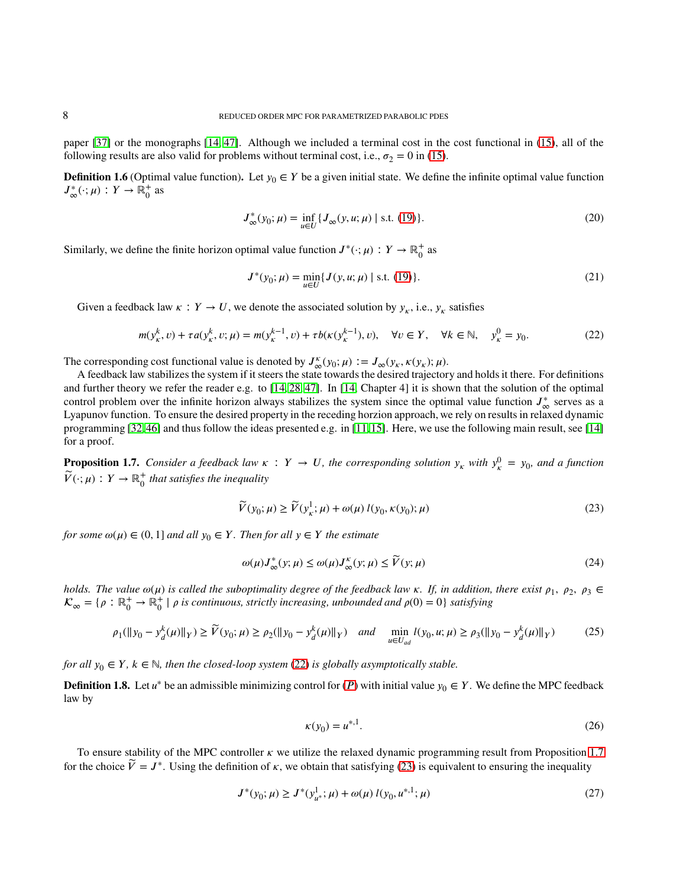paper [37] or the monographs [14, 47]. Although we included a terminal cost in the cost functional in (15), all of the following results are also valid for problems without terminal cost, i.e., $\sigma_2 = 0$ in (15).

**Definition 1.6** (Optimal value function)**.** Let $y_0 \in Y$ be a given initial state. We define the infinite optimal value function $J_\infty^*(\cdot;\mu) : Y \to \mathbb{R}_0^+$ as

$$J_\infty^*(y_0;\mu) = \inf_{u\in U}\{J_\infty(y,u;\mu) \mid \text{s.t. (19)}\}. \tag{20}$$

Similarly, we define the finite horizon optimal value function $J^*(\cdot;\mu) : Y \to \mathbb{R}_0^+$ as

$$J^*(y_0;\mu) = \min_{u\in U}\{J(y,u;\mu) \mid \text{s.t. (19)}\}. \tag{21}$$

Given a feedback law $\kappa : Y \to U$, we denote the associated solution by $y_\kappa$, i.e., $y_\kappa$ satisfies

$$m(y_\kappa^k, v) + \tau a(y_\kappa^k, v;\mu) = m(y_\kappa^{k-1}, v) + \tau b(\kappa(y_\kappa^{k-1}), v), \quad \forall v \in Y, \quad \forall k \in \mathbb{N}, \quad y_\kappa^0 = y_0. \tag{22}$$

The corresponding cost functional value is denoted by $J_\infty^\kappa(y_0;\mu) := J_\infty(y_\kappa, \kappa(y_\kappa);\mu)$.

A feedback law stabilizes the system if it steers the state towards the desired trajectory and holds it there. For definitions and further theory we refer the reader e.g. to [14, 28, 47]. In [14, Chapter 4] it is shown that the solution of the optimal control problem over the infinite horizon always stabilizes the system since the optimal value function $J_\infty^*$ serves as a Lyapunov function. To ensure the desired property in the receding horzion approach, we rely on results in relaxed dynamic programming [32, 46] and thus follow the ideas presented e.g. in [11, 15]. Here, we use the following main result, see [14] for a proof.

**Proposition 1.7.** *Consider a feedback law $\kappa : Y \to U$, the corresponding solution $y_\kappa$ with $y_\kappa^0 = y_0$, and a function $\widetilde{V}(\cdot;\mu) : Y \to \mathbb{R}_0^+$ that satisfies the inequality*

$$\widetilde{V}(y_0;\mu) \geq \widetilde{V}(y_\kappa^1;\mu) + \omega(\mu)\, l(y_0, \kappa(y_0);\mu) \tag{23}$$

*for some $\omega(\mu) \in (0, 1]$ and all $y_0 \in Y$. Then for all $y \in Y$ the estimate*

$$\omega(\mu) J_\infty^*(y;\mu) \leq \omega(\mu) J_\infty^\kappa(y;\mu) \leq \widetilde{V}(y;\mu) \tag{24}$$

*holds. The value $\omega(\mu)$ is called the suboptimality degree of the feedback law $\kappa$. If, in addition, there exist $\rho_1,\ \rho_2,\ \rho_3 \in \mathcal{K}_\infty = \{\rho : \mathbb{R}_0^+ \to \mathbb{R}_0^+ \mid \rho$ is continuous, strictly increasing, unbounded and $\rho(0) = 0\}$ satisfying*

$$\rho_1(\|y_0 - y_d^k(\mu)\|_Y) \geq \widetilde{V}(y_0;\mu) \geq \rho_2(\|y_0 - y_d^k(\mu)\|_Y) \quad \text{and} \quad \min_{u\in U_{ad}} l(y_0, u;\mu) \geq \rho_3(\|y_0 - y_d^k(\mu)\|_Y) \tag{25}$$

*for all $y_0 \in Y$, $k \in \mathbb{N}$, then the closed-loop system (22) is globally asymptotically stable.*

**Definition 1.8.** Let $u^*$ be an admissible minimizing control for (**P**) with initial value $y_0 \in Y$. We define the MPC feedback law by

$$\kappa(y_0) = u^{*,1}. \tag{26}$$

To ensure stability of the MPC controller $\kappa$ we utilize the relaxed dynamic programming result from Proposition 1.7 for the choice $\widetilde{V} = J^*$. Using the definition of $\kappa$, we obtain that satisfying (23) is equivalent to ensuring the inequality

$$J^*(y_0;\mu) \geq J^*(y_{u^*}^1;\mu) + \omega(\mu)\, l(y_0, u^{*,1};\mu) \tag{27}$$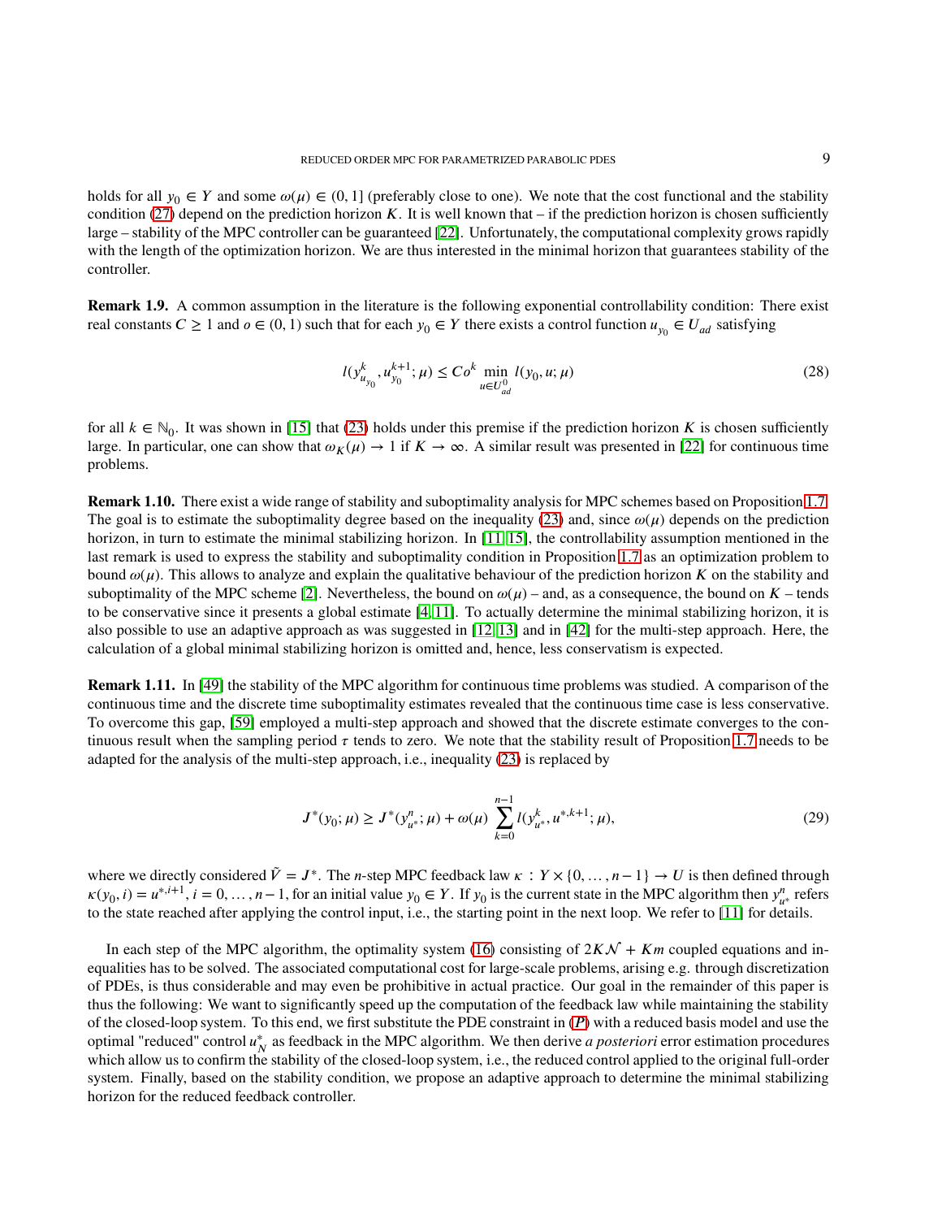holds for all $y_0 \in Y$ and some $\omega(\mu) \in (0, 1]$ (preferably close to one). We note that the cost functional and the stability condition (27) depend on the prediction horizon $K$. It is well known that – if the prediction horizon is chosen sufficiently large – stability of the MPC controller can be guaranteed [22]. Unfortunately, the computational complexity grows rapidly with the length of the optimization horizon. We are thus interested in the minimal horizon that guarantees stability of the controller.

**Remark 1.9.** A common assumption in the literature is the following exponential controllability condition: There exist real constants $C \geq 1$ and $o \in (0, 1)$ such that for each $y_0 \in Y$ there exists a control function $u_{y_0} \in U_{ad}$ satisfying

$$l(y^k_{u_{y_0}}, u^{k+1}_{y_0}; \mu) \leq C o^k \min_{u \in U^0_{ad}} l(y_0, u; \mu) \tag{28}$$

for all $k \in \mathbb{N}_0$. It was shown in [15] that (23) holds under this premise if the prediction horizon $K$ is chosen sufficiently large. In particular, one can show that $\omega_K(\mu) \to 1$ if $K \to \infty$. A similar result was presented in [22] for continuous time problems.

**Remark 1.10.** There exist a wide range of stability and suboptimality analysis for MPC schemes based on Proposition 1.7. The goal is to estimate the suboptimality degree based on the inequality (23) and, since $\omega(\mu)$ depends on the prediction horizon, in turn to estimate the minimal stabilizing horizon. In [11, 15], the controllability assumption mentioned in the last remark is used to express the stability and suboptimality condition in Proposition 1.7 as an optimization problem to bound $\omega(\mu)$. This allows to analyze and explain the qualitative behaviour of the prediction horizon $K$ on the stability and suboptimality of the MPC scheme [2]. Nevertheless, the bound on $\omega(\mu)$ – and, as a consequence, the bound on $K$ – tends to be conservative since it presents a global estimate [4, 11]. To actually determine the minimal stabilizing horizon, it is also possible to use an adaptive approach as was suggested in [12, 13] and in [42] for the multi-step approach. Here, the calculation of a global minimal stabilizing horizon is omitted and, hence, less conservatism is expected.

**Remark 1.11.** In [49] the stability of the MPC algorithm for continuous time problems was studied. A comparison of the continuous time and the discrete time suboptimality estimates revealed that the continuous time case is less conservative. To overcome this gap, [59] employed a multi-step approach and showed that the discrete estimate converges to the continuous result when the sampling period $\tau$ tends to zero. We note that the stability result of Proposition 1.7 needs to be adapted for the analysis of the multi-step approach, i.e., inequality (23) is replaced by

$$J^*(y_0; \mu) \geq J^*(y^n_{u^*}; \mu) + \omega(\mu) \sum_{k=0}^{n-1} l(y^k_{u^*}, u^{*,k+1}; \mu), \tag{29}$$

where we directly considered $\tilde{V} = J^*$. The $n$-step MPC feedback law $\kappa : Y \times \{0, \dots, n-1\} \to U$ is then defined through $\kappa(y_0, i) = u^{*,i+1}$, $i = 0, \dots, n-1$, for an initial value $y_0 \in Y$. If $y_0$ is the current state in the MPC algorithm then $y^n_{u^*}$ refers to the state reached after applying the control input, i.e., the starting point in the next loop. We refer to [11] for details.

In each step of the MPC algorithm, the optimality system (16) consisting of $2K\mathcal{N} + Km$ coupled equations and inequalities has to be solved. The associated computational cost for large-scale problems, arising e.g. through discretization of PDEs, is thus considerable and may even be prohibitive in actual practice. Our goal in the remainder of this paper is thus the following: We want to significantly speed up the computation of the feedback law while maintaining the stability of the closed-loop system. To this end, we first substitute the PDE constraint in ($\mathbf{P}$) with a reduced basis model and use the optimal "reduced" control $u^*_N$ as feedback in the MPC algorithm. We then derive *a posteriori* error estimation procedures which allow us to confirm the stability of the closed-loop system, i.e., the reduced control applied to the original full-order system. Finally, based on the stability condition, we propose an adaptive approach to determine the minimal stabilizing horizon for the reduced feedback controller.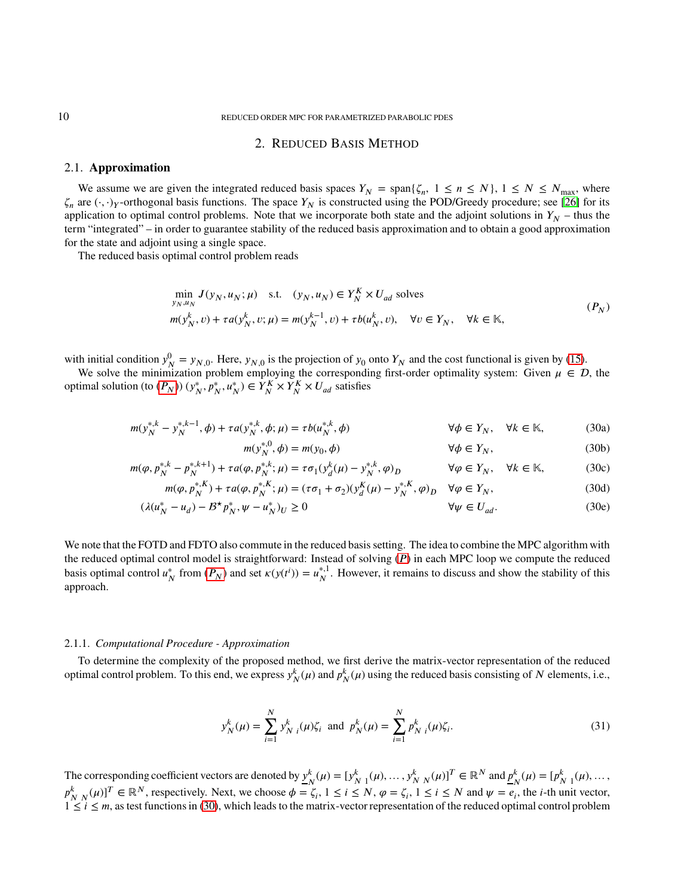## 2. Reduced Basis Method

### 2.1. Approximation

We assume we are given the integrated reduced basis spaces $Y_N = \text{span}\{\zeta_n,\ 1 \le n \le N\}$, $1 \le N \le N_{\max}$, where $\zeta_n$ are $(\cdot,\cdot)_Y$-orthogonal basis functions. The space $Y_N$ is constructed using the POD/Greedy procedure; see [26] for its application to optimal control problems. Note that we incorporate both state and the adjoint solutions in $Y_N$ – thus the term "integrated" – in order to guarantee stability of the reduced basis approximation and to obtain a good approximation for the state and adjoint using a single space.

The reduced basis optimal control problem reads

$$
\begin{aligned}
&\min_{y_N, u_N} J(y_N, u_N; \mu) \quad \text{s.t.} \quad (y_N, u_N) \in Y_N^K \times U_{ad} \text{ solves} \\
&m(y_N^k, v) + \tau a(y_N^k, v; \mu) = m(y_N^{k-1}, v) + \tau b(u_N^k, v), \quad \forall v \in Y_N, \quad \forall k \in \mathbb{K},
\end{aligned}
\tag{$P_N$}
$$

with initial condition $y_N^0 = y_{N,0}$. Here, $y_{N,0}$ is the projection of $y_0$ onto $Y_N$ and the cost functional is given by (15).

We solve the minimization problem employing the corresponding first-order optimality system: Given $\mu \in \mathcal{D}$, the optimal solution (to ($P_N$)) $(y_N^*, p_N^*, u_N^*) \in Y_N^K \times Y_N^K \times U_{ad}$ satisfies

$$
m(y_N^{*,k} - y_N^{*,k-1}, \phi) + \tau a(y_N^{*,k}, \phi; \mu) = \tau b(u_N^{*,k}, \phi) \qquad \forall \phi \in Y_N, \quad \forall k \in \mathbb{K}, \tag{30a}
$$

$$
m(y_N^{*,0}, \phi) = m(y_0, \phi) \qquad \forall \phi \in Y_N, \tag{30b}
$$

$$
m(\varphi, p_N^{*,k} - p_N^{*,k+1}) + \tau a(\varphi, p_N^{*,k}; \mu) = \tau \sigma_1 (y_d^k(\mu) - y_N^{*,k}, \varphi)_D \qquad \forall \varphi \in Y_N, \quad \forall k \in \mathbb{K}, \tag{30c}
$$

$$
m(\varphi, p_N^{*,K}) + \tau a(\varphi, p_N^{*,K}; \mu) = (\tau\sigma_1 + \sigma_2)(y_d^K(\mu) - y_N^{*,K}, \varphi)_D \qquad \forall \varphi \in Y_N, \tag{30d}
$$

$$
(\lambda(u_N^* - u_d) - \mathcal{B}^\star p_N^*, \psi - u_N^*)_U \ge 0 \qquad \forall \psi \in U_{ad}. \tag{30e}
$$

We note that the FOTD and FDTO also commute in the reduced basis setting. The idea to combine the MPC algorithm with the reduced optimal control model is straightforward: Instead of solving ($P$) in each MPC loop we compute the reduced basis optimal control $u_N^*$ from ($P_N$) and set $\kappa(y(t^i)) = u_N^{*,1}$. However, it remains to discuss and show the stability of this approach.

#### 2.1.1. *Computational Procedure - Approximation*

To determine the complexity of the proposed method, we first derive the matrix-vector representation of the reduced optimal control problem. To this end, we express $y_N^k(\mu)$ and $p_N^k(\mu)$ using the reduced basis consisting of $N$ elements, i.e.,

$$
y_N^k(\mu) = \sum_{i=1}^N y_{N\ i}^k(\mu)\zeta_i \ \text{ and } \ p_N^k(\mu) = \sum_{i=1}^N p_{N\ i}^k(\mu)\zeta_i. \tag{31}
$$

The corresponding coefficient vectors are denoted by $\underline{y}_N^k(\mu) = [y_{N\ 1}^k(\mu), \dots, y_{N\ N}^k(\mu)]^T \in \mathbb{R}^N$ and $\underline{p}_N^k(\mu) = [p_{N\ 1}^k(\mu), \dots, p_{N\ N}^k(\mu)]^T \in \mathbb{R}^N$, respectively. Next, we choose $\phi = \zeta_i$, $1 \le i \le N$, $\varphi = \zeta_i$, $1 \le i \le N$ and $\psi = e_i$, the $i$-th unit vector, $1 \le i \le m$, as test functions in (30), which leads to the matrix-vector representation of the reduced optimal control problem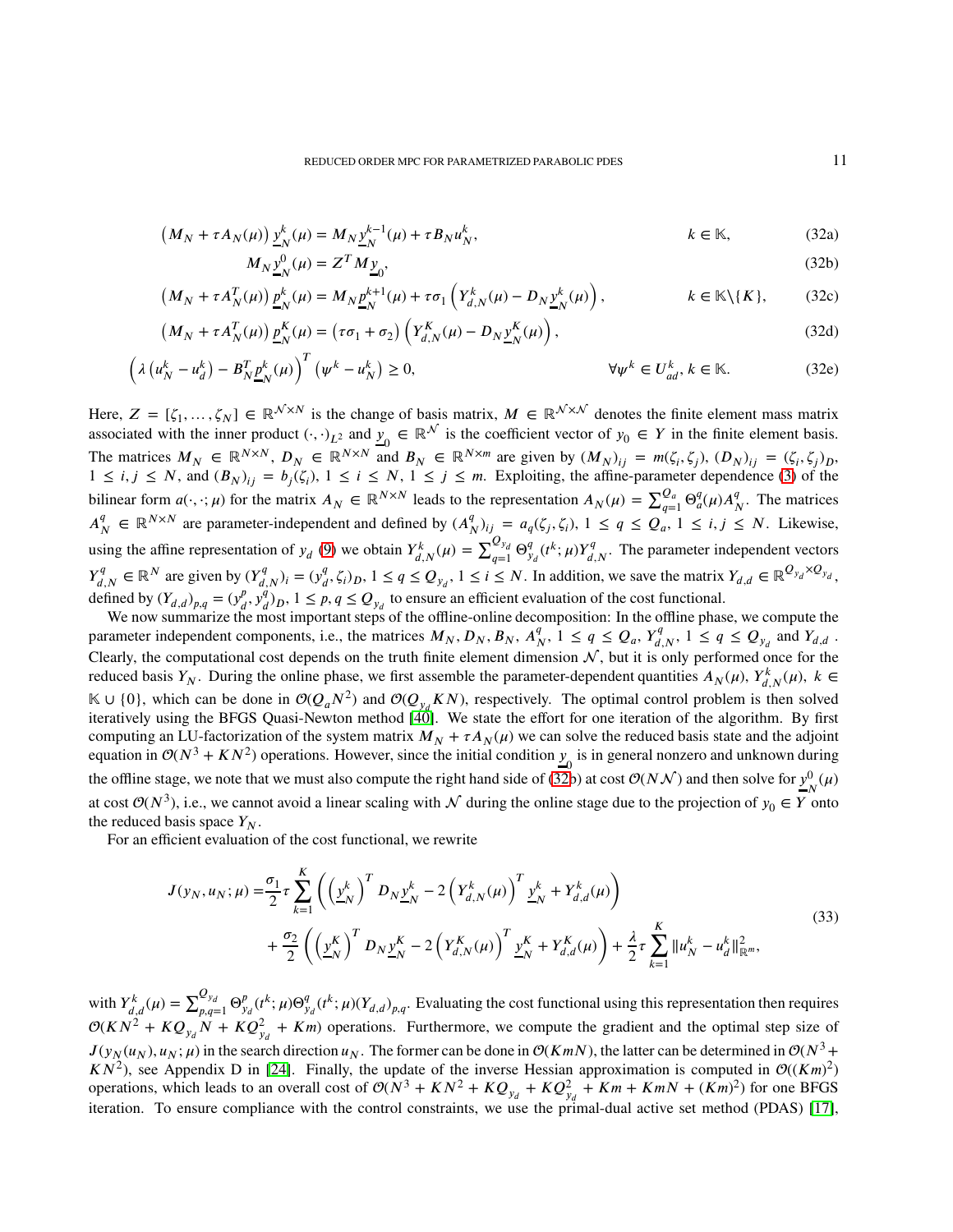$$
\left(M_N + \tau A_N(\mu)\right) \underline{y}_N^k(\mu) = M_N \underline{y}_N^{k-1}(\mu) + \tau B_N u_N^k, \qquad k \in \mathbb{K}, \tag{32a}
$$

$$
M_N \underline{y}_N^0(\mu) = Z^T M \underline{y}_0, \tag{32b}
$$

$$
\left(M_N + \tau A_N^T(\mu)\right) \underline{p}_N^k(\mu) = M_N \underline{p}_N^{k+1}(\mu) + \tau \sigma_1 \left(Y_{d,N}^k(\mu) - D_N \underline{y}_N^k(\mu)\right), \qquad k \in \mathbb{K}\backslash\{K\}, \tag{32c}
$$

$$
\left(M_N + \tau A_N^T(\mu)\right) \underline{p}_N^K(\mu) = \left(\tau\sigma_1 + \sigma_2\right) \left(Y_{d,N}^K(\mu) - D_N \underline{y}_N^K(\mu)\right), \tag{32d}
$$

$$
\left(\lambda \left(u_N^k - u_d^k\right) - B_N^T \underline{p}_N^k(\mu)\right)^T \left(\psi^k - u_N^k\right) \geq 0, \qquad \forall \psi^k \in U_{ad}^k, k \in \mathbb{K}. \tag{32e}
$$

Here, $Z = [\zeta_1, \ldots, \zeta_N] \in \mathbb{R}^{\mathcal{N}\times N}$ is the change of basis matrix, $M \in \mathbb{R}^{\mathcal{N}\times\mathcal{N}}$ denotes the finite element mass matrix associated with the inner product $(\cdot,\cdot)_{L^2}$ and $\underline{y}_0 \in \mathbb{R}^{\mathcal{N}}$ is the coefficient vector of $y_0 \in Y$ in the finite element basis. The matrices $M_N \in \mathbb{R}^{N\times N}$, $D_N \in \mathbb{R}^{N\times N}$ and $B_N \in \mathbb{R}^{N\times m}$ are given by $(M_N)_{ij} = m(\zeta_i, \zeta_j)$, $(D_N)_{ij} = (\zeta_i, \zeta_j)_D$, $1 \leq i,j \leq N$, and $(B_N)_{ij} = b_j(\zeta_i)$, $1 \leq i \leq N$, $1 \leq j \leq m$. Exploiting, the affine-parameter dependence (3) of the bilinear form $a(\cdot,\cdot;\mu)$ for the matrix $A_N \in \mathbb{R}^{N\times N}$ leads to the representation $A_N(\mu) = \sum_{q=1}^{Q_a} \Theta_a^q(\mu) A_N^q$. The matrices $A_N^q \in \mathbb{R}^{N\times N}$ are parameter-independent and defined by $(A_N^q)_{ij} = a_q(\zeta_j, \zeta_i)$, $1 \leq q \leq Q_a$, $1 \leq i,j \leq N$. Likewise, using the affine representation of $y_d$ (9) we obtain $Y_{d,N}^k(\mu) = \sum_{q=1}^{Q_{y_d}} \Theta_{y_d}^q(t^k;\mu) Y_{d,N}^q$. The parameter independent vectors $Y_{d,N}^q \in \mathbb{R}^N$ are given by $(Y_{d,N}^q)_i = (y_d^q, \zeta_i)_D$, $1 \leq q \leq Q_{y_d}$, $1 \leq i \leq N$. In addition, we save the matrix $Y_{d,d} \in \mathbb{R}^{Q_{y_d}\times Q_{y_d}}$, defined by $(Y_{d,d})_{p,q} = (y_d^p, y_d^q)_D$, $1 \leq p,q \leq Q_{y_d}$ to ensure an efficient evaluation of the cost functional.

We now summarize the most important steps of the offline-online decomposition: In the offline phase, we compute the parameter independent components, i.e., the matrices $M_N, D_N, B_N, A_N^q$, $1 \leq q \leq Q_a$, $Y_{d,N}^q$, $1 \leq q \leq Q_{y_d}$ and $Y_{d,d}$. Clearly, the computational cost depends on the truth finite element dimension $\mathcal{N}$, but it is only performed once for the reduced basis $Y_N$. During the online phase, we first assemble the parameter-dependent quantities $A_N(\mu)$, $Y_{d,N}^k(\mu)$, $k \in \mathbb{K}\cup\{0\}$, which can be done in $\mathcal{O}(Q_a N^2)$ and $\mathcal{O}(Q_{y_d} KN)$, respectively. The optimal control problem is then solved iteratively using the BFGS Quasi-Newton method [40]. We state the effort for one iteration of the algorithm. By first computing an LU-factorization of the system matrix $M_N + \tau A_N(\mu)$ we can solve the reduced basis state and the adjoint equation in $\mathcal{O}(N^3 + KN^2)$ operations. However, since the initial condition $\underline{y}_0$ is in general nonzero and unknown during the offline stage, we note that we must also compute the right hand side of (32b) at cost $\mathcal{O}(N\mathcal{N})$ and then solve for $\underline{y}_N^0(\mu)$ at cost $\mathcal{O}(N^3)$, i.e., we cannot avoid a linear scaling with $\mathcal{N}$ during the online stage due to the projection of $y_0 \in Y$ onto the reduced basis space $Y_N$.

For an efficient evaluation of the cost functional, we rewrite

$$
\begin{aligned}
J(y_N, u_N; \mu) =& \frac{\sigma_1}{2}\tau \sum_{k=1}^{K} \left( \left(\underline{y}_N^k\right)^T D_N \underline{y}_N^k - 2\left(Y_{d,N}^k(\mu)\right)^T \underline{y}_N^k + Y_{d,d}^k(\mu) \right) \\
&+ \frac{\sigma_2}{2}\left( \left(\underline{y}_N^K\right)^T D_N \underline{y}_N^K - 2\left(Y_{d,N}^K(\mu)\right)^T \underline{y}_N^K + Y_{d,d}^K(\mu) \right) + \frac{\lambda}{2}\tau \sum_{k=1}^{K} \|u_N^k - u_d^k\|_{\mathbb{R}^m}^2,
\end{aligned} \tag{33}
$$

with $Y_{d,d}^k(\mu) = \sum_{p,q=1}^{Q_{y_d}} \Theta_{y_d}^p(t^k;\mu)\Theta_{y_d}^q(t^k;\mu)(Y_{d,d})_{p,q}$. Evaluating the cost functional using this representation then requires $\mathcal{O}(KN^2 + KQ_{y_d}N + KQ_{y_d}^2 + Km)$ operations. Furthermore, we compute the gradient and the optimal step size of $J(y_N(u_N), u_N; \mu)$ in the search direction $u_N$. The former can be done in $\mathcal{O}(KmN)$, the latter can be determined in $\mathcal{O}(N^3 + KN^2)$, see Appendix D in [24]. Finally, the update of the inverse Hessian approximation is computed in $\mathcal{O}((Km)^2)$ operations, which leads to an overall cost of $\mathcal{O}(N^3 + KN^2 + KQ_{y_d} + KQ_{y_d}^2 + Km + KmN + (Km)^2)$ for one BFGS iteration. To ensure compliance with the control constraints, we use the primal-dual active set method (PDAS) [17],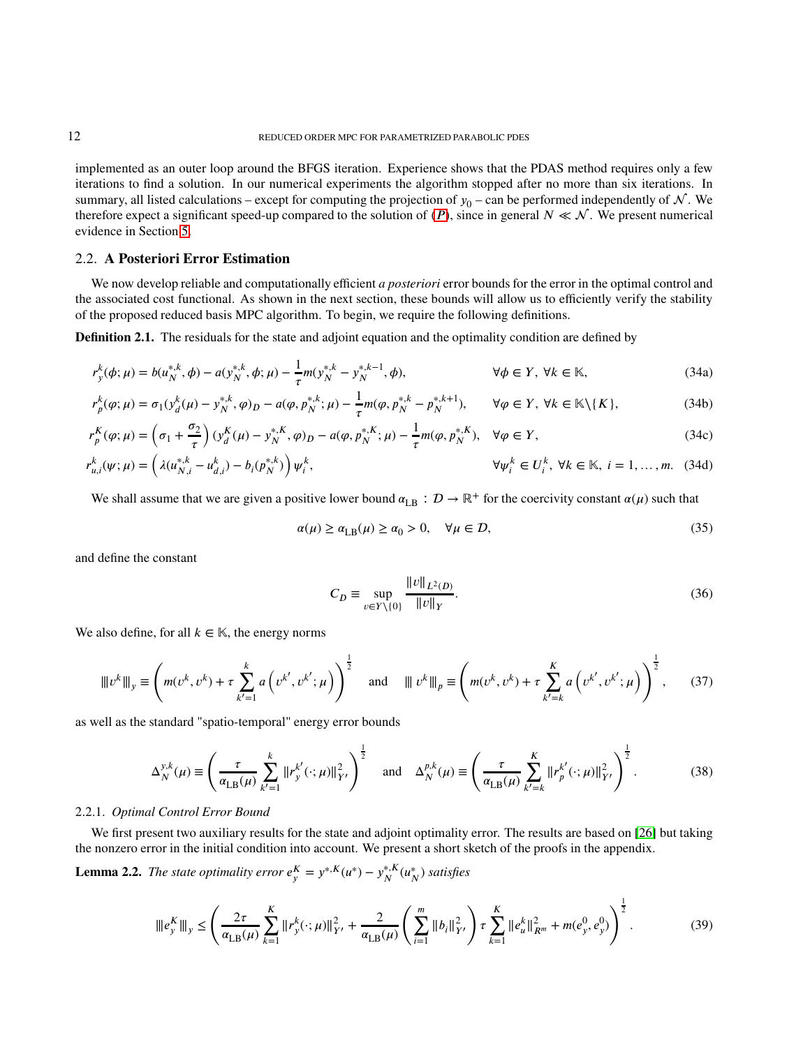implemented as an outer loop around the BFGS iteration. Experience shows that the PDAS method requires only a few iterations to find a solution. In our numerical experiments the algorithm stopped after no more than six iterations. In summary, all listed calculations – except for computing the projection of $y_0$ – can be performed independently of $\mathcal{N}$. We therefore expect a significant speed-up compared to the solution of ($P$), since in general $N \ll \mathcal{N}$. We present numerical evidence in Section 5.

## 2.2. A Posteriori Error Estimation

We now develop reliable and computationally efficient *a posteriori* error bounds for the error in the optimal control and the associated cost functional. As shown in the next section, these bounds will allow us to efficiently verify the stability of the proposed reduced basis MPC algorithm. To begin, we require the following definitions.

**Definition 2.1.** The residuals for the state and adjoint equation and the optimality condition are defined by

$$r_y^k(\phi;\mu) = b(u_N^{*,k},\phi) - a(y_N^{*,k},\phi;\mu) - \frac{1}{\tau}m(y_N^{*,k} - y_N^{*,k-1},\phi), \qquad \forall \phi \in Y,\ \forall k \in \mathbb{K}, \tag{34a}$$

$$r_p^k(\varphi;\mu) = \sigma_1(y_d^k(\mu) - y_N^{*,k},\varphi)_D - a(\varphi,p_N^{*,k};\mu) - \frac{1}{\tau}m(\varphi,p_N^{*,k} - p_N^{*,k+1}), \qquad \forall \varphi \in Y,\ \forall k \in \mathbb{K}\backslash\{K\}, \tag{34b}$$

$$r_p^K(\varphi;\mu) = \left(\sigma_1 + \frac{\sigma_2}{\tau}\right)(y_d^K(\mu) - y_N^{*,K},\varphi)_D - a(\varphi,p_N^{*,K};\mu) - \frac{1}{\tau}m(\varphi,p_N^{*,K}), \quad \forall \varphi \in Y, \tag{34c}$$

$$r_{u,i}^k(\psi;\mu) = \left(\lambda(u_{N,i}^{*,k} - u_{d,i}^k) - b_i(p_N^{*,k})\right)\psi_i^k, \qquad \forall \psi_i^k \in U_i^k,\ \forall k \in \mathbb{K},\ i = 1,\ldots,m. \tag{34d}$$

We shall assume that we are given a positive lower bound $\alpha_{\rm LB} : \mathcal{D} \to \mathbb{R}^+$ for the coercivity constant $\alpha(\mu)$ such that

$$\alpha(\mu) \geq \alpha_{\rm LB}(\mu) \geq \alpha_0 > 0, \quad \forall \mu \in \mathcal{D}, \tag{35}$$

and define the constant

$$C_D \equiv \sup_{v \in Y\backslash\{0\}} \frac{\|v\|_{L^2(D)}}{\|v\|_Y}. \tag{36}$$

We also define, for all $k \in \mathbb{K}$, the energy norms

$$|||v^k|||_y \equiv \left(m(v^k,v^k) + \tau\sum_{k'=1}^{k} a\left(v^{k'},v^{k'};\mu\right)\right)^{\frac{1}{2}} \quad \text{and} \quad |||\, v^k|||_p \equiv \left(m(v^k,v^k) + \tau\sum_{k'=k}^{K} a\left(v^{k'},v^{k'};\mu\right)\right)^{\frac{1}{2}}, \tag{37}$$

as well as the standard "spatio-temporal" energy error bounds

$$\Delta_N^{y,k}(\mu) \equiv \left(\frac{\tau}{\alpha_{\rm LB}(\mu)}\sum_{k'=1}^{k}\|r_y^{k'}(\cdot;\mu)\|_{Y'}^2\right)^{\frac{1}{2}} \quad \text{and} \quad \Delta_N^{p,k}(\mu) \equiv \left(\frac{\tau}{\alpha_{\rm LB}(\mu)}\sum_{k'=k}^{K}\|r_p^{k'}(\cdot;\mu)\|_{Y'}^2\right)^{\frac{1}{2}}. \tag{38}$$

### 2.2.1. *Optimal Control Error Bound*

We first present two auxiliary results for the state and adjoint optimality error. The results are based on [26] but taking the nonzero error in the initial condition into account. We present a short sketch of the proofs in the appendix.

**Lemma 2.2.** *The state optimality error $e_y^K = y^{*,K}(u^*) - y_N^{*,K}(u_N^*)$ satisfies*

$$|||e_y^K|||_y \leq \left(\frac{2\tau}{\alpha_{\rm LB}(\mu)}\sum_{k=1}^{K}\|r_y^k(\cdot;\mu)\|_{Y'}^2 + \frac{2}{\alpha_{\rm LB}(\mu)}\left(\sum_{i=1}^{m}\|b_i\|_{Y'}^2\right)\tau\sum_{k=1}^{K}\|e_u^k\|_{R^m}^2 + m(e_y^0,e_y^0)\right)^{\frac{1}{2}}. \tag{39}$$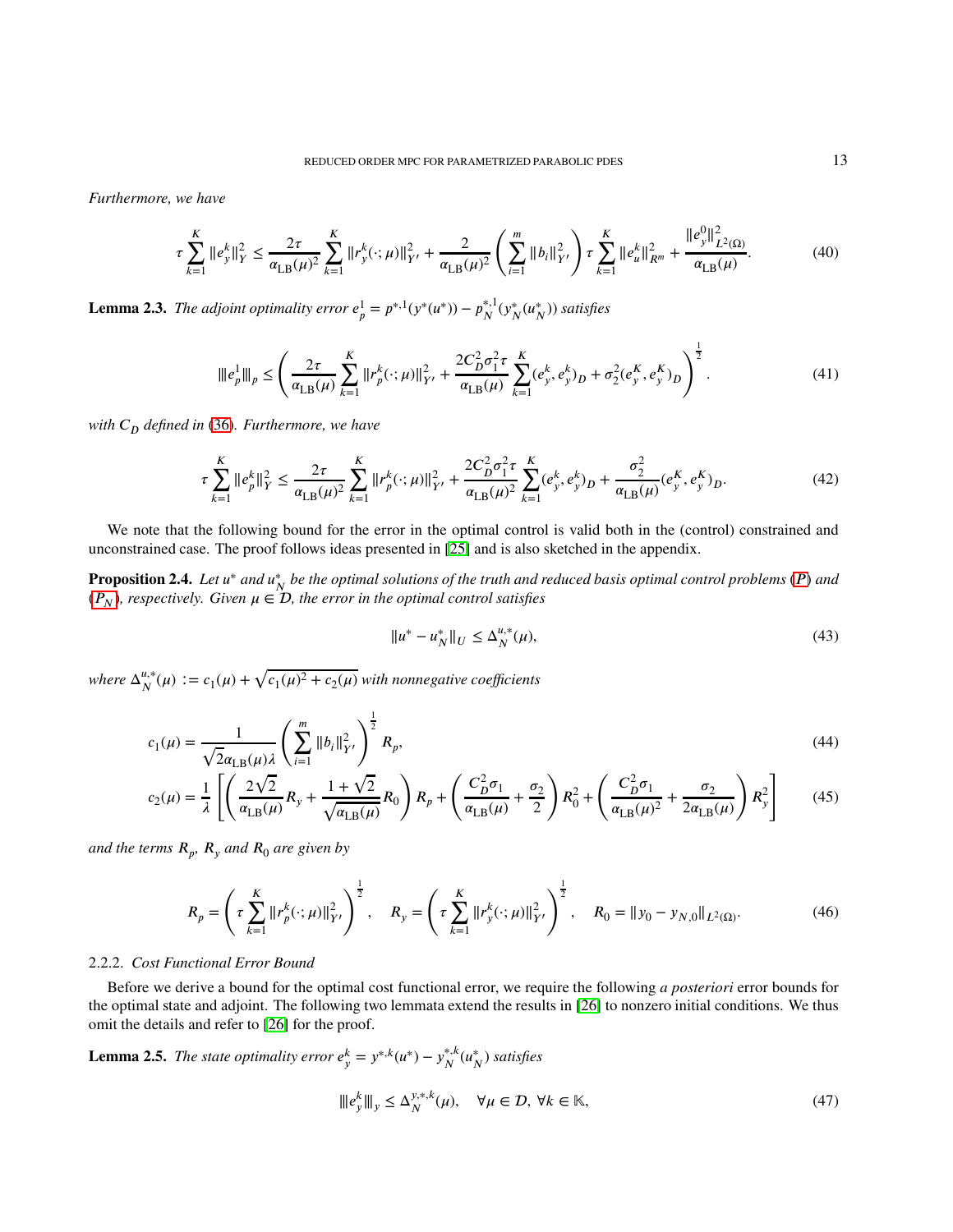*Furthermore, we have*

$$\tau \sum_{k=1}^{K} \|e_y^k\|_Y^2 \le \frac{2\tau}{\alpha_{\mathrm{LB}}(\mu)^2} \sum_{k=1}^{K} \|r_y^k(\cdot;\mu)\|_{Y'}^2 + \frac{2}{\alpha_{\mathrm{LB}}(\mu)^2} \left( \sum_{i=1}^{m} \|b_i\|_{Y'}^2 \right) \tau \sum_{k=1}^{K} \|e_u^k\|_{R^m}^2 + \frac{\|e_y^0\|_{L^2(\Omega)}^2}{\alpha_{\mathrm{LB}}(\mu)}. \tag{40}$$

**Lemma 2.3.** *The adjoint optimality error $e_p^1 = p^{*,1}(y^*(u^*)) - p_N^{*,1}(y_N^*(u_N^*))$ satisfies*

$$|||e_p^1|||_p \le \left( \frac{2\tau}{\alpha_{\mathrm{LB}}(\mu)} \sum_{k=1}^{K} \|r_p^k(\cdot;\mu)\|_{Y'}^2 + \frac{2C_D^2\sigma_1^2\tau}{\alpha_{\mathrm{LB}}(\mu)} \sum_{k=1}^{K} (e_y^k, e_y^k)_D + \sigma_2^2 (e_y^K, e_y^K)_D \right)^{\frac{1}{2}}. \tag{41}$$

*with $C_D$ defined in (36). Furthermore, we have*

$$\tau \sum_{k=1}^{K} \|e_p^k\|_Y^2 \le \frac{2\tau}{\alpha_{\mathrm{LB}}(\mu)^2} \sum_{k=1}^{K} \|r_p^k(\cdot;\mu)\|_{Y'}^2 + \frac{2C_D^2\sigma_1^2\tau}{\alpha_{\mathrm{LB}}(\mu)^2} \sum_{k=1}^{K} (e_y^k, e_y^k)_D + \frac{\sigma_2^2}{\alpha_{\mathrm{LB}}(\mu)} (e_y^K, e_y^K)_D. \tag{42}$$

We note that the following bound for the error in the optimal control is valid both in the (control) constrained and unconstrained case. The proof follows ideas presented in [25] and is also sketched in the appendix.

**Proposition 2.4.** *Let $u^*$ and $u_N^*$ be the optimal solutions of the truth and reduced basis optimal control problems ($P$) and ($P_N$), respectively. Given $\mu \in \mathcal{D}$, the error in the optimal control satisfies*

$$\|u^* - u_N^*\|_U \le \Delta_N^{u,*}(\mu), \tag{43}$$

*where $\Delta_N^{u,*}(\mu) := c_1(\mu) + \sqrt{c_1(\mu)^2 + c_2(\mu)}$ with nonnegative coefficients*

$$c_1(\mu) = \frac{1}{\sqrt{2}\alpha_{\mathrm{LB}}(\mu)\lambda} \left( \sum_{i=1}^{m} \|b_i\|_{Y'}^2 \right)^{\frac{1}{2}} R_p, \tag{44}$$

$$c_2(\mu) = \frac{1}{\lambda} \left[ \left( \frac{2\sqrt{2}}{\alpha_{\mathrm{LB}}(\mu)} R_y + \frac{1+\sqrt{2}}{\sqrt{\alpha_{\mathrm{LB}}(\mu)}} R_0 \right) R_p + \left( \frac{C_D^2\sigma_1}{\alpha_{\mathrm{LB}}(\mu)} + \frac{\sigma_2}{2} \right) R_0^2 + \left( \frac{C_D^2\sigma_1}{\alpha_{\mathrm{LB}}(\mu)^2} + \frac{\sigma_2}{2\alpha_{\mathrm{LB}}(\mu)} \right) R_y^2 \right] \tag{45}$$

*and the terms $R_p$, $R_y$ and $R_0$ are given by*

$$R_p = \left( \tau \sum_{k=1}^{K} \|r_p^k(\cdot;\mu)\|_{Y'}^2 \right)^{\frac{1}{2}}, \quad R_y = \left( \tau \sum_{k=1}^{K} \|r_y^k(\cdot;\mu)\|_{Y'}^2 \right)^{\frac{1}{2}}, \quad R_0 = \|y_0 - y_{N,0}\|_{L^2(\Omega)}. \tag{46}$$

### 2.2.2. *Cost Functional Error Bound*

Before we derive a bound for the optimal cost functional error, we require the following *a posteriori* error bounds for the optimal state and adjoint. The following two lemmata extend the results in [26] to nonzero initial conditions. We thus omit the details and refer to [26] for the proof.

**Lemma 2.5.** *The state optimality error $e_y^k = y^{*,k}(u^*) - y_N^{*,k}(u_N^*)$ satisfies*

$$|||e_y^k|||_y \le \Delta_N^{y,*,k}(\mu), \quad \forall \mu \in \mathcal{D},\ \forall k \in \mathbb{K}, \tag{47}$$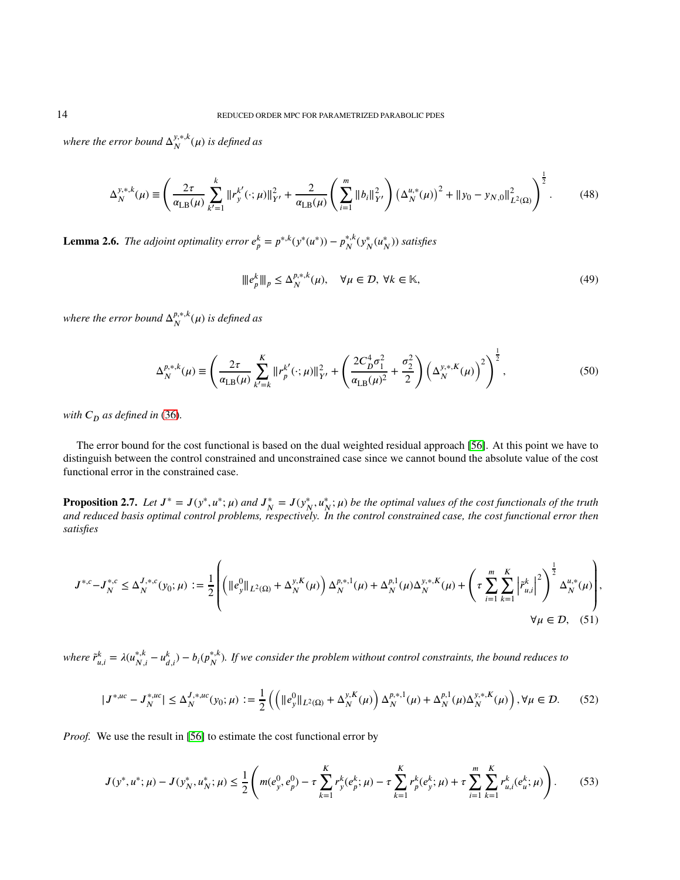*where the error bound* $\Delta_N^{y,*,k}(\mu)$ *is defined as*

$$\Delta_N^{y,*,k}(\mu) \equiv \left( \frac{2\tau}{\alpha_{\rm LB}(\mu)} \sum_{k'=1}^{k} \|r_y^{k'}(\cdot;\mu)\|_{Y'}^2 + \frac{2}{\alpha_{\rm LB}(\mu)} \left( \sum_{i=1}^{m} \|b_i\|_{Y'}^2 \right) \left(\Delta_N^{u,*}(\mu)\right)^2 + \|y_0 - y_{N,0}\|_{L^2(\Omega)}^2 \right)^{\frac{1}{2}}. \tag{48}$$

**Lemma 2.6.** *The adjoint optimality error* $e_p^k = p^{*,k}(y^*(u^*)) - p_N^{*,k}(y_N^*(u_N^*))$ *satisfies*

$$|||e_p^k|||_p \leq \Delta_N^{p,*,k}(\mu), \quad \forall \mu \in \mathcal{D},\ \forall k \in \mathbb{K}, \tag{49}$$

*where the error bound* $\Delta_N^{p,*,k}(\mu)$ *is defined as*

$$\Delta_N^{p,*,k}(\mu) \equiv \left( \frac{2\tau}{\alpha_{\rm LB}(\mu)} \sum_{k'=k}^{K} \|r_p^{k'}(\cdot;\mu)\|_{Y'}^2 + \left( \frac{2C_D^4\sigma_1^2}{\alpha_{\rm LB}(\mu)^2} + \frac{\sigma_2^2}{2} \right) \left( \Delta_N^{y,*,K}(\mu) \right)^2 \right)^{\frac{1}{2}}, \tag{50}$$

*with* $C_D$ *as defined in* (36).

The error bound for the cost functional is based on the dual weighted residual approach [56]. At this point we have to distinguish between the control constrained and unconstrained case since we cannot bound the absolute value of the cost functional error in the constrained case.

**Proposition 2.7.** *Let* $J^* = J(y^*, u^*; \mu)$ *and* $J_N^* = J(y_N^*, u_N^*; \mu)$ *be the optimal values of the cost functionals of the truth and reduced basis optimal control problems, respectively. In the control constrained case, the cost functional error then satisfies*

$$J^{*,c} - J_N^{*,c} \leq \Delta_N^{J,*,c}(y_0;\mu) := \frac{1}{2} \left( \left( \|e_y^0\|_{L^2(\Omega)} + \Delta_N^{y,K}(\mu) \right) \Delta_N^{p,*,1}(\mu) + \Delta_N^{p,1}(\mu) \Delta_N^{y,*,K}(\mu) + \left( \tau \sum_{i=1}^{m} \sum_{k=1}^{K} \left| \tilde{r}_{u,i}^k \right|^2 \right)^{\frac{1}{2}} \Delta_N^{u,*}(\mu) \right), \quad \forall \mu \in \mathcal{D}, \tag{51}$$

*where* $\tilde{r}_{u,i}^k = \lambda(u_{N,i}^{*,k} - u_{d,i}^k) - b_i(p_N^{*,k})$*. If we consider the problem without control constraints, the bound reduces to*

$$|J^{*,uc} - J_N^{*,uc}| \leq \Delta_N^{J,*,uc}(y_0;\mu) := \frac{1}{2} \left( \left( \|e_y^0\|_{L^2(\Omega)} + \Delta_N^{y,K}(\mu) \right) \Delta_N^{p,*,1}(\mu) + \Delta_N^{p,1}(\mu) \Delta_N^{y,*,K}(\mu) \right), \forall \mu \in \mathcal{D}. \tag{52}$$

*Proof.* We use the result in [56] to estimate the cost functional error by

$$J(y^*, u^*; \mu) - J(y_N^*, u_N^*; \mu) \leq \frac{1}{2} \left( m(e_y^0, e_p^0) - \tau \sum_{k=1}^{K} r_y^k(e_p^k;\mu) - \tau \sum_{k=1}^{K} r_p^k(e_y^k;\mu) + \tau \sum_{i=1}^{m} \sum_{k=1}^{K} r_{u,i}^k(e_u^k;\mu) \right). \tag{53}$$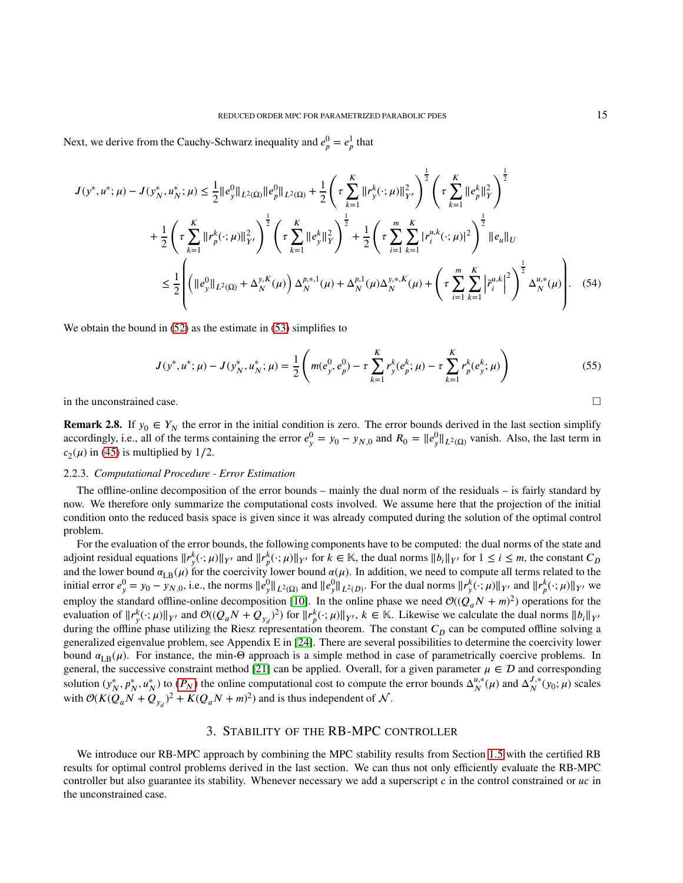Next, we derive from the Cauchy-Schwarz inequality and $e_p^0 = e_p^1$ that

$$
\begin{aligned}
J(y^*, u^*; \mu) - J(y_N^*, u_N^*; \mu) &\le \frac{1}{2}\|e_y^0\|_{L^2(\Omega)}\|e_p^0\|_{L^2(\Omega)} + \frac{1}{2}\left(\tau \sum_{k=1}^{K} \|r_y^k(\cdot;\mu)\|_{Y'}^2\right)^{\frac{1}{2}} \left(\tau \sum_{k=1}^{K} \|e_p^k\|_Y^2\right)^{\frac{1}{2}} \\
&\quad + \frac{1}{2}\left(\tau \sum_{k=1}^{K} \|r_p^k(\cdot;\mu)\|_{Y'}^2\right)^{\frac{1}{2}} \left(\tau \sum_{k=1}^{K} \|e_y^k\|_Y^2\right)^{\frac{1}{2}} + \frac{1}{2}\left(\tau \sum_{i=1}^{m}\sum_{k=1}^{K} |r_i^{u,k}(\cdot;\mu)|^2\right)^{\frac{1}{2}} \|e_u\|_U \\
&\le \frac{1}{2}\left(\left(\|e_y^0\|_{L^2(\Omega)} + \Delta_N^{y,K}(\mu)\right)\Delta_N^{p,*,1}(\mu) + \Delta_N^{p,1}(\mu)\Delta_N^{y,*,K}(\mu) + \left(\tau \sum_{i=1}^{m}\sum_{k=1}^{K} \left|\tilde{r}_i^{u,k}\right|^2\right)^{\frac{1}{2}} \Delta_N^{u,*}(\mu)\right). \quad (54)
\end{aligned}
$$

We obtain the bound in (52) as the estimate in (53) simplifies to

$$
J(y^*, u^*; \mu) - J(y_N^*, u_N^*; \mu) = \frac{1}{2}\left(m(e_y^0, e_p^0) - \tau \sum_{k=1}^{K} r_y^k(e_p^k;\mu) - \tau \sum_{k=1}^{K} r_p^k(e_y^k;\mu)\right) \quad (55)
$$

in the unconstrained case. □

**Remark 2.8.** If $y_0 \in Y_N$ the error in the initial condition is zero. The error bounds derived in the last section simplify accordingly, i.e., all of the terms containing the error $e_y^0 = y_0 - y_{N,0}$ and $R_0 = \|e_y^0\|_{L^2(\Omega)}$ vanish. Also, the last term in $c_2(\mu)$ in (45) is multiplied by $1/2$.

### 2.2.3. *Computational Procedure - Error Estimation*

The offline-online decomposition of the error bounds – mainly the dual norm of the residuals – is fairly standard by now. We therefore only summarize the computational costs involved. We assume here that the projection of the initial condition onto the reduced basis space is given since it was already computed during the solution of the optimal control problem.

For the evaluation of the error bounds, the following components have to be computed: the dual norms of the state and adjoint residual equations $\|r_y^k(\cdot;\mu)\|_{Y'}$ and $\|r_p^k(\cdot;\mu)\|_{Y'}$ for $k \in \mathbb{K}$, the dual norms $\|b_i\|_{Y'}$ for $1 \le i \le m$, the constant $C_D$ and the lower bound $\alpha_{\mathrm{LB}}(\mu)$ for the coercivity lower bound $\alpha(\mu)$. In addition, we need to compute all terms related to the initial error $e_y^0 = y_0 - y_{N,0}$, i.e., the norms $\|e_y^0\|_{L^2(\Omega)}$ and $\|e_y^0\|_{L^2(D)}$. For the dual norms $\|r_y^k(\cdot;\mu)\|_{Y'}$ and $\|r_p^k(\cdot;\mu)\|_{Y'}$ we employ the standard offline-online decomposition [10]. In the online phase we need $\mathcal{O}((Q_a N + m)^2)$ operations for the evaluation of $\|r_y^k(\cdot;\mu)\|_{Y'}$ and $\mathcal{O}((Q_a N + Q_{y_d})^2)$ for $\|r_p^k(\cdot;\mu)\|_{Y'}$, $k \in \mathbb{K}$. Likewise we calculate the dual norms $\|b_i\|_{Y'}$ during the offline phase utilizing the Riesz representation theorem. The constant $C_D$ can be computed offline solving a generalized eigenvalue problem, see Appendix E in [24]. There are several possibilities to determine the coercivity lower bound $\alpha_{\mathrm{LB}}(\mu)$. For instance, the min-$\Theta$ approach is a simple method in case of parametrically coercive problems. In general, the successive constraint method [21] can be applied. Overall, for a given parameter $\mu \in \mathcal{D}$ and corresponding solution $(y_N^*, p_N^*, u_N^*)$ to $(P_N)$ the online computational cost to compute the error bounds $\Delta_N^{u,*}(\mu)$ and $\Delta_N^{J,*}(y_0;\mu)$ scales with $\mathcal{O}(K(Q_a N + Q_{y_d})^2 + K(Q_a N + m)^2)$ and is thus independent of $\mathcal{N}$.

## 3. Stability of the RB-MPC controller

We introduce our RB-MPC approach by combining the MPC stability results from Section 1.5 with the certified RB results for optimal control problems derived in the last section. We can thus not only efficiently evaluate the RB-MPC controller but also guarantee its stability. Whenever necessary we add a superscript $c$ in the control constrained or $uc$ in the unconstrained case.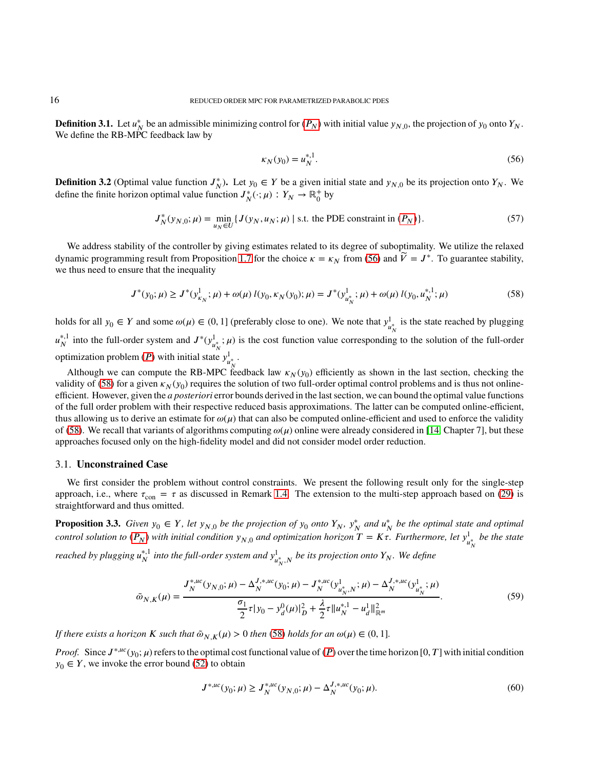**Definition 3.1.** Let $u_N^*$ be an admissible minimizing control for ($P_N$) with initial value $y_{N,0}$, the projection of $y_0$ onto $Y_N$. We define the RB-MPC feedback law by

$$\kappa_N(y_0) = u_N^{*,1}. \tag{56}$$

**Definition 3.2** (Optimal value function $J_N^*$)**.** Let $y_0 \in Y$ be a given initial state and $y_{N,0}$ be its projection onto $Y_N$. We define the finite horizon optimal value function $J_N^*(\cdot;\mu) : Y_N \to \mathbb{R}_0^+$ by

$$J_N^*(y_{N,0};\mu) = \min_{u_N \in U} \{ J(y_N, u_N; \mu) \mid \text{s.t. the PDE constraint in } (P_N) \}. \tag{57}$$

We address stability of the controller by giving estimates related to its degree of suboptimality. We utilize the relaxed dynamic programming result from Proposition 1.7 for the choice $\kappa = \kappa_N$ from (56) and $\widetilde{V} = J^*$. To guarantee stability, we thus need to ensure that the inequality

$$J^*(y_0;\mu) \geq J^*(y^1_{\kappa_N};\mu) + \omega(\mu)\, l(y_0, \kappa_N(y_0);\mu) = J^*(y^1_{u_N^*};\mu) + \omega(\mu)\, l(y_0, u_N^{*,1};\mu) \tag{58}$$

holds for all $y_0 \in Y$ and some $\omega(\mu) \in (0, 1]$ (preferably close to one). We note that $y^1_{u_N^*}$ is the state reached by plugging $u_N^{*,1}$ into the full-order system and $J^*(y^1_{u_N^*};\mu)$ is the cost function value corresponding to the solution of the full-order optimization problem ($P$) with initial state $y^1_{u_N^*}$.

Although we can compute the RB-MPC feedback law $\kappa_N(y_0)$ efficiently as shown in the last section, checking the validity of (58) for a given $\kappa_N(y_0)$ requires the solution of two full-order optimal control problems and is thus not online-efficient. However, given the *a posteriori* error bounds derived in the last section, we can bound the optimal value functions of the full order problem with their respective reduced basis approximations. The latter can be computed online-efficient, thus allowing us to derive an estimate for $\omega(\mu)$ that can also be computed online-efficient and used to enforce the validity of (58). We recall that variants of algorithms computing $\omega(\mu)$ online were already considered in [14, Chapter 7], but these approaches focused only on the high-fidelity model and did not consider model order reduction.

## 3.1. **Unconstrained Case**

We first consider the problem without control constraints. We present the following result only for the single-step approach, i.e., where $\tau_{\text{con}} = \tau$ as discussed in Remark 1.4. The extension to the multi-step approach based on (29) is straightforward and thus omitted.

**Proposition 3.3.** *Given $y_0 \in Y$, let $y_{N,0}$ be the projection of $y_0$ onto $Y_N$, $y_N^*$ and $u_N^*$ be the optimal state and optimal control solution to ($P_N$) with initial condition $y_{N,0}$ and optimization horizon $T = K\tau$. Furthermore, let $y^1_{u_N^*}$ be the state reached by plugging $u_N^{*,1}$ into the full-order system and $y^1_{u_N^*,N}$ be its projection onto $Y_N$. We define*

$$\tilde{\omega}_{N,K}(\mu) = \frac{J_N^{*,uc}(y_{N,0};\mu) - \Delta_N^{J,*,uc}(y_0;\mu) - J_N^{*,uc}(y^1_{u_N^*,N};\mu) - \Delta_N^{J,*,uc}(y^1_{u_N^*};\mu)}{\dfrac{\sigma_1}{2}\tau|y_0 - y_d^0(\mu)|_D^2 + \dfrac{\lambda}{2}\tau\|u_N^{*,1} - u_d^1\|^2_{\mathbb{R}^m}}. \tag{59}$$

*If there exists a horizon $K$ such that $\tilde{\omega}_{N,K}(\mu) > 0$ then (58) holds for an $\omega(\mu) \in (0, 1]$.*

*Proof.* Since $J^{*,uc}(y_0;\mu)$ refers to the optimal cost functional value of ($P$) over the time horizon $[0, T]$ with initial condition $y_0 \in Y$, we invoke the error bound (52) to obtain

$$J^{*,uc}(y_0;\mu) \geq J_N^{*,uc}(y_{N,0};\mu) - \Delta_N^{J,*,uc}(y_0;\mu). \tag{60}$$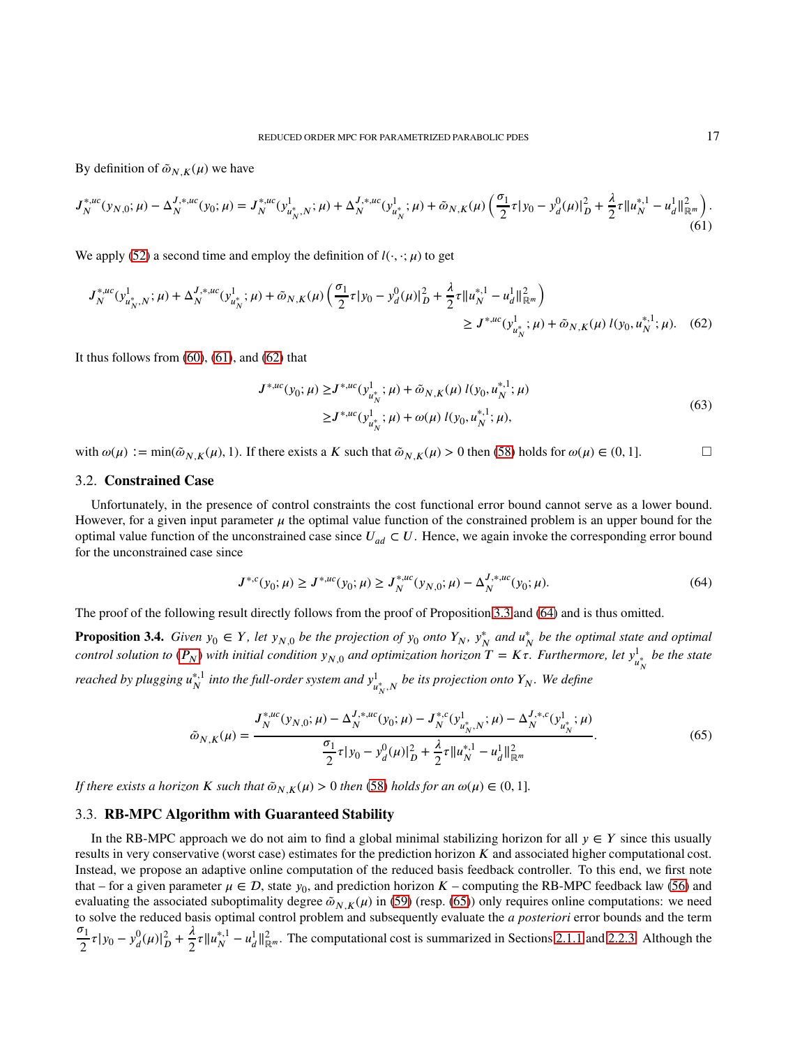By definition of $\tilde{\omega}_{N,K}(\mu)$ we have

$$J_N^{*,uc}(y_{N,0};\mu) - \Delta_N^{J,*,uc}(y_0;\mu) = J_N^{*,uc}(y^1_{u_N^*,N};\mu) + \Delta_N^{J,*,uc}(y^1_{u_N^*};\mu) + \tilde{\omega}_{N,K}(\mu)\left(\frac{\sigma_1}{2}\tau|y_0 - y_d^0(\mu)|_D^2 + \frac{\lambda}{2}\tau\|u_N^{*,1} - u_d^1\|^2_{\mathbb{R}^m}\right). \tag{61}$$

We apply (52) a second time and employ the definition of $l(\cdot,\cdot;\mu)$ to get

$$J_N^{*,uc}(y^1_{u_N^*,N};\mu) + \Delta_N^{J,*,uc}(y^1_{u_N^*};\mu) + \tilde{\omega}_{N,K}(\mu)\left(\frac{\sigma_1}{2}\tau|y_0 - y_d^0(\mu)|_D^2 + \frac{\lambda}{2}\tau\|u_N^{*,1} - u_d^1\|^2_{\mathbb{R}^m}\right) \geq J^{*,uc}(y^1_{u_N^*};\mu) + \tilde{\omega}_{N,K}(\mu)\, l(y_0, u_N^{*,1};\mu). \tag{62}$$

It thus follows from (60), (61), and (62) that

$$\begin{aligned} J^{*,uc}(y_0;\mu) &\geq J^{*,uc}(y^1_{u_N^*};\mu) + \tilde{\omega}_{N,K}(\mu)\, l(y_0, u_N^{*,1};\mu) \\ &\geq J^{*,uc}(y^1_{u_N^*};\mu) + \omega(\mu)\, l(y_0, u_N^{*,1};\mu), \end{aligned} \tag{63}$$

with $\omega(\mu) := \min(\tilde{\omega}_{N,K}(\mu), 1)$. If there exists a $K$ such that $\tilde{\omega}_{N,K}(\mu) > 0$ then (58) holds for $\omega(\mu) \in (0,1]$. □

## 3.2. Constrained Case

Unfortunately, in the presence of control constraints the cost functional error bound cannot serve as a lower bound. However, for a given input parameter $\mu$ the optimal value function of the constrained problem is an upper bound for the optimal value function of the unconstrained case since $U_{ad} \subset U$. Hence, we again invoke the corresponding error bound for the unconstrained case since

$$J^{*,c}(y_0;\mu) \geq J^{*,uc}(y_0;\mu) \geq J_N^{*,uc}(y_{N,0};\mu) - \Delta_N^{J,*,uc}(y_0;\mu). \tag{64}$$

The proof of the following result directly follows from the proof of Proposition 3.3 and (64) and is thus omitted.

**Proposition 3.4.** *Given $y_0 \in Y$, let $y_{N,0}$ be the projection of $y_0$ onto $Y_N$, $y_N^*$ and $u_N^*$ be the optimal state and optimal control solution to ($P_N$) with initial condition $y_{N,0}$ and optimization horizon $T = K\tau$. Furthermore, let $y^1_{u_N^*}$ be the state reached by plugging $u_N^{*,1}$ into the full-order system and $y^1_{u_N^*,N}$ be its projection onto $Y_N$. We define*

$$\tilde{\omega}_{N,K}(\mu) = \frac{J_N^{*,uc}(y_{N,0};\mu) - \Delta_N^{J,*,uc}(y_0;\mu) - J_N^{*,c}(y^1_{u_N^*,N};\mu) - \Delta_N^{J,*,c}(y^1_{u_N^*};\mu)}{\frac{\sigma_1}{2}\tau|y_0 - y_d^0(\mu)|_D^2 + \frac{\lambda}{2}\tau\|u_N^{*,1} - u_d^1\|^2_{\mathbb{R}^m}}. \tag{65}$$

*If there exists a horizon $K$ such that $\tilde{\omega}_{N,K}(\mu) > 0$ then (58) holds for an $\omega(\mu) \in (0,1]$.*

## 3.3. RB-MPC Algorithm with Guaranteed Stability

In the RB-MPC approach we do not aim to find a global minimal stabilizing horizon for all $y \in Y$ since this usually results in very conservative (worst case) estimates for the prediction horizon $K$ and associated higher computational cost. Instead, we propose an adaptive online computation of the reduced basis feedback controller. To this end, we first note that – for a given parameter $\mu \in \mathcal{D}$, state $y_0$, and prediction horizon $K$ – computing the RB-MPC feedback law (56) and evaluating the associated suboptimality degree $\tilde{\omega}_{N,K}(\mu)$ in (59) (resp. (65)) only requires online computations: we need to solve the reduced basis optimal control problem and subsequently evaluate the *a posteriori* error bounds and the term $\frac{\sigma_1}{2}\tau|y_0 - y_d^0(\mu)|_D^2 + \frac{\lambda}{2}\tau\|u_N^{*,1} - u_d^1\|^2_{\mathbb{R}^m}$. The computational cost is summarized in Sections 2.1.1 and 2.2.3. Although the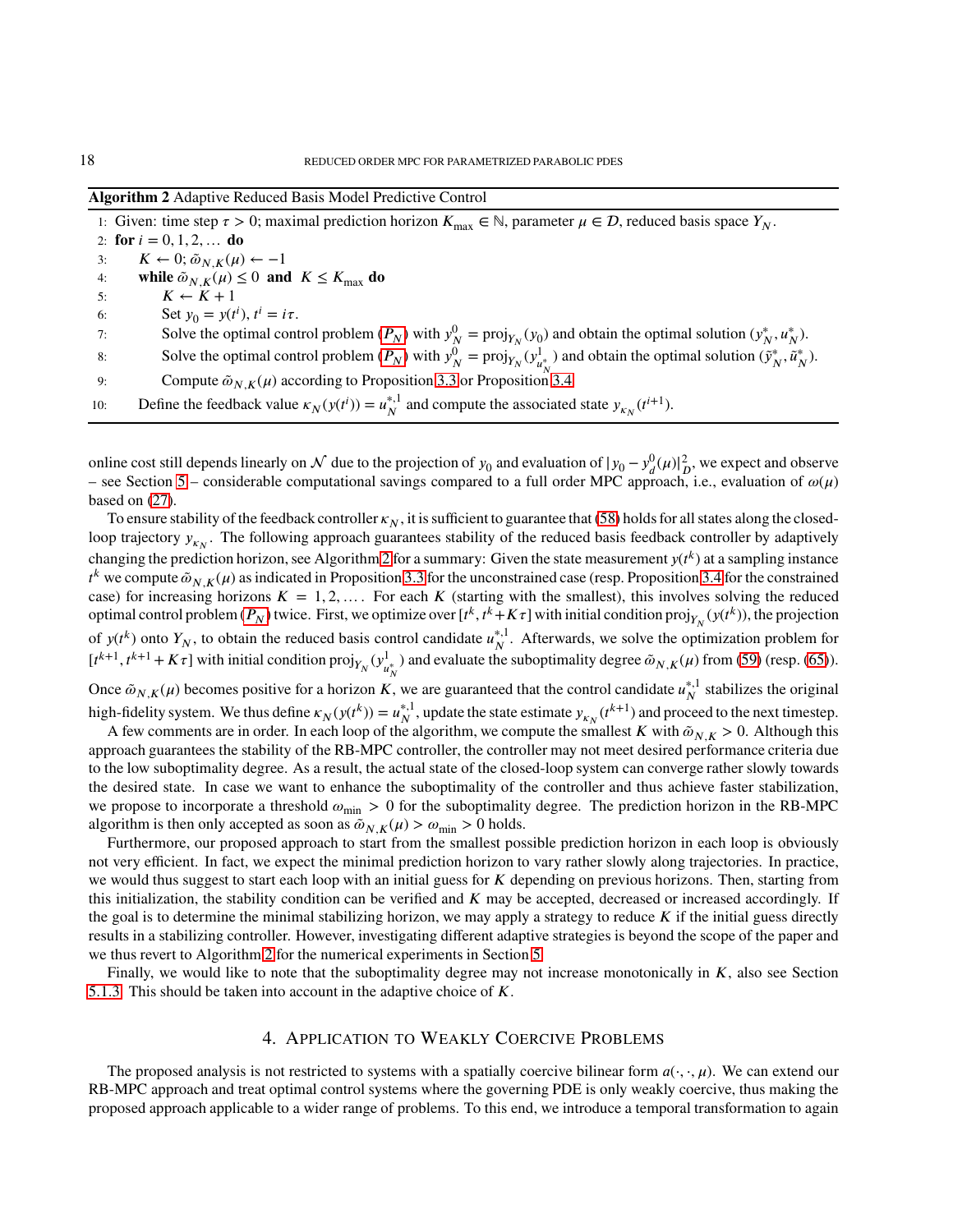**Algorithm 2** Adaptive Reduced Basis Model Predictive Control

```
1:  Given: time step τ > 0; maximal prediction horizon K_max ∈ ℕ, parameter μ ∈ D, reduced basis space Y_N.
2:  for i = 0, 1, 2, ... do
3:      K ← 0; ω̃_{N,K}(μ) ← −1
4:      while ω̃_{N,K}(μ) ≤ 0 and K ≤ K_max do
5:          K ← K + 1
6:          Set y_0 = y(t^i), t^i = iτ.
7:          Solve the optimal control problem (P_N) with y_N^0 = proj_{Y_N}(y_0) and obtain the optimal solution (y_N^*, u_N^*).
8:          Solve the optimal control problem (P_N) with y_N^0 = proj_{Y_N}(y^1_{u_N^*}) and obtain the optimal solution (ỹ_N^*, ũ_N^*).
9:          Compute ω̃_{N,K}(μ) according to Proposition 3.3 or Proposition 3.4
10:     Define the feedback value κ_N(y(t^i)) = u_N^{*,1} and compute the associated state y_{κ_N}(t^{i+1}).
```

online cost still depends linearly on $\mathcal{N}$ due to the projection of $y_0$ and evaluation of $|y_0 - y_d^0(\mu)|_D^2$, we expect and observe – see Section 5 – considerable computational savings compared to a full order MPC approach, i.e., evaluation of $\omega(\mu)$ based on (27).

To ensure stability of the feedback controller $\kappa_N$, it is sufficient to guarantee that (58) holds for all states along the closed-loop trajectory $y_{\kappa_N}$. The following approach guarantees stability of the reduced basis feedback controller by adaptively changing the prediction horizon, see Algorithm 2 for a summary: Given the state measurement $y(t^k)$ at a sampling instance $t^k$ we compute $\tilde{\omega}_{N,K}(\mu)$ as indicated in Proposition 3.3 for the unconstrained case (resp. Proposition 3.4 for the constrained case) for increasing horizons $K = 1, 2, \dots$. For each $K$ (starting with the smallest), this involves solving the reduced optimal control problem ($P_N$) twice. First, we optimize over $[t^k, t^k + K\tau]$ with initial condition $\mathrm{proj}_{Y_N}(y(t^k))$, the projection of $y(t^k)$ onto $Y_N$, to obtain the reduced basis control candidate $u_N^{*,1}$. Afterwards, we solve the optimization problem for $[t^{k+1}, t^{k+1} + K\tau]$ with initial condition $\mathrm{proj}_{Y_N}(y^1_{u_N^*})$ and evaluate the suboptimality degree $\tilde{\omega}_{N,K}(\mu)$ from (59) (resp. (65)). Once $\tilde{\omega}_{N,K}(\mu)$ becomes positive for a horizon $K$, we are guaranteed that the control candidate $u_N^{*,1}$ stabilizes the original high-fidelity system. We thus define $\kappa_N(y(t^k)) = u_N^{*,1}$, update the state estimate $y_{\kappa_N}(t^{k+1})$ and proceed to the next timestep.

A few comments are in order. In each loop of the algorithm, we compute the smallest $K$ with $\tilde{\omega}_{N,K} > 0$. Although this approach guarantees the stability of the RB-MPC controller, the controller may not meet desired performance criteria due to the low suboptimality degree. As a result, the actual state of the closed-loop system can converge rather slowly towards the desired state. In case we want to enhance the suboptimality of the controller and thus achieve faster stabilization, we propose to incorporate a threshold $\omega_{\min} > 0$ for the suboptimality degree. The prediction horizon in the RB-MPC algorithm is then only accepted as soon as $\tilde{\omega}_{N,K}(\mu) > \omega_{\min} > 0$ holds.

Furthermore, our proposed approach to start from the smallest possible prediction horizon in each loop is obviously not very efficient. In fact, we expect the minimal prediction horizon to vary rather slowly along trajectories. In practice, we would thus suggest to start each loop with an initial guess for $K$ depending on previous horizons. Then, starting from this initialization, the stability condition can be verified and $K$ may be accepted, decreased or increased accordingly. If the goal is to determine the minimal stabilizing horizon, we may apply a strategy to reduce $K$ if the initial guess directly results in a stabilizing controller. However, investigating different adaptive strategies is beyond the scope of the paper and we thus revert to Algorithm 2 for the numerical experiments in Section 5.

Finally, we would like to note that the suboptimality degree may not increase monotonically in $K$, also see Section 5.1.3. This should be taken into account in the adaptive choice of $K$.

## 4. Application to Weakly Coercive Problems

The proposed analysis is not restricted to systems with a spatially coercive bilinear form $a(\cdot, \cdot, \mu)$. We can extend our RB-MPC approach and treat optimal control systems where the governing PDE is only weakly coercive, thus making the proposed approach applicable to a wider range of problems. To this end, we introduce a temporal transformation to again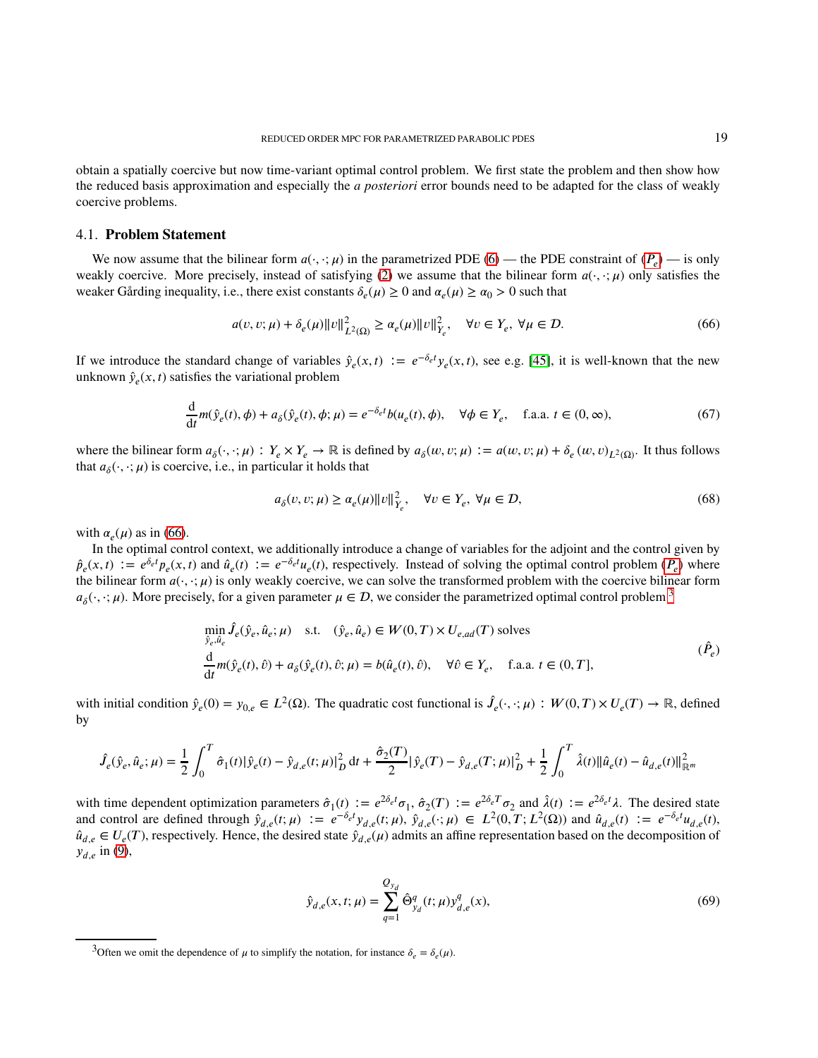obtain a spatially coercive but now time-variant optimal control problem. We first state the problem and then show how the reduced basis approximation and especially the *a posteriori* error bounds need to be adapted for the class of weakly coercive problems.

### 4.1. **Problem Statement**

We now assume that the bilinear form $a(\cdot,\cdot;\mu)$ in the parametrized PDE (6) — the PDE constraint of ($P_e$) — is only weakly coercive. More precisely, instead of satisfying (2) we assume that the bilinear form $a(\cdot,\cdot;\mu)$ only satisfies the weaker Gårding inequality, i.e., there exist constants $\delta_e(\mu) \geq 0$ and $\alpha_e(\mu) \geq \alpha_0 > 0$ such that

$$a(v,v;\mu) + \delta_e(\mu)\|v\|^2_{L^2(\Omega)} \geq \alpha_e(\mu)\|v\|^2_{Y_e}, \quad \forall v \in Y_e,\ \forall \mu \in \mathcal{D}. \tag{66}$$

If we introduce the standard change of variables $\hat{y}_e(x,t) := e^{-\delta_e t} y_e(x,t)$, see e.g. [45], it is well-known that the new unknown $\hat{y}_e(x,t)$ satisfies the variational problem

$$\frac{\mathrm{d}}{\mathrm{d}t} m(\hat{y}_e(t),\phi) + a_\delta(\hat{y}_e(t),\phi;\mu) = e^{-\delta_e t} b(u_e(t),\phi), \quad \forall \phi \in Y_e, \quad \text{f.a.a. } t \in (0,\infty), \tag{67}$$

where the bilinear form $a_\delta(\cdot,\cdot;\mu) : Y_e \times Y_e \to \mathbb{R}$ is defined by $a_\delta(w,v;\mu) := a(w,v;\mu) + \delta_e\,(w,v)_{L^2(\Omega)}$. It thus follows that $a_\delta(\cdot,\cdot;\mu)$ is coercive, i.e., in particular it holds that

$$a_\delta(v,v;\mu) \geq \alpha_e(\mu)\|v\|^2_{Y_e}, \quad \forall v \in Y_e,\ \forall \mu \in \mathcal{D}, \tag{68}$$

with $\alpha_e(\mu)$ as in (66).

In the optimal control context, we additionally introduce a change of variables for the adjoint and the control given by $\hat{p}_e(x,t) := e^{\delta_e t} p_e(x,t)$ and $\hat{u}_e(t) := e^{-\delta_e t} u_e(t)$, respectively. Instead of solving the optimal control problem ($P_e$) where the bilinear form $a(\cdot,\cdot;\mu)$ is only weakly coercive, we can solve the transformed problem with the coercive bilinear form $a_\delta(\cdot,\cdot;\mu)$. More precisely, for a given parameter $\mu \in \mathcal{D}$, we consider the parametrized optimal control problem[3]

$$\begin{aligned}
&\min_{\hat{y}_e,\hat{u}_e} \hat{J}_e(\hat{y}_e,\hat{u}_e;\mu) \quad \text{s.t.} \quad (\hat{y}_e,\hat{u}_e) \in W(0,T) \times U_{e,ad}(T) \text{ solves} \\
&\frac{\mathrm{d}}{\mathrm{d}t} m(\hat{y}_e(t),\hat{v}) + a_\delta(\hat{y}_e(t),\hat{v};\mu) = b(\hat{u}_e(t),\hat{v}), \quad \forall \hat{v} \in Y_e, \quad \text{f.a.a. } t \in (0,T],
\end{aligned} \tag{$\hat{P}_e$}$$

with initial condition $\hat{y}_e(0) = y_{0,e} \in L^2(\Omega)$. The quadratic cost functional is $\hat{J}_e(\cdot,\cdot;\mu) : W(0,T) \times U_e(T) \to \mathbb{R}$, defined by

$$\hat{J}_e(\hat{y}_e,\hat{u}_e;\mu) = \frac{1}{2}\int_0^T \hat{\sigma}_1(t)|\hat{y}_e(t) - \hat{y}_{d,e}(t;\mu)|^2_D\,\mathrm{d}t + \frac{\hat{\sigma}_2(T)}{2}|\hat{y}_e(T) - \hat{y}_{d,e}(T;\mu)|^2_D + \frac{1}{2}\int_0^T \hat{\lambda}(t)\|\hat{u}_e(t) - \hat{u}_{d,e}(t)\|^2_{\mathbb{R}^m}$$

with time dependent optimization parameters $\hat{\sigma}_1(t) := e^{2\delta_e t}\sigma_1$, $\hat{\sigma}_2(T) := e^{2\delta_e T}\sigma_2$ and $\hat{\lambda}(t) := e^{2\delta_e t}\lambda$. The desired state and control are defined through $\hat{y}_{d,e}(t;\mu) := e^{-\delta_e t} y_{d,e}(t;\mu)$, $\hat{y}_{d,e}(\cdot;\mu) \in L^2(0,T;L^2(\Omega))$ and $\hat{u}_{d,e}(t) := e^{-\delta_e t} u_{d,e}(t)$, $\hat{u}_{d,e} \in U_e(T)$, respectively. Hence, the desired state $\hat{y}_{d,e}(\mu)$ admits an affine representation based on the decomposition of $y_{d,e}$ in (9),

$$\hat{y}_{d,e}(x,t;\mu) = \sum_{q=1}^{Q_{y_d}} \hat{\Theta}^q_{y_d}(t;\mu) y^q_{d,e}(x), \tag{69}$$

[3] Often we omit the dependence of $\mu$ to simplify the notation, for instance $\delta_e = \delta_e(\mu)$.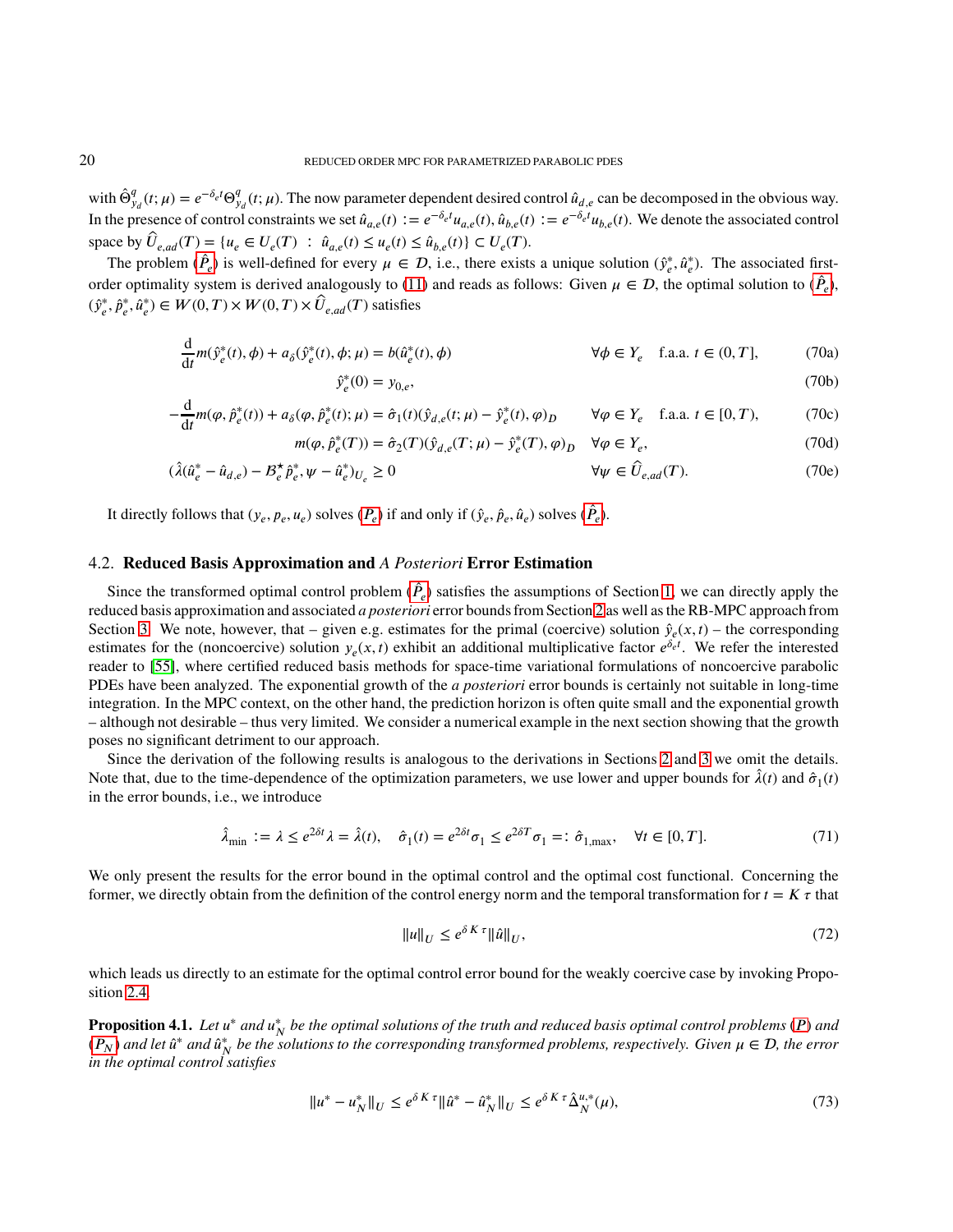with $\hat{\Theta}^q_{y_d}(t;\mu) = e^{-\delta_e t}\Theta^q_{y_d}(t;\mu)$. The now parameter dependent desired control $\hat{u}_{d,e}$ can be decomposed in the obvious way. In the presence of control constraints we set $\hat{u}_{a,e}(t) := e^{-\delta_e t}u_{a,e}(t), \hat{u}_{b,e}(t) := e^{-\delta_e t}u_{b,e}(t)$. We denote the associated control space by $\widehat{U}_{e,ad}(T) = \{u_e \in U_e(T) \ : \ \hat{u}_{a,e}(t) \leq u_e(t) \leq \hat{u}_{b,e}(t)\} \subset U_e(T)$.

The problem ($\hat{P}_e$) is well-defined for every $\mu \in \mathcal{D}$, i.e., there exists a unique solution $(\hat{y}^*_e, \hat{u}^*_e)$. The associated first-order optimality system is derived analogously to (11) and reads as follows: Given $\mu \in \mathcal{D}$, the optimal solution to ($\hat{P}_e$), $(\hat{y}^*_e, \hat{p}^*_e, \hat{u}^*_e) \in W(0,T) \times W(0,T) \times \widehat{U}_{e,ad}(T)$ satisfies

$$\frac{\mathrm{d}}{\mathrm{d}t} m(\hat{y}^*_e(t), \phi) + a_\delta(\hat{y}^*_e(t), \phi; \mu) = b(\hat{u}^*_e(t), \phi) \qquad \forall \phi \in Y_e \quad \text{f.a.a. } t \in (0,T], \tag{70a}$$

$$\hat{y}^*_e(0) = y_{0,e}, \tag{70b}$$

$$-\frac{\mathrm{d}}{\mathrm{d}t} m(\varphi, \hat{p}^*_e(t)) + a_\delta(\varphi, \hat{p}^*_e(t); \mu) = \hat{\sigma}_1(t)(\hat{y}_{d,e}(t;\mu) - \hat{y}^*_e(t), \varphi)_D \qquad \forall \varphi \in Y_e \quad \text{f.a.a. } t \in [0,T), \tag{70c}$$

$$m(\varphi, \hat{p}^*_e(T)) = \hat{\sigma}_2(T)(\hat{y}_{d,e}(T;\mu) - \hat{y}^*_e(T), \varphi)_D \quad \forall \varphi \in Y_e, \tag{70d}$$

$$(\hat{\lambda}(\hat{u}^*_e - \hat{u}_{d,e}) - \mathcal{B}^\star_e \hat{p}^*_e, \psi - \hat{u}^*_e)_{U_e} \geq 0 \qquad \forall \psi \in \widehat{U}_{e,ad}(T). \tag{70e}$$

It directly follows that $(y_e, p_e, u_e)$ solves ($P_e$) if and only if $(\hat{y}_e, \hat{p}_e, \hat{u}_e)$ solves ($\hat{P}_e$).

### 4.2. Reduced Basis Approximation and *A Posteriori* Error Estimation

Since the transformed optimal control problem ($\hat{P}_e$) satisfies the assumptions of Section 1, we can directly apply the reduced basis approximation and associated *a posteriori* error bounds from Section 2 as well as the RB-MPC approach from Section 3. We note, however, that – given e.g. estimates for the primal (coercive) solution $\hat{y}_e(x,t)$ – the corresponding estimates for the (noncoercive) solution $y_e(x,t)$ exhibit an additional multiplicative factor $e^{\delta_e t}$. We refer the interested reader to [55], where certified reduced basis methods for space-time variational formulations of noncoercive parabolic PDEs have been analyzed. The exponential growth of the *a posteriori* error bounds is certainly not suitable in long-time integration. In the MPC context, on the other hand, the prediction horizon is often quite small and the exponential growth – although not desirable – thus very limited. We consider a numerical example in the next section showing that the growth poses no significant detriment to our approach.

Since the derivation of the following results is analogous to the derivations in Sections 2 and 3 we omit the details. Note that, due to the time-dependence of the optimization parameters, we use lower and upper bounds for $\hat{\lambda}(t)$ and $\hat{\sigma}_1(t)$ in the error bounds, i.e., we introduce

$$\hat{\lambda}_{\min} := \lambda \leq e^{2\delta t}\lambda = \hat{\lambda}(t), \quad \hat{\sigma}_1(t) = e^{2\delta t}\sigma_1 \leq e^{2\delta T}\sigma_1 =: \hat{\sigma}_{1,\max}, \quad \forall t \in [0,T]. \tag{71}$$

We only present the results for the error bound in the optimal control and the optimal cost functional. Concerning the former, we directly obtain from the definition of the control energy norm and the temporal transformation for $t = K\,\tau$ that

$$\|u\|_U \leq e^{\delta\,K\,\tau}\|\hat{u}\|_U, \tag{72}$$

which leads us directly to an estimate for the optimal control error bound for the weakly coercive case by invoking Proposition 2.4.

**Proposition 4.1.** *Let $u^*$ and $u^*_N$ be the optimal solutions of the truth and reduced basis optimal control problems ($P$) and ($P_N$) and let $\hat{u}^*$ and $\hat{u}^*_N$ be the solutions to the corresponding transformed problems, respectively. Given $\mu \in \mathcal{D}$, the error in the optimal control satisfies*

$$\|u^* - u^*_N\|_U \leq e^{\delta\,K\,\tau}\|\hat{u}^* - \hat{u}^*_N\|_U \leq e^{\delta\,K\,\tau}\hat{\Delta}^{u,*}_N(\mu), \tag{73}$$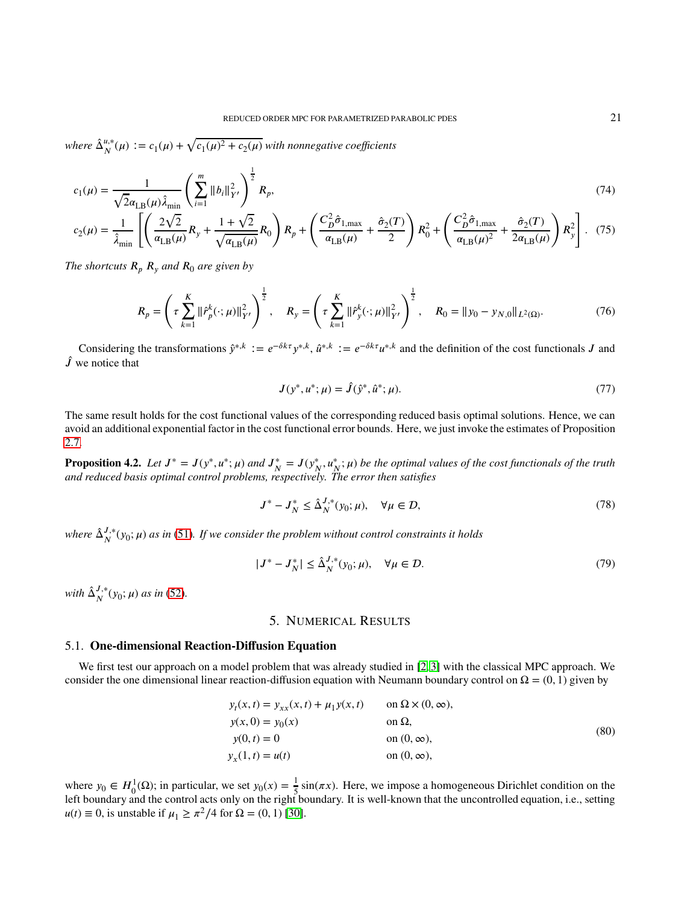*where* $\hat{\Delta}_N^{u,*}(\mu) := c_1(\mu) + \sqrt{c_1(\mu)^2 + c_2(\mu)}$ *with nonnegative coefficients*

$$
c_1(\mu) = \frac{1}{\sqrt{2}\alpha_{\mathrm{LB}}(\mu)\hat{\lambda}_{\min}} \left( \sum_{i=1}^{m} \|b_i\|_{Y'}^2 \right)^{\frac{1}{2}} R_p, \tag{74}
$$

$$
c_2(\mu) = \frac{1}{\hat{\lambda}_{\min}} \left[ \left( \frac{2\sqrt{2}}{\alpha_{\mathrm{LB}}(\mu)} R_y + \frac{1+\sqrt{2}}{\sqrt{\alpha_{\mathrm{LB}}(\mu)}} R_0 \right) R_p + \left( \frac{C_D^2 \hat{\sigma}_{1,\max}}{\alpha_{\mathrm{LB}}(\mu)} + \frac{\hat{\sigma}_2(T)}{2} \right) R_0^2 + \left( \frac{C_D^2 \hat{\sigma}_{1,\max}}{\alpha_{\mathrm{LB}}(\mu)^2} + \frac{\hat{\sigma}_2(T)}{2\alpha_{\mathrm{LB}}(\mu)} \right) R_y^2 \right]. \tag{75}
$$

*The shortcuts* $R_p$ $R_y$ *and* $R_0$ *are given by*

$$
R_p = \left( \tau \sum_{k=1}^{K} \|\hat{r}_p^k(\cdot;\mu)\|_{Y'}^2 \right)^{\frac{1}{2}}, \quad R_y = \left( \tau \sum_{k=1}^{K} \|\hat{r}_y^k(\cdot;\mu)\|_{Y'}^2 \right)^{\frac{1}{2}}, \quad R_0 = \|y_0 - y_{N,0}\|_{L^2(\Omega)}. \tag{76}
$$

Considering the transformations $\hat{y}^{*,k} := e^{-\delta k \tau} y^{*,k}$, $\hat{u}^{*,k} := e^{-\delta k \tau} u^{*,k}$ and the definition of the cost functionals $J$ and $\hat{J}$ we notice that

$$
J(y^*, u^*; \mu) = \hat{J}(\hat{y}^*, \hat{u}^*; \mu). \tag{77}
$$

The same result holds for the cost functional values of the corresponding reduced basis optimal solutions. Hence, we can avoid an additional exponential factor in the cost functional error bounds. Here, we just invoke the estimates of Proposition 2.7.

**Proposition 4.2.** *Let* $J^* = J(y^*, u^*; \mu)$ *and* $J_N^* = J(y_N^*, u_N^*; \mu)$ *be the optimal values of the cost functionals of the truth and reduced basis optimal control problems, respectively. The error then satisfies*

$$
J^* - J_N^* \leq \hat{\Delta}_N^{J,*}(y_0; \mu), \quad \forall \mu \in \mathcal{D}, \tag{78}
$$

*where* $\hat{\Delta}_N^{J,*}(y_0;\mu)$ *as in* (51)*. If we consider the problem without control constraints it holds*

$$
|J^* - J_N^*| \leq \hat{\Delta}_N^{J,*}(y_0; \mu), \quad \forall \mu \in \mathcal{D}. \tag{79}
$$

*with* $\hat{\Delta}_N^{J,*}(y_0;\mu)$ *as in* (52)*.*

## 5. Numerical Results

### 5.1. One-dimensional Reaction-Diffusion Equation

We first test our approach on a model problem that was already studied in [2, 3] with the classical MPC approach. We consider the one dimensional linear reaction-diffusion equation with Neumann boundary control on $\Omega = (0,1)$ given by

$$
\begin{aligned}
y_t(x,t) &= y_{xx}(x,t) + \mu_1 y(x,t) && \text{on } \Omega \times (0,\infty), \\
y(x,0) &= y_0(x) && \text{on } \Omega, \\
y(0,t) &= 0 && \text{on } (0,\infty), \\
y_x(1,t) &= u(t) && \text{on } (0,\infty),
\end{aligned} \tag{80}
$$

where $y_0 \in H_0^1(\Omega)$; in particular, we set $y_0(x) = \frac{1}{5}\sin(\pi x)$. Here, we impose a homogeneous Dirichlet condition on the left boundary and the control acts only on the right boundary. It is well-known that the uncontrolled equation, i.e., setting $u(t) \equiv 0$, is unstable if $\mu_1 \geq \pi^2/4$ for $\Omega = (0,1)$ [30].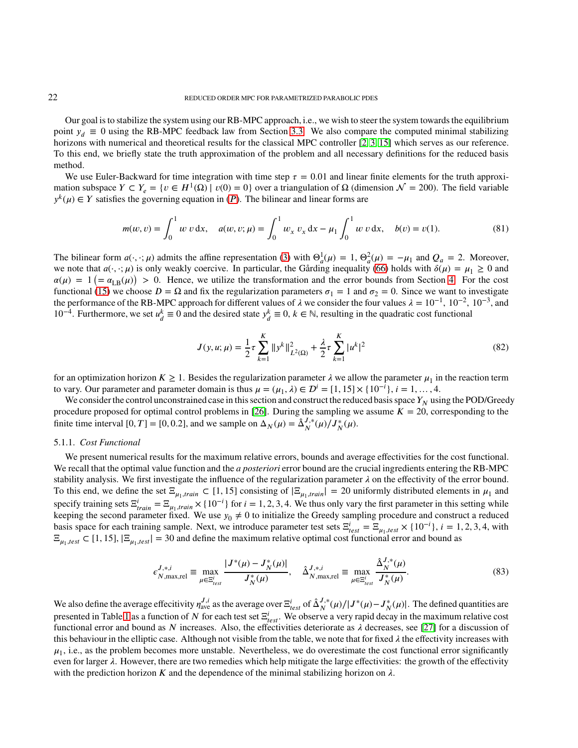Our goal is to stabilize the system using our RB-MPC approach, i.e., we wish to steer the system towards the equilibrium point $y_d \equiv 0$ using the RB-MPC feedback law from Section 3.3. We also compare the computed minimal stabilizing horizons with numerical and theoretical results for the classical MPC controller [2, 3, 15] which serves as our reference. To this end, we briefly state the truth approximation of the problem and all necessary definitions for the reduced basis method.

We use Euler-Backward for time integration with time step $\tau = 0.01$ and linear finite elements for the truth approximation subspace $Y \subset Y_e = \{v \in H^1(\Omega) \mid v(0) = 0\}$ over a triangulation of $\Omega$ (dimension $\mathcal{N} = 200$). The field variable $y^k(\mu) \in Y$ satisfies the governing equation in ($P$). The bilinear and linear forms are

$$
m(w, v) = \int_0^1 w\, v \,\mathrm{d}x, \quad a(w, v; \mu) = \int_0^1 w_x\, v_x \,\mathrm{d}x - \mu_1 \int_0^1 w\, v \,\mathrm{d}x, \quad b(v) = v(1). \tag{81}
$$

The bilinear form $a(\cdot, \cdot; \mu)$ admits the affine representation (3) with $\Theta_a^1(\mu) = 1$, $\Theta_a^2(\mu) = -\mu_1$ and $Q_a = 2$. Moreover, we note that $a(\cdot, \cdot; \mu)$ is only weakly coercive. In particular, the Gårding inequality (66) holds with $\delta(\mu) = \mu_1 \geq 0$ and $\alpha(\mu) = 1 \left(= \alpha_{\mathrm{LB}}(\mu)\right) > 0$. Hence, we utilize the transformation and the error bounds from Section 4. For the cost functional (15) we choose $D = \Omega$ and fix the regularization parameters $\sigma_1 = 1$ and $\sigma_2 = 0$. Since we want to investigate the performance of the RB-MPC approach for different values of $\lambda$ we consider the four values $\lambda = 10^{-1}$, $10^{-2}$, $10^{-3}$, and $10^{-4}$. Furthermore, we set $u_d^k \equiv 0$ and the desired state $y_d^k \equiv 0$, $k \in \mathbb{N}$, resulting in the quadratic cost functional

$$
J(y, u; \mu) = \frac{1}{2} \tau \sum_{k=1}^{K} \|y^k\|^2_{L^2(\Omega)} + \frac{\lambda}{2} \tau \sum_{k=1}^{K} |u^k|^2 \tag{82}
$$

for an optimization horizon $K \geq 1$. Besides the regularization parameter $\lambda$ we allow the parameter $\mu_1$ in the reaction term to vary. Our parameter and parameter domain is thus $\mu = (\mu_1, \lambda) \in \mathcal{D}^i = [1, 15] \times \{10^{-i}\}$, $i = 1, \ldots, 4$.

We consider the control unconstrained case in this section and construct the reduced basis space $Y_N$ using the POD/Greedy procedure proposed for optimal control problems in [26]. During the sampling we assume $K = 20$, corresponding to the finite time interval $[0, T] = [0, 0.2]$, and we sample on $\Delta_N(\mu) = \hat{\Delta}_N^{J,*}(\mu)/J_N^*(\mu)$.

### 5.1.1. *Cost Functional*

We present numerical results for the maximum relative errors, bounds and average effectivities for the cost functional. We recall that the optimal value function and the *a posteriori* error bound are the crucial ingredients entering the RB-MPC stability analysis. We first investigate the influence of the regularization parameter $\lambda$ on the effectivity of the error bound. To this end, we define the set $\Xi_{\mu_1,train} \subset [1, 15]$ consisting of $|\Xi_{\mu_1,train}| = 20$ uniformly distributed elements in $\mu_1$ and specify training sets $\Xi^i_{train} = \Xi_{\mu_1,train} \times \{10^{-i}\}$ for $i = 1, 2, 3, 4$. We thus only vary the first parameter in this setting while keeping the second parameter fixed. We use $y_0 \neq 0$ to initialize the Greedy sampling procedure and construct a reduced basis space for each training sample. Next, we introduce parameter test sets $\Xi^i_{test} = \Xi_{\mu_1,test} \times \{10^{-i}\}$, $i = 1, 2, 3, 4$, with $\Xi_{\mu_1,test} \subset [1, 15]$, $|\Xi_{\mu_1,test}| = 30$ and define the maximum relative optimal cost functional error and bound as

$$
\epsilon^{J,*,i}_{N,\max,\mathrm{rel}} \equiv \max_{\mu \in \Xi^i_{test}} \frac{|J^*(\mu) - J_N^*(\mu)|}{J_N^*(\mu)}, \quad \hat{\Delta}^{J,*,i}_{N,\max,\mathrm{rel}} \equiv \max_{\mu \in \Xi^i_{test}} \frac{\hat{\Delta}_N^{J,*}(\mu)}{J_N^*(\mu)}. \tag{83}
$$

We also define the average effectivity $\eta^{J,i}_{\mathrm{ave}}$ as the average over $\Xi^i_{test}$ of $\hat{\Delta}_N^{J,*}(\mu)/|J^*(\mu) - J_N^*(\mu)|$. The defined quantities are presented in Table 1 as a function of $N$ for each test set $\Xi^i_{test}$. We observe a very rapid decay in the maximum relative cost functional error and bound as $N$ increases. Also, the effectivities deteriorate as $\lambda$ decreases, see [27] for a discussion of this behaviour in the elliptic case. Although not visible from the table, we note that for fixed $\lambda$ the effectivity increases with $\mu_1$, i.e., as the problem becomes more unstable. Nevertheless, we do overestimate the cost functional error significantly even for larger $\lambda$. However, there are two remedies which help mitigate the large effectivities: the growth of the effectivity with the prediction horizon $K$ and the dependence of the minimal stabilizing horizon on $\lambda$.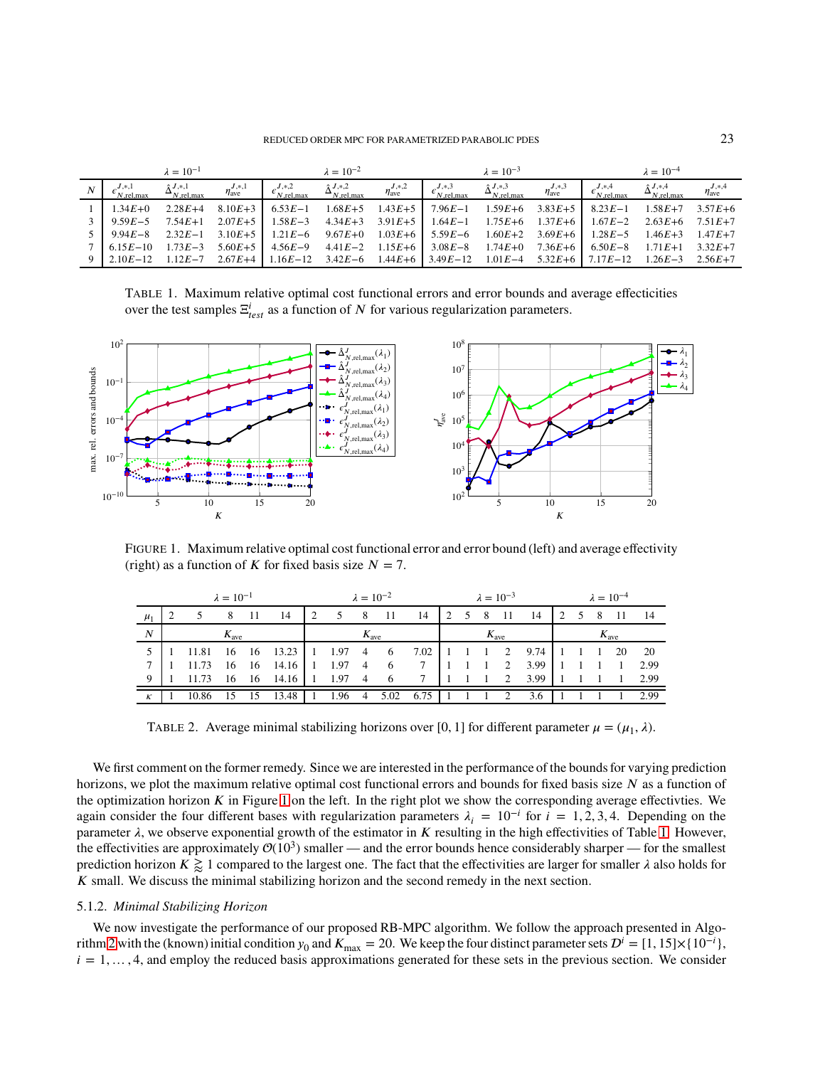| | $\lambda = 10^{-1}$ | | | $\lambda = 10^{-2}$ | | | $\lambda = 10^{-3}$ | | | $\lambda = 10^{-4}$ | | |
|---|---|---|---|---|---|---|---|---|---|---|---|---|
| $N$ | $\epsilon^{J,*,1}_{N,\mathrm{rel,max}}$ | $\hat{\Delta}^{J,*,1}_{N,\mathrm{rel,max}}$ | $\eta^{J,*,1}_{\mathrm{ave}}$ | $\epsilon^{J,*,2}_{N,\mathrm{rel,max}}$ | $\hat{\Delta}^{J,*,2}_{N,\mathrm{rel,max}}$ | $\eta^{J,*,2}_{\mathrm{ave}}$ | $\epsilon^{J,*,3}_{N,\mathrm{rel,max}}$ | $\hat{\Delta}^{J,*,3}_{N,\mathrm{rel,max}}$ | $\eta^{J,*,3}_{\mathrm{ave}}$ | $\epsilon^{J,*,4}_{N,\mathrm{rel,max}}$ | $\hat{\Delta}^{J,*,4}_{N,\mathrm{rel,max}}$ | $\eta^{J,*,4}_{\mathrm{ave}}$ |
| 1 | 1.34$E$+0 | 2.28$E$+4 | 8.10$E$+3 | 6.53$E$−1 | 1.68$E$+5 | 1.43$E$+5 | 7.96$E$−1 | 1.59$E$+6 | 3.83$E$+5 | 8.23$E$−1 | 1.58$E$+7 | 3.57$E$+6 |
| 3 | 9.59$E$−5 | 7.54$E$+1 | 2.07$E$+5 | 1.58$E$−3 | 4.34$E$+3 | 3.91$E$+5 | 1.64$E$−1 | 1.75$E$+6 | 1.37$E$+6 | 1.67$E$−2 | 2.63$E$+6 | 7.51$E$+7 |
| 5 | 9.94$E$−8 | 2.32$E$−1 | 3.10$E$+5 | 1.21$E$−6 | 9.67$E$+0 | 1.03$E$+6 | 5.59$E$−6 | 1.60$E$+2 | 3.69$E$+6 | 1.28$E$−5 | 1.46$E$+3 | 1.47$E$+7 |
| 7 | 6.15$E$−10 | 1.73$E$−3 | 5.60$E$+5 | 4.56$E$−9 | 4.41$E$−2 | 1.15$E$+6 | 3.08$E$−8 | 1.74$E$+0 | 7.36$E$+6 | 6.50$E$−8 | 1.71$E$+1 | 3.32$E$+7 |
| 9 | 2.10$E$−12 | 1.12$E$−7 | 2.67$E$+4 | 1.16$E$−12 | 3.42$E$−6 | 1.44$E$+6 | 3.49$E$−12 | 1.01$E$−4 | 5.32$E$+6 | 7.17$E$−12 | 1.26$E$−3 | 2.56$E$+7 |

TABLE 1. Maximum relative optimal cost functional errors and error bounds and average effecticities over the test samples $\Xi^i_{test}$ as a function of $N$ for various regularization parameters.

FIGURE 1. Maximum relative optimal cost functional error and error bound (left) and average effectivity (right) as a function of $K$ for fixed basis size $N = 7$.

| | $\lambda = 10^{-1}$ | | | | | $\lambda = 10^{-2}$ | | | | | $\lambda = 10^{-3}$ | | | | | $\lambda = 10^{-4}$ | | | | |
|---|---|---|---|---|---|---|---|---|---|---|---|---|---|---|---|---|---|---|---|---|
| $\mu_1$ | 2 | 5 | 8 | 11 | 14 | 2 | 5 | 8 | 11 | 14 | 2 | 5 | 8 | 11 | 14 | 2 | 5 | 8 | 11 | 14 |
| $N$ | $K_{\mathrm{ave}}$ | | | | | $K_{\mathrm{ave}}$ | | | | | $K_{\mathrm{ave}}$ | | | | | $K_{\mathrm{ave}}$ | | | | |
| 5 | 1 | 11.81 | 16 | 16 | 13.23 | 1 | 1.97 | 4 | 6 | 7.02 | 1 | 1 | 1 | 2 | 9.74 | 1 | 1 | 1 | 20 | 20 |
| 7 | 1 | 11.73 | 16 | 16 | 14.16 | 1 | 1.97 | 4 | 6 | 7 | 1 | 1 | 1 | 2 | 3.99 | 1 | 1 | 1 | 1 | 2.99 |
| 9 | 1 | 11.73 | 16 | 16 | 14.16 | 1 | 1.97 | 4 | 6 | 7 | 1 | 1 | 1 | 2 | 3.99 | 1 | 1 | 1 | 1 | 2.99 |
| $\kappa$ | 1 | 10.86 | 15 | 15 | 13.48 | 1 | 1.96 | 4 | 5.02 | 6.75 | 1 | 1 | 1 | 2 | 3.6 | 1 | 1 | 1 | 1 | 2.99 |

TABLE 2. Average minimal stabilizing horizons over [0, 1] for different parameter $\mu = (\mu_1, \lambda)$.

We first comment on the former remedy. Since we are interested in the performance of the bounds for varying prediction horizons, we plot the maximum relative optimal cost functional errors and bounds for fixed basis size $N$ as a function of the optimization horizon $K$ in Figure 1 on the left. In the right plot we show the corresponding average effectivties. We again consider the four different bases with regularization parameters $\lambda_i = 10^{-i}$ for $i = 1, 2, 3, 4$. Depending on the parameter $\lambda$, we observe exponential growth of the estimator in $K$ resulting in the high effectivities of Table 1. However, the effectivities are approximately $\mathcal{O}(10^3)$ smaller — and the error bounds hence considerably sharper — for the smallest prediction horizon $K \gtrapprox 1$ compared to the largest one. The fact that the effectivities are larger for smaller $\lambda$ also holds for $K$ small. We discuss the minimal stabilizing horizon and the second remedy in the next section.

### 5.1.2. *Minimal Stabilizing Horizon*

We now investigate the performance of our proposed RB-MPC algorithm. We follow the approach presented in Algorithm 2 with the (known) initial condition $y_0$ and $K_{\max} = 20$. We keep the four distinct parameter sets $\mathcal{D}^i = [1, 15] \times \{10^{-i}\}$, $i = 1, \ldots, 4$, and employ the reduced basis approximations generated for these sets in the previous section. We consider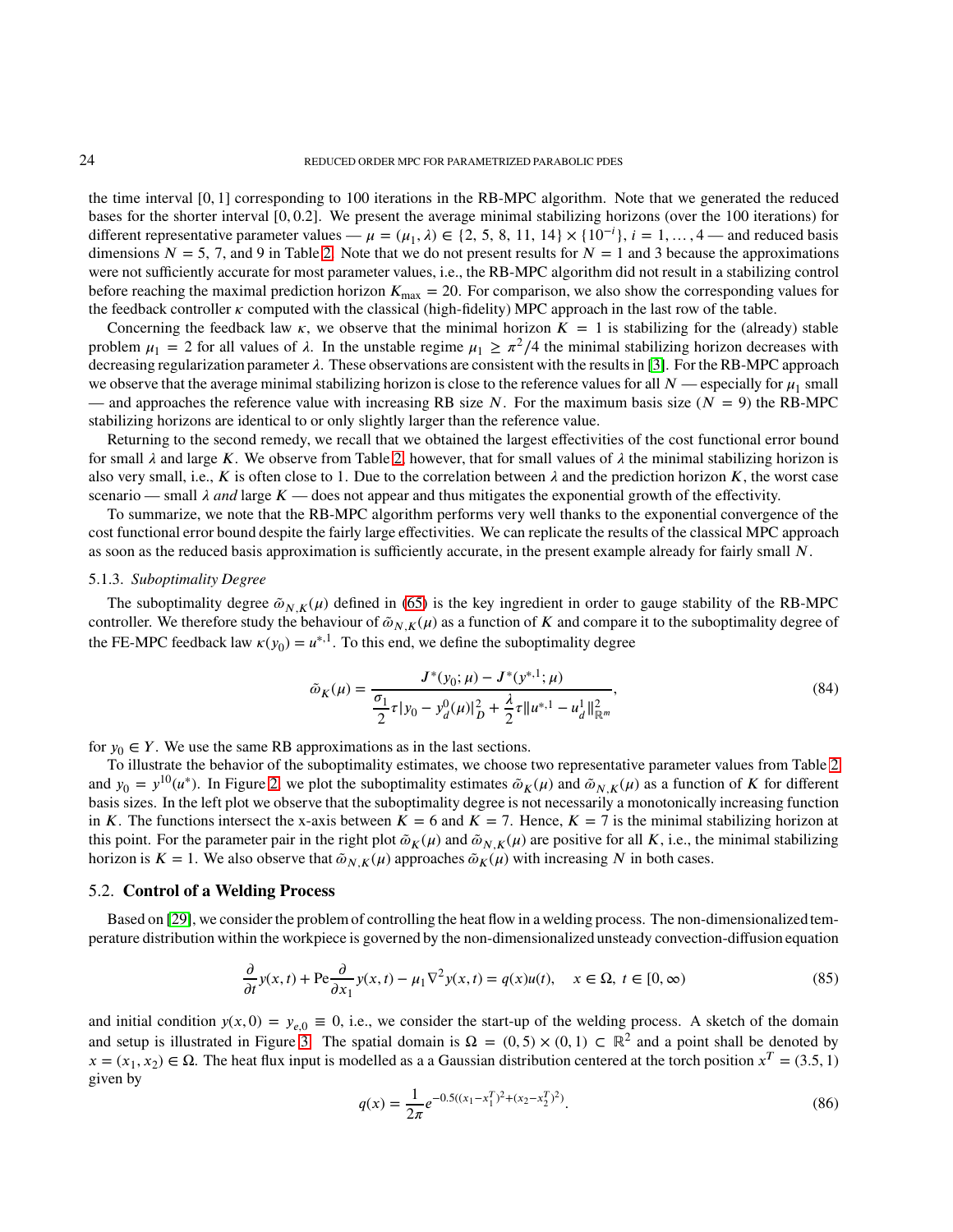the time interval $[0, 1]$ corresponding to 100 iterations in the RB-MPC algorithm. Note that we generated the reduced bases for the shorter interval $[0, 0.2]$. We present the average minimal stabilizing horizons (over the 100 iterations) for different representative parameter values — $\mu = (\mu_1, \lambda) \in \{2, 5, 8, 11, 14\} \times \{10^{-i}\}$, $i = 1, \ldots, 4$ — and reduced basis dimensions $N = 5$, 7, and 9 in Table 2. Note that we do not present results for $N = 1$ and 3 because the approximations were not sufficiently accurate for most parameter values, i.e., the RB-MPC algorithm did not result in a stabilizing control before reaching the maximal prediction horizon $K_{\max} = 20$. For comparison, we also show the corresponding values for the feedback controller $\kappa$ computed with the classical (high-fidelity) MPC approach in the last row of the table.

Concerning the feedback law $\kappa$, we observe that the minimal horizon $K = 1$ is stabilizing for the (already) stable problem $\mu_1 = 2$ for all values of $\lambda$. In the unstable regime $\mu_1 \geq \pi^2/4$ the minimal stabilizing horizon decreases with decreasing regularization parameter $\lambda$. These observations are consistent with the results in [3]. For the RB-MPC approach we observe that the average minimal stabilizing horizon is close to the reference values for all $N$ — especially for $\mu_1$ small — and approaches the reference value with increasing RB size $N$. For the maximum basis size ($N = 9$) the RB-MPC stabilizing horizons are identical to or only slightly larger than the reference value.

Returning to the second remedy, we recall that we obtained the largest effectivities of the cost functional error bound for small $\lambda$ and large $K$. We observe from Table 2, however, that for small values of $\lambda$ the minimal stabilizing horizon is also very small, i.e., $K$ is often close to 1. Due to the correlation between $\lambda$ and the prediction horizon $K$, the worst case scenario — small $\lambda$ *and* large $K$ — does not appear and thus mitigates the exponential growth of the effectivity.

To summarize, we note that the RB-MPC algorithm performs very well thanks to the exponential convergence of the cost functional error bound despite the fairly large effectivities. We can replicate the results of the classical MPC approach as soon as the reduced basis approximation is sufficiently accurate, in the present example already for fairly small $N$.

### 5.1.3. *Suboptimality Degree*

The suboptimality degree $\tilde{\omega}_{N,K}(\mu)$ defined in (65) is the key ingredient in order to gauge stability of the RB-MPC controller. We therefore study the behaviour of $\tilde{\omega}_{N,K}(\mu)$ as a function of $K$ and compare it to the suboptimality degree of the FE-MPC feedback law $\kappa(y_0) = u^{*,1}$. To this end, we define the suboptimality degree

$$\tilde{\omega}_K(\mu) = \frac{J^*(y_0;\mu) - J^*(y^{*,1};\mu)}{\dfrac{\sigma_1}{2}\tau |y_0 - y_d^0(\mu)|_D^2 + \dfrac{\lambda}{2}\tau \|u^{*,1} - u_d^1\|_{\mathbb{R}^m}^2}, \tag{84}$$

for $y_0 \in Y$. We use the same RB approximations as in the last sections.

To illustrate the behavior of the suboptimality estimates, we choose two representative parameter values from Table 2 and $y_0 = y^{10}(u^*)$. In Figure 2, we plot the suboptimality estimates $\tilde{\omega}_K(\mu)$ and $\tilde{\omega}_{N,K}(\mu)$ as a function of $K$ for different basis sizes. In the left plot we observe that the suboptimality degree is not necessarily a monotonically increasing function in $K$. The functions intersect the x-axis between $K = 6$ and $K = 7$. Hence, $K = 7$ is the minimal stabilizing horizon at this point. For the parameter pair in the right plot $\tilde{\omega}_K(\mu)$ and $\tilde{\omega}_{N,K}(\mu)$ are positive for all $K$, i.e., the minimal stabilizing horizon is $K = 1$. We also observe that $\tilde{\omega}_{N,K}(\mu)$ approaches $\tilde{\omega}_K(\mu)$ with increasing $N$ in both cases.

## 5.2. **Control of a Welding Process**

Based on [29], we consider the problem of controlling the heat flow in a welding process. The non-dimensionalized temperature distribution within the workpiece is governed by the non-dimensionalized unsteady convection-diffusion equation

$$\frac{\partial}{\partial t} y(x,t) + \mathrm{Pe}\frac{\partial}{\partial x_1} y(x,t) - \mu_1 \nabla^2 y(x,t) = q(x)u(t), \quad x \in \Omega,\ t \in [0,\infty) \tag{85}$$

and initial condition $y(x, 0) = y_{e,0} \equiv 0$, i.e., we consider the start-up of the welding process. A sketch of the domain and setup is illustrated in Figure 3. The spatial domain is $\Omega = (0, 5) \times (0, 1) \subset \mathbb{R}^2$ and a point shall be denoted by $x = (x_1, x_2) \in \Omega$. The heat flux input is modelled as a a Gaussian distribution centered at the torch position $x^T = (3.5, 1)$ given by

$$q(x) = \frac{1}{2\pi} e^{-0.5((x_1 - x_1^T)^2 + (x_2 - x_2^T)^2)}. \tag{86}$$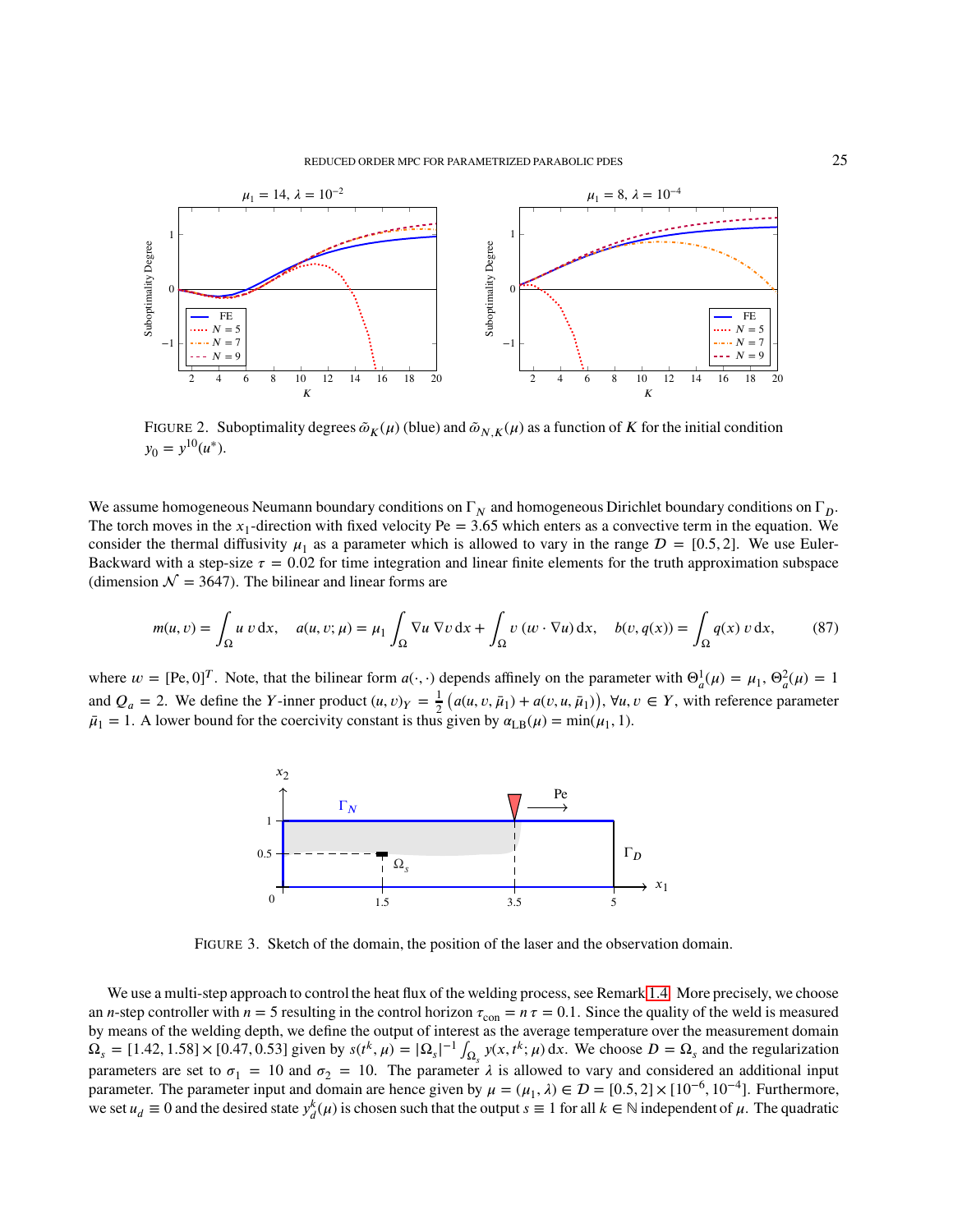FIGURE 2. Suboptimality degrees $\tilde{\omega}_K(\mu)$ (blue) and $\tilde{\omega}_{N,K}(\mu)$ as a function of $K$ for the initial condition $y_0 = y^{10}(u^*)$.

We assume homogeneous Neumann boundary conditions on $\Gamma_N$ and homogeneous Dirichlet boundary conditions on $\Gamma_D$. The torch moves in the $x_1$-direction with fixed velocity Pe = 3.65 which enters as a convective term in the equation. We consider the thermal diffusivity $\mu_1$ as a parameter which is allowed to vary in the range $\mathcal{D} = [0.5, 2]$. We use Euler-Backward with a step-size $\tau = 0.02$ for time integration and linear finite elements for the truth approximation subspace (dimension $\mathcal{N} = 3647$). The bilinear and linear forms are

$$m(u, v) = \int_\Omega u\, v\, \mathrm{d}x, \quad a(u, v; \mu) = \mu_1 \int_\Omega \nabla u\, \nabla v\, \mathrm{d}x + \int_\Omega v\, (w \cdot \nabla u)\, \mathrm{d}x, \quad b(v, q(x)) = \int_\Omega q(x)\, v\, \mathrm{d}x, \tag{87}$$

where $w = [\mathrm{Pe}, 0]^T$. Note, that the bilinear form $a(\cdot, \cdot)$ depends affinely on the parameter with $\Theta_a^1(\mu) = \mu_1$, $\Theta_a^2(\mu) = 1$ and $Q_a = 2$. We define the $Y$-inner product $(u, v)_Y = \frac{1}{2}\left(a(u, v, \bar{\mu}_1) + a(v, u, \bar{\mu}_1)\right)$, $\forall u, v \in Y$, with reference parameter $\bar{\mu}_1 = 1$. A lower bound for the coercivity constant is thus given by $\alpha_{\mathrm{LB}}(\mu) = \min(\mu_1, 1)$.

FIGURE 3. Sketch of the domain, the position of the laser and the observation domain.

We use a multi-step approach to control the heat flux of the welding process, see Remark 1.4. More precisely, we choose an $n$-step controller with $n = 5$ resulting in the control horizon $\tau_{\mathrm{con}} = n\,\tau = 0.1$. Since the quality of the weld is measured by means of the welding depth, we define the output of interest as the average temperature over the measurement domain $\Omega_s = [1.42, 1.58] \times [0.47, 0.53]$ given by $s(t^k, \mu) = |\Omega_s|^{-1} \int_{\Omega_s} y(x, t^k; \mu)\, \mathrm{d}x$. We choose $D = \Omega_s$ and the regularization parameters are set to $\sigma_1 = 10$ and $\sigma_2 = 10$. The parameter $\lambda$ is allowed to vary and considered an additional input parameter. The parameter input and domain are hence given by $\mu = (\mu_1, \lambda) \in \mathcal{D} = [0.5, 2] \times [10^{-6}, 10^{-4}]$. Furthermore, we set $u_d \equiv 0$ and the desired state $y_d^k(\mu)$ is chosen such that the output $s \equiv 1$ for all $k \in \mathbb{N}$ independent of $\mu$. The quadratic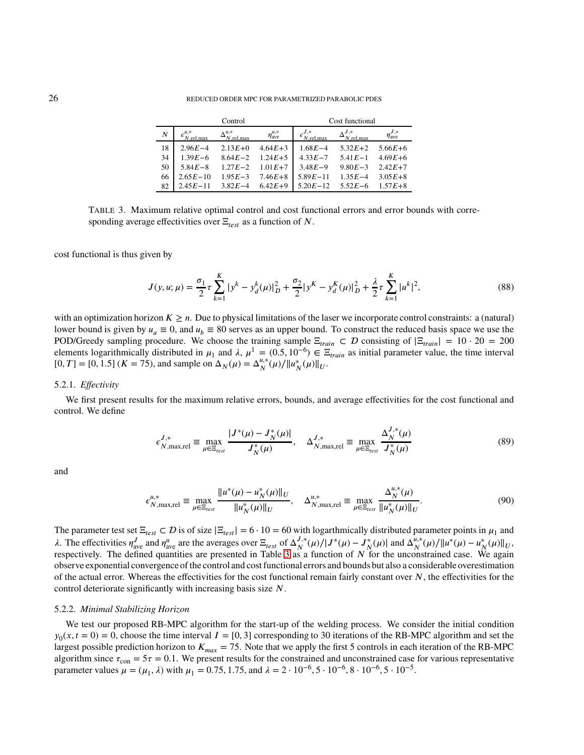|  | Control |  |  | Cost functional |  |  |
|---|---|---|---|---|---|---|
| $N$ | $\epsilon^{u,*}_{N,\text{rel,max}}$ | $\Delta^{u,*}_{N,\text{rel,max}}$ | $\eta^{u,*}_{\text{ave}}$ | $\epsilon^{J,*}_{N,\text{rel,max}}$ | $\Delta^{J,*}_{N,\text{rel,max}}$ | $\eta^{J,*}_{\text{ave}}$ |
| 18 | $2.96E-4$ | $2.13E+0$ | $4.64E+3$ | $1.68E-4$ | $5.32E+2$ | $5.66E+6$ |
| 34 | $1.39E-6$ | $8.64E-2$ | $1.24E+5$ | $4.33E-7$ | $5.41E-1$ | $4.69E+6$ |
| 50 | $5.84E-8$ | $1.27E-2$ | $1.01E+7$ | $3.48E-9$ | $9.80E-3$ | $2.42E+7$ |
| 66 | $2.65E-10$ | $1.95E-3$ | $7.46E+8$ | $5.89E-11$ | $1.35E-4$ | $3.05E+8$ |
| 82 | $2.45E-11$ | $3.82E-4$ | $6.42E+9$ | $5.20E-12$ | $5.52E-6$ | $1.57E+8$ |

TABLE 3. Maximum relative optimal control and cost functional errors and error bounds with corresponding average effectivities over $\Xi_{test}$ as a function of $N$.

cost functional is thus given by

$$J(y,u;\mu) = \frac{\sigma_1}{2}\tau\sum_{k=1}^{K}|y^k - y_d^k(\mu)|_D^2 + \frac{\sigma_2}{2}|y^K - y_d^K(\mu)|_D^2 + \frac{\lambda}{2}\tau\sum_{k=1}^{K}|u^k|^2, \tag{88}$$

with an optimization horizon $K \geq n$. Due to physical limitations of the laser we incorporate control constraints: a (natural) lower bound is given by $u_a \equiv 0$, and $u_b \equiv 80$ serves as an upper bound. To construct the reduced basis space we use the POD/Greedy sampling procedure. We choose the training sample $\Xi_{train} \subset \mathcal{D}$ consisting of $|\Xi_{train}| = 10 \cdot 20 = 200$ elements logarithmically distributed in $\mu_1$ and $\lambda$, $\mu^1 = (0.5, 10^{-6}) \in \Xi_{train}$ as initial parameter value, the time interval $[0,T] = [0, 1.5]$ ($K = 75$), and sample on $\Delta_N(\mu) = \Delta_N^{u,*}(\mu)/\|u_N^*(\mu)\|_U$.

### 5.2.1. *Effectivity*

We first present results for the maximum relative errors, bounds, and average effectivities for the cost functional and control. We define

$$\epsilon^{J,*}_{N,\text{max,rel}} \equiv \max_{\mu\in\Xi_{test}} \frac{|J^*(\mu) - J_N^*(\mu)|}{J_N^*(\mu)}, \quad \Delta^{J,*}_{N,\text{max,rel}} \equiv \max_{\mu\in\Xi_{test}} \frac{\Delta_N^{J,*}(\mu)}{J_N^*(\mu)} \tag{89}$$

and

$$\epsilon^{u,*}_{N,\text{max,rel}} \equiv \max_{\mu\in\Xi_{test}} \frac{\|u^*(\mu) - u_N^*(\mu)\|_U}{\|u_N^*(\mu)\|_U}, \quad \Delta^{u,*}_{N,\text{max,rel}} \equiv \max_{\mu\in\Xi_{test}} \frac{\Delta_N^{u,*}(\mu)}{\|u_N^*(\mu)\|_U}. \tag{90}$$

The parameter test set $\Xi_{test} \subset \mathcal{D}$ is of size $|\Xi_{test}| = 6 \cdot 10 = 60$ with logarthmically distributed parameter points in $\mu_1$ and $\lambda$. The effectivities $\eta^J_{\text{ave}}$ and $\eta^u_{\text{ave}}$ are the averages over $\Xi_{test}$ of $\Delta_N^{J,*}(\mu)/|J^*(\mu) - J_N^*(\mu)|$ and $\Delta_N^{u,*}(\mu)/\|u^*(\mu) - u_N^*(\mu)\|_U$, respectively. The defined quantities are presented in Table 3 as a function of $N$ for the unconstrained case. We again observe exponential convergence of the control and cost functional errors and bounds but also a considerable overestimation of the actual error. Whereas the effectivities for the cost functional remain fairly constant over $N$, the effectivities for the control deteriorate significantly with increasing basis size $N$.

### 5.2.2. *Minimal Stabilizing Horizon*

We test our proposed RB-MPC algorithm for the start-up of the welding process. We consider the initial condition $y_0(x, t = 0) = 0$, choose the time interval $I = [0, 3]$ corresponding to 30 iterations of the RB-MPC algorithm and set the largest possible prediction horizon to $K_{max} = 75$. Note that we apply the first 5 controls in each iteration of the RB-MPC algorithm since $\tau_{\text{con}} = 5\tau = 0.1$. We present results for the constrained and unconstrained case for various representative parameter values $\mu = (\mu_1, \lambda)$ with $\mu_1 = 0.75, 1.75$, and $\lambda = 2 \cdot 10^{-6}, 5 \cdot 10^{-6}, 8 \cdot 10^{-6}, 5 \cdot 10^{-5}$.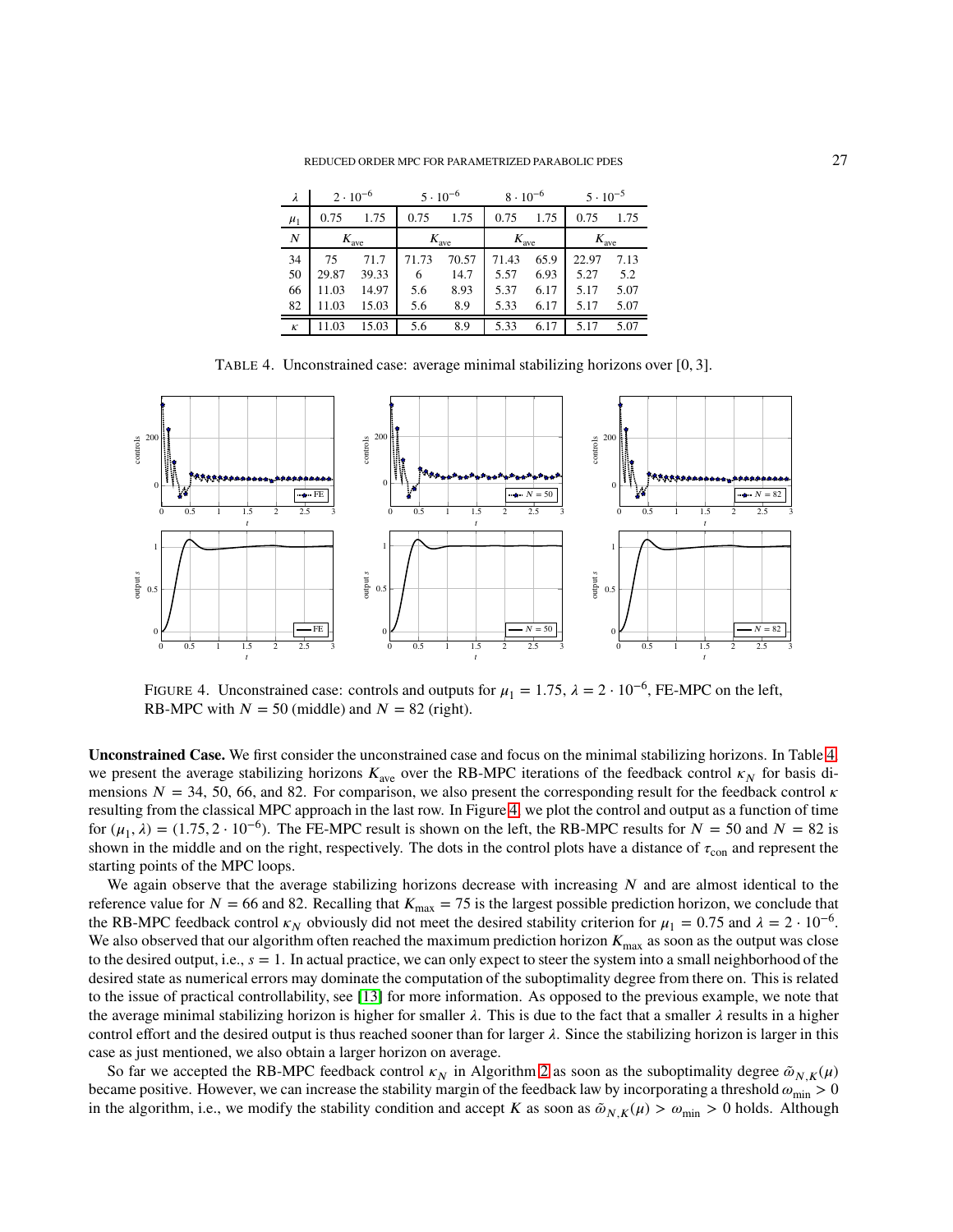| $\lambda$ | $2 \cdot 10^{-6}$ | | $5 \cdot 10^{-6}$ | | $8 \cdot 10^{-6}$ | | $5 \cdot 10^{-5}$ | |
|---|---|---|---|---|---|---|---|---|
| $\mu_1$ | 0.75 | 1.75 | 0.75 | 1.75 | 0.75 | 1.75 | 0.75 | 1.75 |
| $N$ | $K_{\text{ave}}$ | | $K_{\text{ave}}$ | | $K_{\text{ave}}$ | | $K_{\text{ave}}$ | |
| 34 | 75 | 71.7 | 71.73 | 70.57 | 71.43 | 65.9 | 22.97 | 7.13 |
| 50 | 29.87 | 39.33 | 6 | 14.7 | 5.57 | 6.93 | 5.27 | 5.2 |
| 66 | 11.03 | 14.97 | 5.6 | 8.93 | 5.37 | 6.17 | 5.17 | 5.07 |
| 82 | 11.03 | 15.03 | 5.6 | 8.9 | 5.33 | 6.17 | 5.17 | 5.07 |
| $\kappa$ | 11.03 | 15.03 | 5.6 | 8.9 | 5.33 | 6.17 | 5.17 | 5.07 |

TABLE 4. Unconstrained case: average minimal stabilizing horizons over $[0, 3]$.

FIGURE 4. Unconstrained case: controls and outputs for $\mu_1 = 1.75$, $\lambda = 2 \cdot 10^{-6}$, FE-MPC on the left, RB-MPC with $N = 50$ (middle) and $N = 82$ (right).

**Unconstrained Case.** We first consider the unconstrained case and focus on the minimal stabilizing horizons. In Table 4 we present the average stabilizing horizons $K_{\text{ave}}$ over the RB-MPC iterations of the feedback control $\kappa_N$ for basis dimensions $N = 34$, 50, 66, and 82. For comparison, we also present the corresponding result for the feedback control $\kappa$ resulting from the classical MPC approach in the last row. In Figure 4, we plot the control and output as a function of time for $(\mu_1, \lambda) = (1.75, 2 \cdot 10^{-6})$. The FE-MPC result is shown on the left, the RB-MPC results for $N = 50$ and $N = 82$ is shown in the middle and on the right, respectively. The dots in the control plots have a distance of $\tau_{\text{con}}$ and represent the starting points of the MPC loops.

We again observe that the average stabilizing horizons decrease with increasing $N$ and are almost identical to the reference value for $N = 66$ and 82. Recalling that $K_{\text{max}} = 75$ is the largest possible prediction horizon, we conclude that the RB-MPC feedback control $\kappa_N$ obviously did not meet the desired stability criterion for $\mu_1 = 0.75$ and $\lambda = 2 \cdot 10^{-6}$. We also observed that our algorithm often reached the maximum prediction horizon $K_{\text{max}}$ as soon as the output was close to the desired output, i.e., $s = 1$. In actual practice, we can only expect to steer the system into a small neighborhood of the desired state as numerical errors may dominate the computation of the suboptimality degree from there on. This is related to the issue of practical controllability, see [13] for more information. As opposed to the previous example, we note that the average minimal stabilizing horizon is higher for smaller $\lambda$. This is due to the fact that a smaller $\lambda$ results in a higher control effort and the desired output is thus reached sooner than for larger $\lambda$. Since the stabilizing horizon is larger in this case as just mentioned, we also obtain a larger horizon on average.

So far we accepted the RB-MPC feedback control $\kappa_N$ in Algorithm 2 as soon as the suboptimality degree $\tilde{\omega}_{N,K}(\mu)$ became positive. However, we can increase the stability margin of the feedback law by incorporating a threshold $\omega_{\text{min}} > 0$ in the algorithm, i.e., we modify the stability condition and accept $K$ as soon as $\tilde{\omega}_{N,K}(\mu) > \omega_{\text{min}} > 0$ holds. Although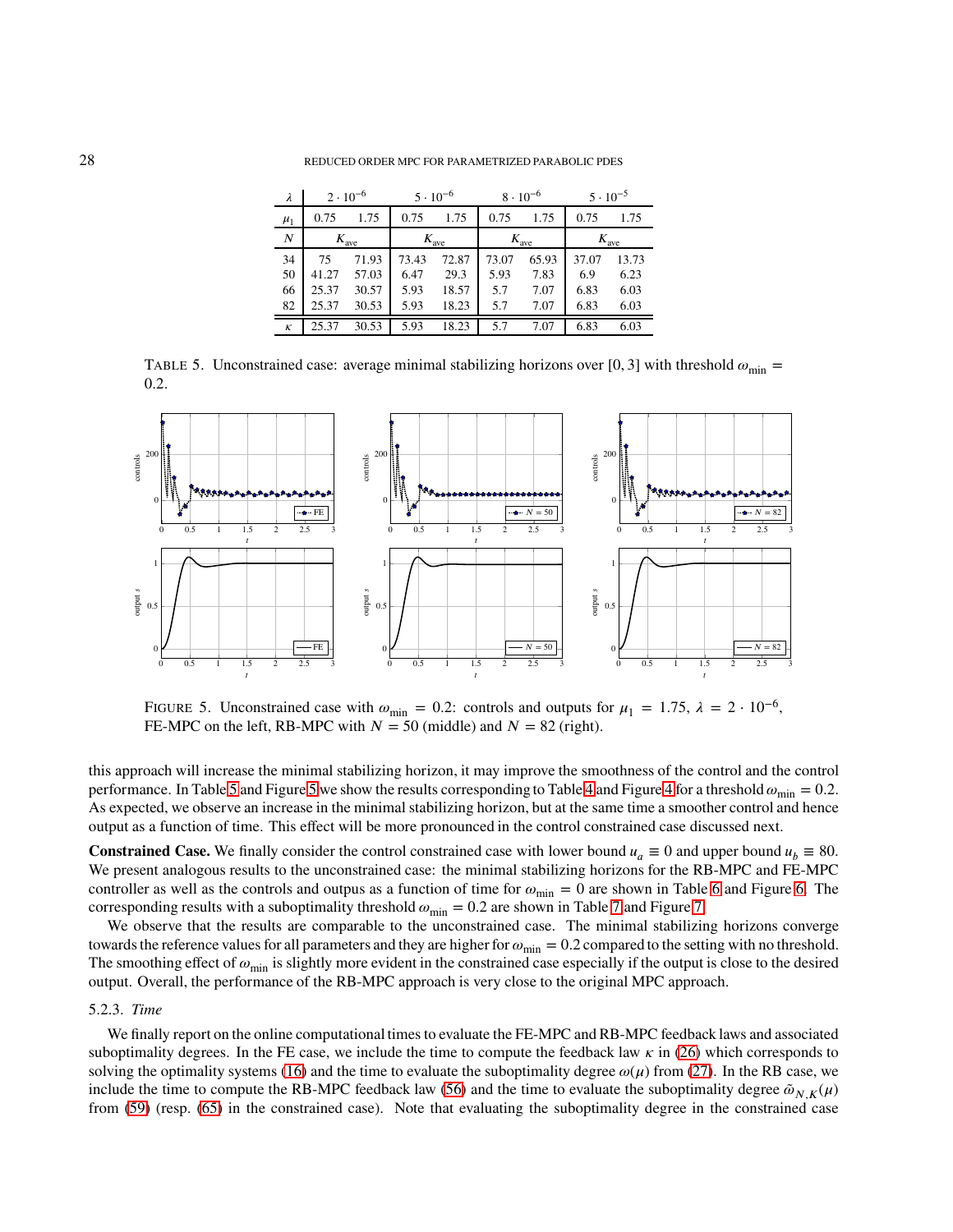| $\lambda$ | $2 \cdot 10^{-6}$ | | $5 \cdot 10^{-6}$ | | $8 \cdot 10^{-6}$ | | $5 \cdot 10^{-5}$ | |
|---|---|---|---|---|---|---|---|---|
| $\mu_1$ | 0.75 | 1.75 | 0.75 | 1.75 | 0.75 | 1.75 | 0.75 | 1.75 |
| $N$ | $K_{\text{ave}}$ | | $K_{\text{ave}}$ | | $K_{\text{ave}}$ | | $K_{\text{ave}}$ | |
| 34 | 75 | 71.93 | 73.43 | 72.87 | 73.07 | 65.93 | 37.07 | 13.73 |
| 50 | 41.27 | 57.03 | 6.47 | 29.3 | 5.93 | 7.83 | 6.9 | 6.23 |
| 66 | 25.37 | 30.57 | 5.93 | 18.57 | 5.7 | 7.07 | 6.83 | 6.03 |
| 82 | 25.37 | 30.53 | 5.93 | 18.23 | 5.7 | 7.07 | 6.83 | 6.03 |
| $\kappa$ | 25.37 | 30.53 | 5.93 | 18.23 | 5.7 | 7.07 | 6.83 | 6.03 |

TABLE 5. Unconstrained case: average minimal stabilizing horizons over $[0, 3]$ with threshold $\omega_{\min} = 0.2$.

FIGURE 5. Unconstrained case with $\omega_{\min} = 0.2$: controls and outputs for $\mu_1 = 1.75$, $\lambda = 2 \cdot 10^{-6}$, FE-MPC on the left, RB-MPC with $N = 50$ (middle) and $N = 82$ (right).

this approach will increase the minimal stabilizing horizon, it may improve the smoothness of the control and the control performance. In Table 5 and Figure 5 we show the results corresponding to Table 4 and Figure 4 for a threshold $\omega_{\min} = 0.2$. As expected, we observe an increase in the minimal stabilizing horizon, but at the same time a smoother control and hence output as a function of time. This effect will be more pronounced in the control constrained case discussed next.

**Constrained Case.** We finally consider the control constrained case with lower bound $u_a \equiv 0$ and upper bound $u_b \equiv 80$. We present analogous results to the unconstrained case: the minimal stabilizing horizons for the RB-MPC and FE-MPC controller as well as the controls and outpus as a function of time for $\omega_{\min} = 0$ are shown in Table 6 and Figure 6. The corresponding results with a suboptimality threshold $\omega_{\min} = 0.2$ are shown in Table 7 and Figure 7.

We observe that the results are comparable to the unconstrained case. The minimal stabilizing horizons converge towards the reference values for all parameters and they are higher for $\omega_{\min} = 0.2$ compared to the setting with no threshold. The smoothing effect of $\omega_{\min}$ is slightly more evident in the constrained case especially if the output is close to the desired output. Overall, the performance of the RB-MPC approach is very close to the original MPC approach.

### 5.2.3. *Time*

We finally report on the online computational times to evaluate the FE-MPC and RB-MPC feedback laws and associated suboptimality degrees. In the FE case, we include the time to compute the feedback law $\kappa$ in (26) which corresponds to solving the optimality systems (16) and the time to evaluate the suboptimality degree $\omega(\mu)$ from (27). In the RB case, we include the time to compute the RB-MPC feedback law (56) and the time to evaluate the suboptimality degree $\tilde{\omega}_{N,K}(\mu)$ from (59) (resp. (65) in the constrained case). Note that evaluating the suboptimality degree in the constrained case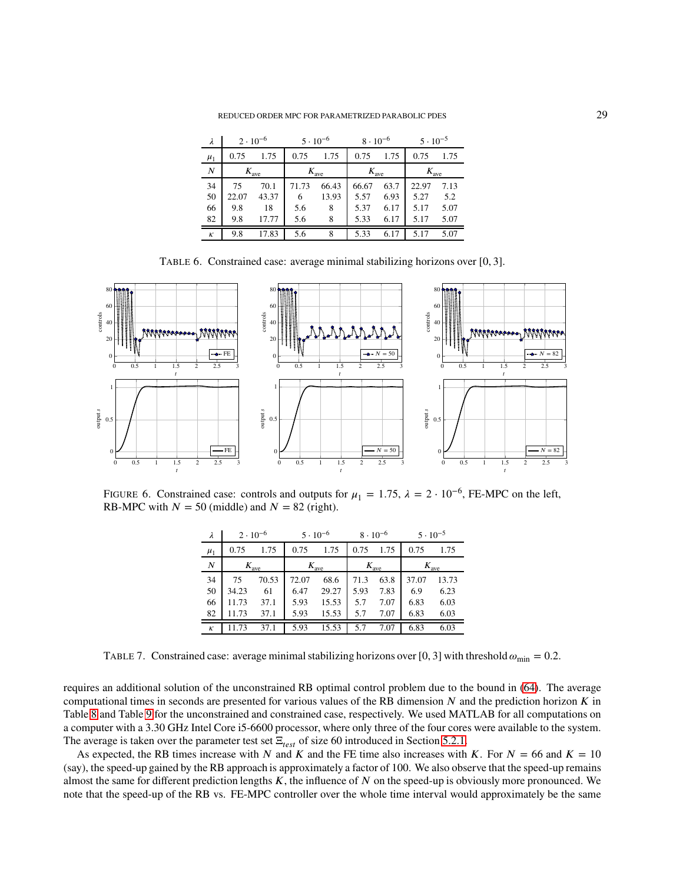| $\lambda$ | $2 \cdot 10^{-6}$ | | $5 \cdot 10^{-6}$ | | $8 \cdot 10^{-6}$ | | $5 \cdot 10^{-5}$ | |
|---|---|---|---|---|---|---|---|---|
| $\mu_1$ | 0.75 | 1.75 | 0.75 | 1.75 | 0.75 | 1.75 | 0.75 | 1.75 |
| $N$ | $K_{\text{ave}}$ | | $K_{\text{ave}}$ | | $K_{\text{ave}}$ | | $K_{\text{ave}}$ | |
| 34 | 75 | 70.1 | 71.73 | 66.43 | 66.67 | 63.7 | 22.97 | 7.13 |
| 50 | 22.07 | 43.37 | 6 | 13.93 | 5.57 | 6.93 | 5.27 | 5.2 |
| 66 | 9.8 | 18 | 5.6 | 8 | 5.37 | 6.17 | 5.17 | 5.07 |
| 82 | 9.8 | 17.77 | 5.6 | 8 | 5.33 | 6.17 | 5.17 | 5.07 |
| $\kappa$ | 9.8 | 17.83 | 5.6 | 8 | 5.33 | 6.17 | 5.17 | 5.07 |

TABLE 6. Constrained case: average minimal stabilizing horizons over $[0, 3]$.

FIGURE 6. Constrained case: controls and outputs for $\mu_1 = 1.75$, $\lambda = 2 \cdot 10^{-6}$, FE-MPC on the left, RB-MPC with $N = 50$ (middle) and $N = 82$ (right).

| $\lambda$ | $2 \cdot 10^{-6}$ | | $5 \cdot 10^{-6}$ | | $8 \cdot 10^{-6}$ | | $5 \cdot 10^{-5}$ | |
|---|---|---|---|---|---|---|---|---|
| $\mu_1$ | 0.75 | 1.75 | 0.75 | 1.75 | 0.75 | 1.75 | 0.75 | 1.75 |
| $N$ | $K_{\text{ave}}$ | | $K_{\text{ave}}$ | | $K_{\text{ave}}$ | | $K_{\text{ave}}$ | |
| 34 | 75 | 70.53 | 72.07 | 68.6 | 71.3 | 63.8 | 37.07 | 13.73 |
| 50 | 34.23 | 61 | 6.47 | 29.27 | 5.93 | 7.83 | 6.9 | 6.23 |
| 66 | 11.73 | 37.1 | 5.93 | 15.53 | 5.7 | 7.07 | 6.83 | 6.03 |
| 82 | 11.73 | 37.1 | 5.93 | 15.53 | 5.7 | 7.07 | 6.83 | 6.03 |
| $\kappa$ | 11.73 | 37.1 | 5.93 | 15.53 | 5.7 | 7.07 | 6.83 | 6.03 |

TABLE 7. Constrained case: average minimal stabilizing horizons over $[0, 3]$ with threshold $\omega_{\min} = 0.2$.

requires an additional solution of the unconstrained RB optimal control problem due to the bound in (64). The average computational times in seconds are presented for various values of the RB dimension $N$ and the prediction horizon $K$ in Table 8 and Table 9 for the unconstrained and constrained case, respectively. We used MATLAB for all computations on a computer with a 3.30 GHz Intel Core i5-6600 processor, where only three of the four cores were available to the system. The average is taken over the parameter test set $\Xi_{test}$ of size 60 introduced in Section 5.2.1.

As expected, the RB times increase with $N$ and $K$ and the FE time also increases with $K$. For $N = 66$ and $K = 10$ (say), the speed-up gained by the RB approach is approximately a factor of 100. We also observe that the speed-up remains almost the same for different prediction lengths $K$, the influence of $N$ on the speed-up is obviously more pronounced. We note that the speed-up of the RB vs. FE-MPC controller over the whole time interval would approximately be the same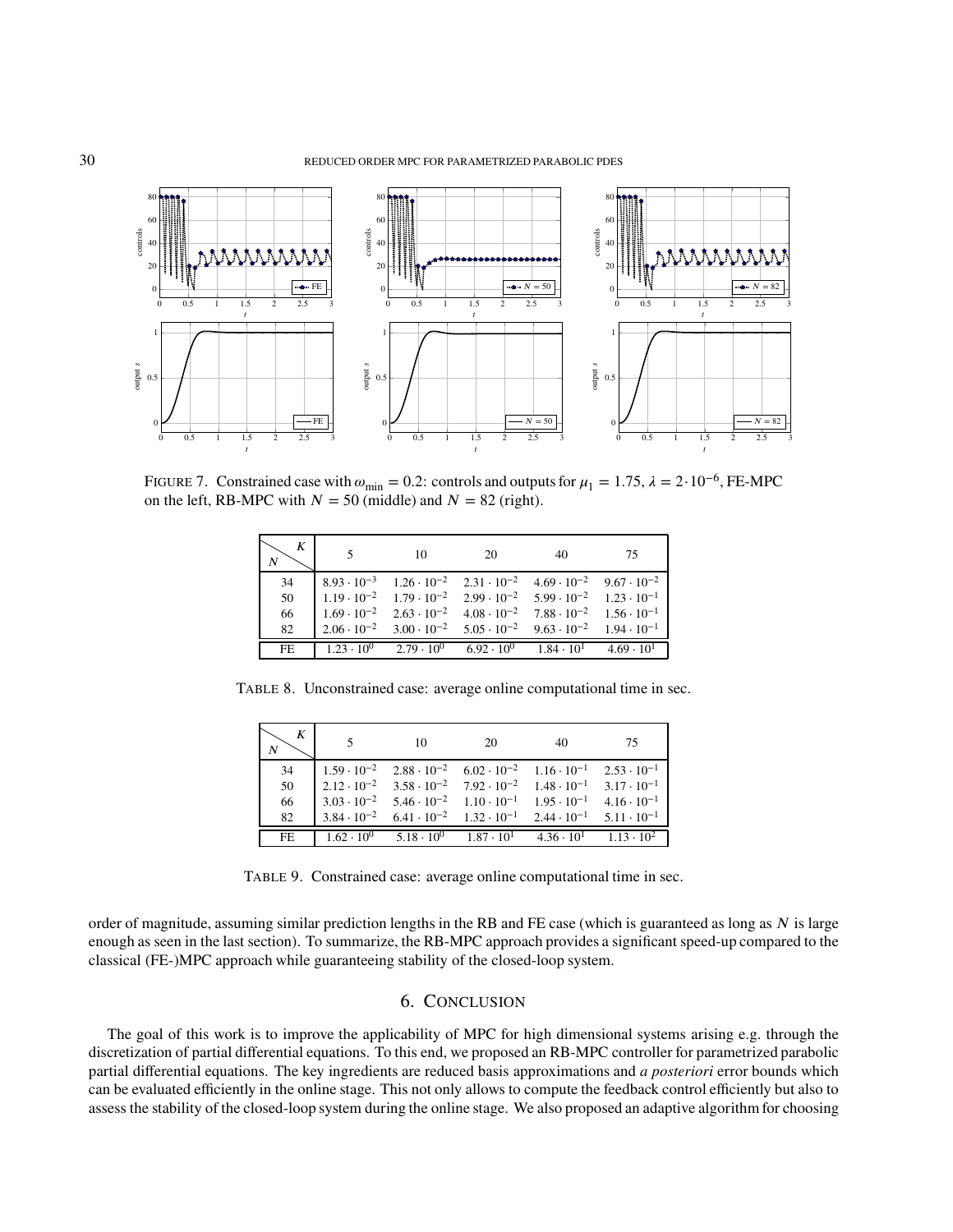FIGURE 7. Constrained case with $\omega_{\min} = 0.2$: controls and outputs for $\mu_1 = 1.75$, $\lambda = 2\cdot 10^{-6}$, FE-MPC on the left, RB-MPC with $N = 50$ (middle) and $N = 82$ (right).

| $N$ \ $K$ | 5 | 10 | 20 | 40 | 75 |
|---|---|---|---|---|---|
| 34 | $8.93 \cdot 10^{-3}$ | $1.26 \cdot 10^{-2}$ | $2.31 \cdot 10^{-2}$ | $4.69 \cdot 10^{-2}$ | $9.67 \cdot 10^{-2}$ |
| 50 | $1.19 \cdot 10^{-2}$ | $1.79 \cdot 10^{-2}$ | $2.99 \cdot 10^{-2}$ | $5.99 \cdot 10^{-2}$ | $1.23 \cdot 10^{-1}$ |
| 66 | $1.69 \cdot 10^{-2}$ | $2.63 \cdot 10^{-2}$ | $4.08 \cdot 10^{-2}$ | $7.88 \cdot 10^{-2}$ | $1.56 \cdot 10^{-1}$ |
| 82 | $2.06 \cdot 10^{-2}$ | $3.00 \cdot 10^{-2}$ | $5.05 \cdot 10^{-2}$ | $9.63 \cdot 10^{-2}$ | $1.94 \cdot 10^{-1}$ |
| FE | $1.23 \cdot 10^{0}$ | $2.79 \cdot 10^{0}$ | $6.92 \cdot 10^{0}$ | $1.84 \cdot 10^{1}$ | $4.69 \cdot 10^{1}$ |

TABLE 8. Unconstrained case: average online computational time in sec.

| $N$ \ $K$ | 5 | 10 | 20 | 40 | 75 |
|---|---|---|---|---|---|
| 34 | $1.59 \cdot 10^{-2}$ | $2.88 \cdot 10^{-2}$ | $6.02 \cdot 10^{-2}$ | $1.16 \cdot 10^{-1}$ | $2.53 \cdot 10^{-1}$ |
| 50 | $2.12 \cdot 10^{-2}$ | $3.58 \cdot 10^{-2}$ | $7.92 \cdot 10^{-2}$ | $1.48 \cdot 10^{-1}$ | $3.17 \cdot 10^{-1}$ |
| 66 | $3.03 \cdot 10^{-2}$ | $5.46 \cdot 10^{-2}$ | $1.10 \cdot 10^{-1}$ | $1.95 \cdot 10^{-1}$ | $4.16 \cdot 10^{-1}$ |
| 82 | $3.84 \cdot 10^{-2}$ | $6.41 \cdot 10^{-2}$ | $1.32 \cdot 10^{-1}$ | $2.44 \cdot 10^{-1}$ | $5.11 \cdot 10^{-1}$ |
| FE | $1.62 \cdot 10^{0}$ | $5.18 \cdot 10^{0}$ | $1.87 \cdot 10^{1}$ | $4.36 \cdot 10^{1}$ | $1.13 \cdot 10^{2}$ |

TABLE 9. Constrained case: average online computational time in sec.

order of magnitude, assuming similar prediction lengths in the RB and FE case (which is guaranteed as long as $N$ is large enough as seen in the last section). To summarize, the RB-MPC approach provides a significant speed-up compared to the classical (FE-)MPC approach while guaranteeing stability of the closed-loop system.

## 6. CONCLUSION

The goal of this work is to improve the applicability of MPC for high dimensional systems arising e.g. through the discretization of partial differential equations. To this end, we proposed an RB-MPC controller for parametrized parabolic partial differential equations. The key ingredients are reduced basis approximations and *a posteriori* error bounds which can be evaluated efficiently in the online stage. This not only allows to compute the feedback control efficiently but also to assess the stability of the closed-loop system during the online stage. We also proposed an adaptive algorithm for choosing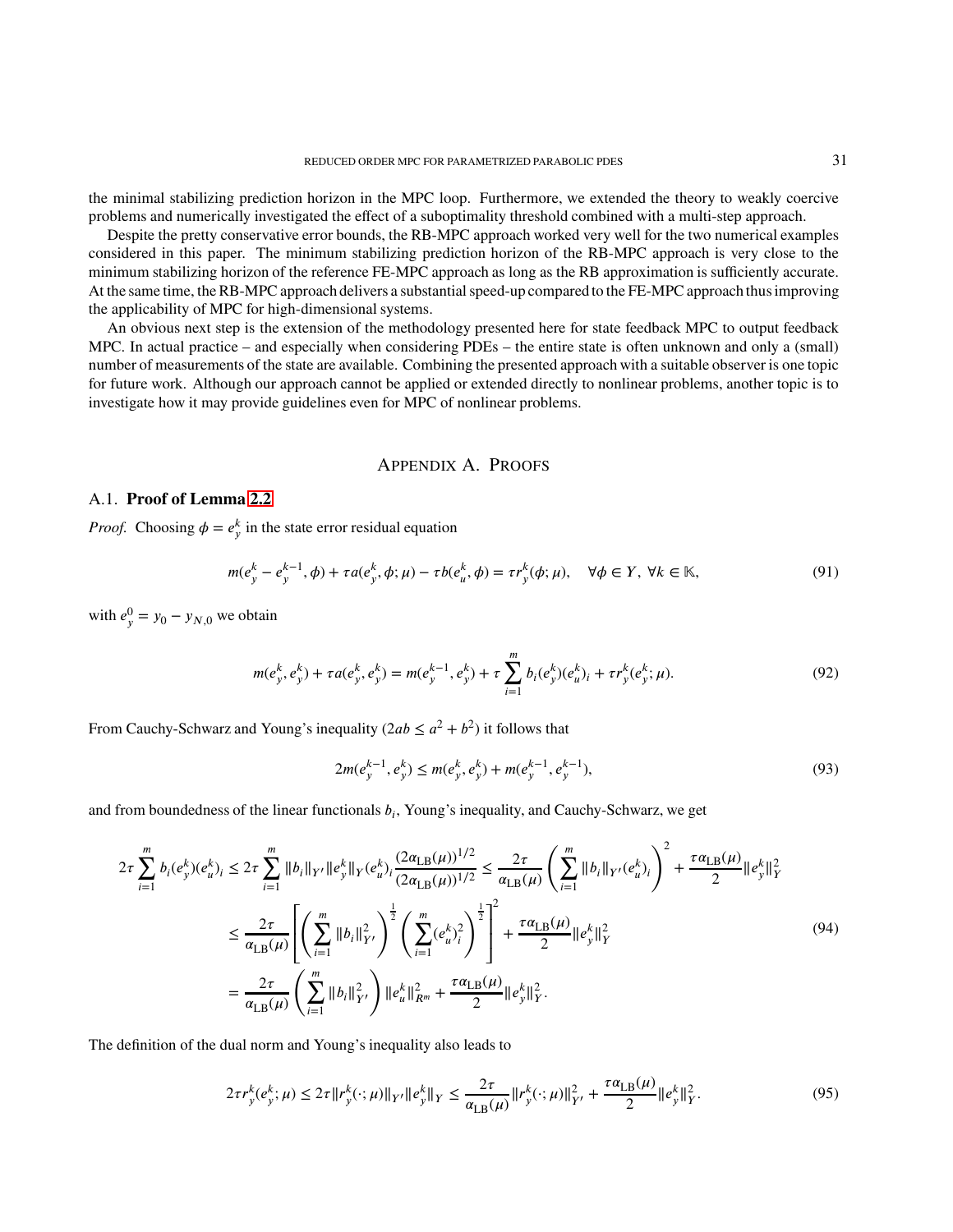the minimal stabilizing prediction horizon in the MPC loop. Furthermore, we extended the theory to weakly coercive problems and numerically investigated the effect of a suboptimality threshold combined with a multi-step approach.

Despite the pretty conservative error bounds, the RB-MPC approach worked very well for the two numerical examples considered in this paper. The minimum stabilizing prediction horizon of the RB-MPC approach is very close to the minimum stabilizing horizon of the reference FE-MPC approach as long as the RB approximation is sufficiently accurate. At the same time, the RB-MPC approach delivers a substantial speed-up compared to the FE-MPC approach thus improving the applicability of MPC for high-dimensional systems.

An obvious next step is the extension of the methodology presented here for state feedback MPC to output feedback MPC. In actual practice – and especially when considering PDEs – the entire state is often unknown and only a (small) number of measurements of the state are available. Combining the presented approach with a suitable observer is one topic for future work. Although our approach cannot be applied or extended directly to nonlinear problems, another topic is to investigate how it may provide guidelines even for MPC of nonlinear problems.

## Appendix A. Proofs

### A.1. **Proof of Lemma 2.2**

*Proof.* Choosing $\phi = e_y^k$ in the state error residual equation

$$m(e_y^k - e_y^{k-1}, \phi) + \tau a(e_y^k, \phi; \mu) - \tau b(e_u^k, \phi) = \tau r_y^k(\phi; \mu), \quad \forall \phi \in Y, \ \forall k \in \mathbb{K}, \tag{91}$$

with $e_y^0 = y_0 - y_{N,0}$ we obtain

$$m(e_y^k, e_y^k) + \tau a(e_y^k, e_y^k) = m(e_y^{k-1}, e_y^k) + \tau \sum_{i=1}^{m} b_i(e_y^k)(e_u^k)_i + \tau r_y^k(e_y^k; \mu). \tag{92}$$

From Cauchy-Schwarz and Young's inequality ($2ab \le a^2 + b^2$) it follows that

$$2m(e_y^{k-1}, e_y^k) \le m(e_y^k, e_y^k) + m(e_y^{k-1}, e_y^{k-1}), \tag{93}$$

and from boundedness of the linear functionals $b_i$, Young's inequality, and Cauchy-Schwarz, we get

$$\begin{aligned}
2\tau \sum_{i=1}^{m} b_i(e_y^k)(e_u^k)_i &\le 2\tau \sum_{i=1}^{m} \|b_i\|_{Y'} \|e_y^k\|_Y (e_u^k)_i \frac{(2\alpha_{\mathrm{LB}}(\mu))^{1/2}}{(2\alpha_{\mathrm{LB}}(\mu))^{1/2}} \le \frac{2\tau}{\alpha_{\mathrm{LB}}(\mu)} \left( \sum_{i=1}^{m} \|b_i\|_{Y'} (e_u^k)_i \right)^2 + \frac{\tau \alpha_{\mathrm{LB}}(\mu)}{2} \|e_y^k\|_Y^2 \\
&\le \frac{2\tau}{\alpha_{\mathrm{LB}}(\mu)} \left[ \left( \sum_{i=1}^{m} \|b_i\|_{Y'}^2 \right)^{\frac{1}{2}} \left( \sum_{i=1}^{m} (e_u^k)_i^2 \right)^{\frac{1}{2}} \right]^2 + \frac{\tau \alpha_{\mathrm{LB}}(\mu)}{2} \|e_y^k\|_Y^2 \\
&= \frac{2\tau}{\alpha_{\mathrm{LB}}(\mu)} \left( \sum_{i=1}^{m} \|b_i\|_{Y'}^2 \right) \|e_u^k\|_{R^m}^2 + \frac{\tau \alpha_{\mathrm{LB}}(\mu)}{2} \|e_y^k\|_Y^2.
\end{aligned} \tag{94}$$

The definition of the dual norm and Young's inequality also leads to

$$2\tau r_y^k(e_y^k; \mu) \le 2\tau \|r_y^k(\cdot; \mu)\|_{Y'} \|e_y^k\|_Y \le \frac{2\tau}{\alpha_{\mathrm{LB}}(\mu)} \|r_y^k(\cdot; \mu)\|_{Y'}^2 + \frac{\tau \alpha_{\mathrm{LB}}(\mu)}{2} \|e_y^k\|_Y^2. \tag{95}$$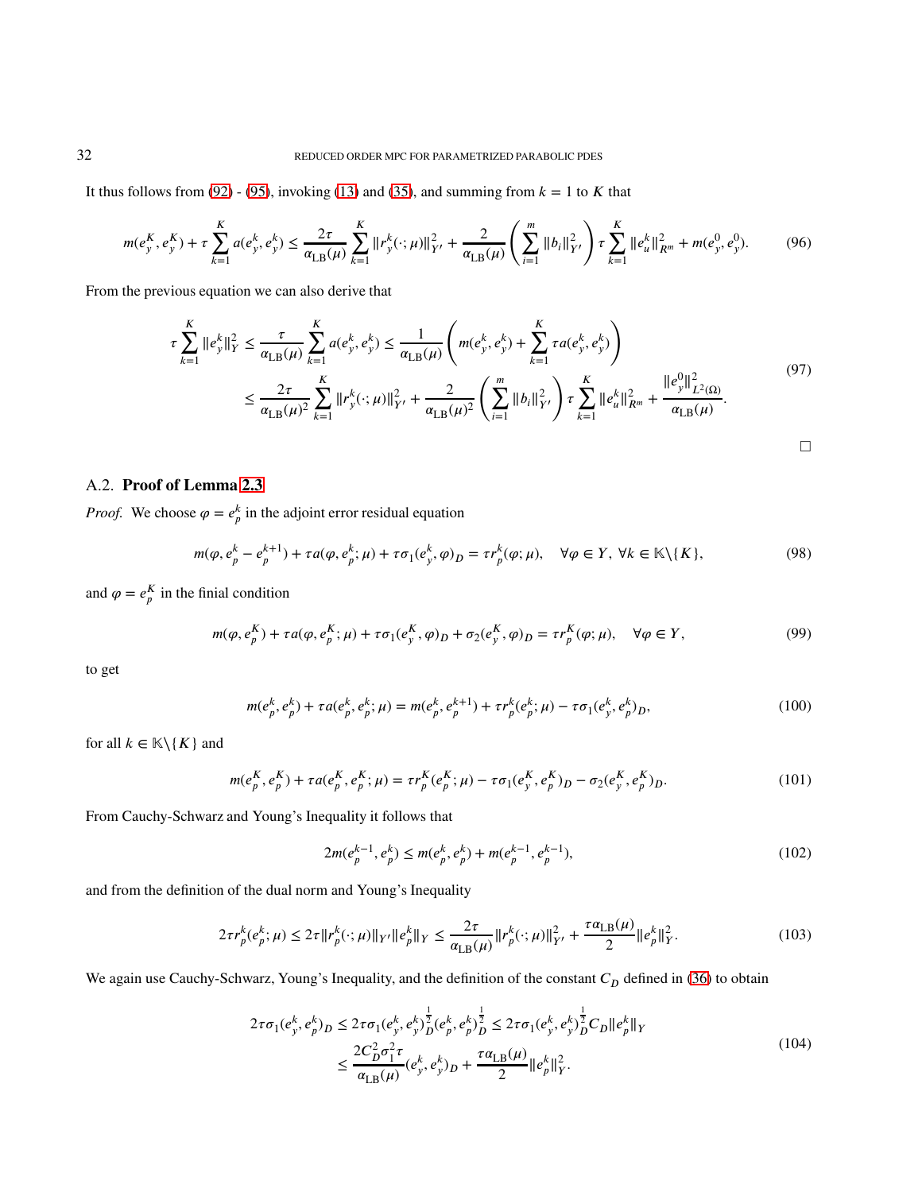It thus follows from (92) - (95), invoking (13) and (35), and summing from $k = 1$ to $K$ that

$$
m(e_y^K, e_y^K) + \tau \sum_{k=1}^{K} a(e_y^k, e_y^k) \leq \frac{2\tau}{\alpha_{\mathrm{LB}}(\mu)} \sum_{k=1}^{K} \|r_y^k(\cdot;\mu)\|_{Y'}^2 + \frac{2}{\alpha_{\mathrm{LB}}(\mu)} \left( \sum_{i=1}^{m} \|b_i\|_{Y'}^2 \right) \tau \sum_{k=1}^{K} \|e_u^k\|_{R^m}^2 + m(e_y^0, e_y^0). \tag{96}
$$

From the previous equation we can also derive that

$$
\begin{aligned}
\tau \sum_{k=1}^{K} \|e_y^k\|_Y^2 &\leq \frac{\tau}{\alpha_{\mathrm{LB}}(\mu)} \sum_{k=1}^{K} a(e_y^k, e_y^k) \leq \frac{1}{\alpha_{\mathrm{LB}}(\mu)} \left( m(e_y^K, e_y^K) + \sum_{k=1}^{K} \tau a(e_y^k, e_y^k) \right) \\
&\leq \frac{2\tau}{\alpha_{\mathrm{LB}}(\mu)^2} \sum_{k=1}^{K} \|r_y^k(\cdot;\mu)\|_{Y'}^2 + \frac{2}{\alpha_{\mathrm{LB}}(\mu)^2} \left( \sum_{i=1}^{m} \|b_i\|_{Y'}^2 \right) \tau \sum_{k=1}^{K} \|e_u^k\|_{R^m}^2 + \frac{\|e_y^0\|_{L^2(\Omega)}^2}{\alpha_{\mathrm{LB}}(\mu)}.
\end{aligned} \tag{97}
$$

□

## A.2. **Proof of Lemma 2.3**

*Proof.* We choose $\varphi = e_p^k$ in the adjoint error residual equation

$$
m(\varphi, e_p^k - e_p^{k+1}) + \tau a(\varphi, e_p^k; \mu) + \tau \sigma_1 (e_y^k, \varphi)_D = \tau r_p^k(\varphi; \mu), \quad \forall \varphi \in Y, \ \forall k \in \mathbb{K} \backslash \{K\}, \tag{98}
$$

and $\varphi = e_p^K$ in the finial condition

$$
m(\varphi, e_p^K) + \tau a(\varphi, e_p^K; \mu) + \tau \sigma_1 (e_y^K, \varphi)_D + \sigma_2 (e_y^K, \varphi)_D = \tau r_p^K(\varphi; \mu), \quad \forall \varphi \in Y, \tag{99}
$$

to get

$$
m(e_p^k, e_p^k) + \tau a(e_p^k, e_p^k; \mu) = m(e_p^k, e_p^{k+1}) + \tau r_p^k(e_p^k; \mu) - \tau \sigma_1 (e_y^k, e_p^k)_D, \tag{100}
$$

for all $k \in \mathbb{K} \backslash \{K\}$ and

$$
m(e_p^K, e_p^K) + \tau a(e_p^K, e_p^K; \mu) = \tau r_p^K(e_p^K; \mu) - \tau \sigma_1 (e_y^K, e_p^K)_D - \sigma_2 (e_y^K, e_p^K)_D. \tag{101}
$$

From Cauchy-Schwarz and Young's Inequality it follows that

$$
2m(e_p^{k-1}, e_p^k) \leq m(e_p^k, e_p^k) + m(e_p^{k-1}, e_p^{k-1}), \tag{102}
$$

and from the definition of the dual norm and Young's Inequality

$$
2\tau r_p^k(e_p^k; \mu) \leq 2\tau \|r_p^k(\cdot;\mu)\|_{Y'} \|e_p^k\|_Y \leq \frac{2\tau}{\alpha_{\mathrm{LB}}(\mu)} \|r_p^k(\cdot;\mu)\|_{Y'}^2 + \frac{\tau \alpha_{\mathrm{LB}}(\mu)}{2} \|e_p^k\|_Y^2. \tag{103}
$$

We again use Cauchy-Schwarz, Young's Inequality, and the definition of the constant $C_D$ defined in (36) to obtain

$$
\begin{aligned}
2\tau \sigma_1 (e_y^k, e_p^k)_D &\leq 2\tau \sigma_1 (e_y^k, e_y^k)_D^{\frac{1}{2}} (e_p^k, e_p^k)_D^{\frac{1}{2}} \leq 2\tau \sigma_1 (e_y^k, e_y^k)_D^{\frac{1}{2}} C_D \|e_p^k\|_Y \\
&\leq \frac{2C_D^2 \sigma_1^2 \tau}{\alpha_{\mathrm{LB}}(\mu)} (e_y^k, e_y^k)_D + \frac{\tau \alpha_{\mathrm{LB}}(\mu)}{2} \|e_p^k\|_Y^2.
\end{aligned} \tag{104}
$$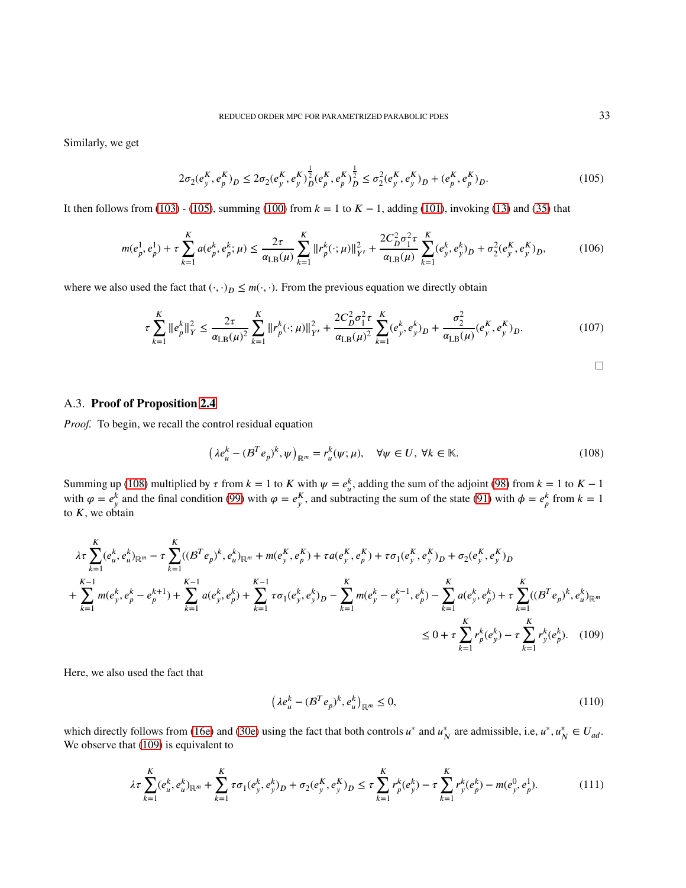Similarly, we get

$$2\sigma_2(e_y^K, e_p^K)_D \leq 2\sigma_2(e_y^K, e_y^K)_D^{\frac{1}{2}}(e_p^K, e_p^K)_D^{\frac{1}{2}} \leq \sigma_2^2(e_y^K, e_y^K)_D + (e_p^K, e_p^K)_D. \tag{105}$$

It then follows from (103) - (105), summing (100) from $k = 1$ to $K - 1$, adding (101), invoking (13) and (35) that

$$m(e_p^1, e_p^1) + \tau \sum_{k=1}^{K} a(e_p^k, e_p^k; \mu) \leq \frac{2\tau}{\alpha_{\mathrm{LB}}(\mu)} \sum_{k=1}^{K} \|r_p^k(\cdot; \mu)\|_{Y'}^2 + \frac{2C_D^2 \sigma_1^2 \tau}{\alpha_{\mathrm{LB}}(\mu)} \sum_{k=1}^{K} (e_y^k, e_y^k)_D + \sigma_2^2 (e_y^K, e_y^K)_D, \tag{106}$$

where we also used the fact that $(\cdot,\cdot)_D \leq m(\cdot,\cdot)$. From the previous equation we directly obtain

$$\tau \sum_{k=1}^{K} \|e_p^k\|_Y^2 \leq \frac{2\tau}{\alpha_{\mathrm{LB}}(\mu)^2} \sum_{k=1}^{K} \|r_p^k(\cdot; \mu)\|_{Y'}^2 + \frac{2C_D^2 \sigma_1^2 \tau}{\alpha_{\mathrm{LB}}(\mu)^2} \sum_{k=1}^{K} (e_y^k, e_y^k)_D + \frac{\sigma_2^2}{\alpha_{\mathrm{LB}}(\mu)} (e_y^K, e_y^K)_D. \tag{107}$$

□

## A.3. **Proof of Proposition 2.4**

*Proof.* To begin, we recall the control residual equation

$$\left(\lambda e_u^k - (\mathcal{B}^T e_p)^k, \psi\right)_{\mathbb{R}^m} = r_u^k(\psi; \mu), \quad \forall \psi \in U, \ \forall k \in \mathbb{K}. \tag{108}$$

Summing up (108) multiplied by $\tau$ from $k = 1$ to $K$ with $\psi = e_u^k$, adding the sum of the adjoint (98) from $k = 1$ to $K - 1$ with $\varphi = e_y^k$ and the final condition (99) with $\varphi = e_y^K$, and subtracting the sum of the state (91) with $\phi = e_p^k$ from $k = 1$ to $K$, we obtain

$$\begin{aligned}
&\lambda\tau \sum_{k=1}^{K} (e_u^k, e_u^k)_{\mathbb{R}^m} - \tau \sum_{k=1}^{K} ((\mathcal{B}^T e_p)^k, e_u^k)_{\mathbb{R}^m} + m(e_y^K, e_p^K) + \tau a(e_y^K, e_p^K) + \tau\sigma_1(e_y^K, e_y^K)_D + \sigma_2(e_y^K, e_y^K)_D \\
&+ \sum_{k=1}^{K-1} m(e_y^k, e_p^k - e_p^{k+1}) + \sum_{k=1}^{K-1} a(e_y^k, e_p^k) + \sum_{k=1}^{K-1} \tau\sigma_1(e_y^k, e_y^k)_D - \sum_{k=1}^{K} m(e_y^k - e_y^{k-1}, e_p^k) - \sum_{k=1}^{K} a(e_y^k, e_p^k) + \tau \sum_{k=1}^{K} ((\mathcal{B}^T e_p)^k, e_u^k)_{\mathbb{R}^m} \\
&\leq 0 + \tau \sum_{k=1}^{K} r_p^k(e_y^k) - \tau \sum_{k=1}^{K} r_y^k(e_p^k).
\end{aligned} \tag{109}$$

Here, we also used the fact that

$$\left(\lambda e_u^k - (\mathcal{B}^T e_p)^k, e_u^k\right)_{\mathbb{R}^m} \leq 0, \tag{110}$$

which directly follows from (16e) and (30e) using the fact that both controls $u^*$ and $u_N^*$ are admissible, i.e, $u^*, u_N^* \in U_{ad}$. We observe that (109) is equivalent to

$$\lambda\tau \sum_{k=1}^{K} (e_u^k, e_u^k)_{\mathbb{R}^m} + \sum_{k=1}^{K} \tau\sigma_1(e_y^k, e_y^k)_D + \sigma_2(e_y^K, e_y^K)_D \leq \tau \sum_{k=1}^{K} r_p^k(e_y^k) - \tau \sum_{k=1}^{K} r_y^k(e_p^k) - m(e_y^0, e_p^1). \tag{111}$$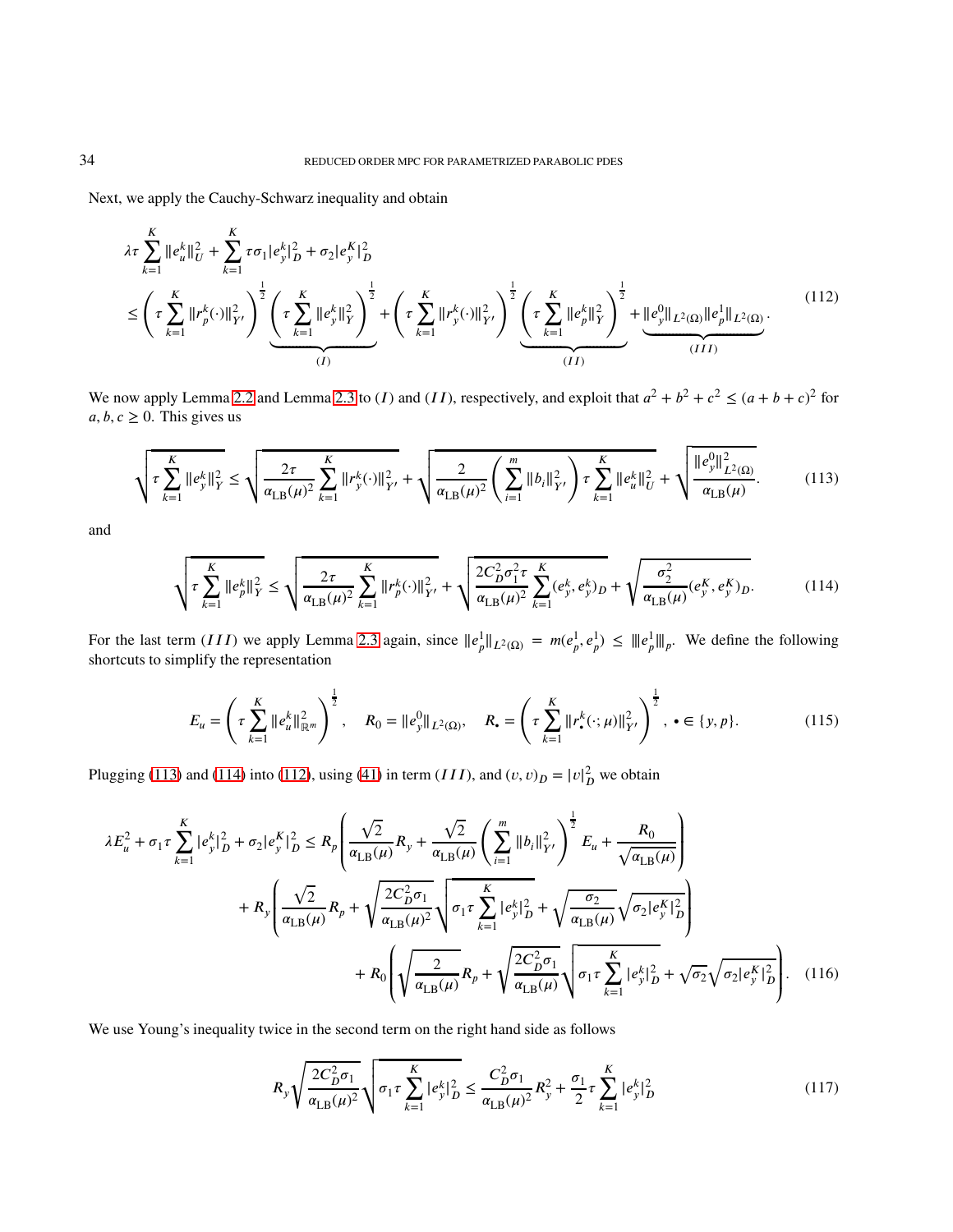Next, we apply the Cauchy-Schwarz inequality and obtain

$$
\begin{aligned}
&\lambda\tau \sum_{k=1}^{K} \|e_u^k\|_U^2 + \sum_{k=1}^{K} \tau\sigma_1 |e_y^k|_D^2 + \sigma_2 |e_y^K|_D^2 \\
&\leq \left(\tau \sum_{k=1}^{K} \|r_p^k(\cdot)\|_{Y'}^2\right)^{\frac{1}{2}} \underbrace{\left(\tau \sum_{k=1}^{K} \|e_y^k\|_Y^2\right)^{\frac{1}{2}}}_{(I)} + \left(\tau \sum_{k=1}^{K} \|r_y^k(\cdot)\|_{Y'}^2\right)^{\frac{1}{2}} \underbrace{\left(\tau \sum_{k=1}^{K} \|e_p^k\|_Y^2\right)^{\frac{1}{2}}}_{(II)} + \underbrace{\|e_y^0\|_{L^2(\Omega)} \|e_p^1\|_{L^2(\Omega)}}_{(III)}.
\end{aligned} \tag{112}
$$

We now apply Lemma 2.2 and Lemma 2.3 to $(I)$ and $(II)$, respectively, and exploit that $a^2 + b^2 + c^2 \leq (a+b+c)^2$ for $a, b, c \geq 0$. This gives us

$$
\sqrt{\tau \sum_{k=1}^{K} \|e_y^k\|_Y^2} \leq \sqrt{\frac{2\tau}{\alpha_{\mathrm{LB}}(\mu)^2} \sum_{k=1}^{K} \|r_y^k(\cdot)\|_{Y'}^2} + \sqrt{\frac{2}{\alpha_{\mathrm{LB}}(\mu)^2} \left(\sum_{i=1}^{m} \|b_i\|_{Y'}^2\right) \tau \sum_{k=1}^{K} \|e_u^k\|_U^2} + \sqrt{\frac{\|e_y^0\|_{L^2(\Omega)}^2}{\alpha_{\mathrm{LB}}(\mu)}}. \tag{113}
$$

and

$$
\sqrt{\tau \sum_{k=1}^{K} \|e_p^k\|_Y^2} \leq \sqrt{\frac{2\tau}{\alpha_{\mathrm{LB}}(\mu)^2} \sum_{k=1}^{K} \|r_p^k(\cdot)\|_{Y'}^2} + \sqrt{\frac{2C_D^2 \sigma_1^2 \tau}{\alpha_{\mathrm{LB}}(\mu)^2} \sum_{k=1}^{K} (e_y^k, e_y^k)_D} + \sqrt{\frac{\sigma_2^2}{\alpha_{\mathrm{LB}}(\mu)} (e_y^K, e_y^K)_D}. \tag{114}
$$

For the last term $(III)$ we apply Lemma 2.3 again, since $\|e_p^1\|_{L^2(\Omega)} = m(e_p^1, e_p^1) \leq |||e_p^1|||_p$. We define the following shortcuts to simplify the representation

$$
E_u = \left(\tau \sum_{k=1}^{K} \|e_u^k\|_{\mathbb{R}^m}^2\right)^{\frac{1}{2}}, \quad R_0 = \|e_y^0\|_{L^2(\Omega)}, \quad R_\bullet = \left(\tau \sum_{k=1}^{K} \|r_\bullet^k(\cdot;\mu)\|_{Y'}^2\right)^{\frac{1}{2}}, \; \bullet \in \{y, p\}. \tag{115}
$$

Plugging (113) and (114) into (112), using (41) in term $(III)$, and $(v, v)_D = |v|_D^2$ we obtain

$$
\begin{aligned}
\lambda E_u^2 + \sigma_1 \tau \sum_{k=1}^{K} |e_y^k|_D^2 + \sigma_2 |e_y^K|_D^2 \leq\; & R_p \left(\frac{\sqrt{2}}{\alpha_{\mathrm{LB}}(\mu)} R_y + \frac{\sqrt{2}}{\alpha_{\mathrm{LB}}(\mu)} \left(\sum_{i=1}^{m} \|b_i\|_{Y'}\right)^{\frac{1}{2}} E_u + \frac{R_0}{\sqrt{\alpha_{\mathrm{LB}}(\mu)}}\right) \\
&+ R_y \left(\frac{\sqrt{2}}{\alpha_{\mathrm{LB}}(\mu)} R_p + \sqrt{\frac{2C_D^2 \sigma_1}{\alpha_{\mathrm{LB}}(\mu)^2}} \sqrt{\sigma_1 \tau \sum_{k=1}^{K} |e_y^k|_D^2} + \sqrt{\frac{\sigma_2}{\alpha_{\mathrm{LB}}(\mu)}} \sqrt{\sigma_2 |e_y^K|_D^2}\right) \\
&+ R_0 \left(\sqrt{\frac{2}{\alpha_{\mathrm{LB}}(\mu)}} R_p + \sqrt{\frac{2C_D^2 \sigma_1}{\alpha_{\mathrm{LB}}(\mu)}} \sqrt{\sigma_1 \tau \sum_{k=1}^{K} |e_y^k|_D^2} + \sqrt{\sigma_2} \sqrt{\sigma_2 |e_y^K|_D^2}\right).
\end{aligned} \tag{116}
$$

We use Young's inequality twice in the second term on the right hand side as follows

$$
R_y \sqrt{\frac{2C_D^2 \sigma_1}{\alpha_{\mathrm{LB}}(\mu)^2}} \sqrt{\sigma_1 \tau \sum_{k=1}^{K} |e_y^k|_D^2} \leq \frac{C_D^2 \sigma_1}{\alpha_{\mathrm{LB}}(\mu)^2} R_y^2 + \frac{\sigma_1}{2} \tau \sum_{k=1}^{K} |e_y^k|_D^2 \tag{117}
$$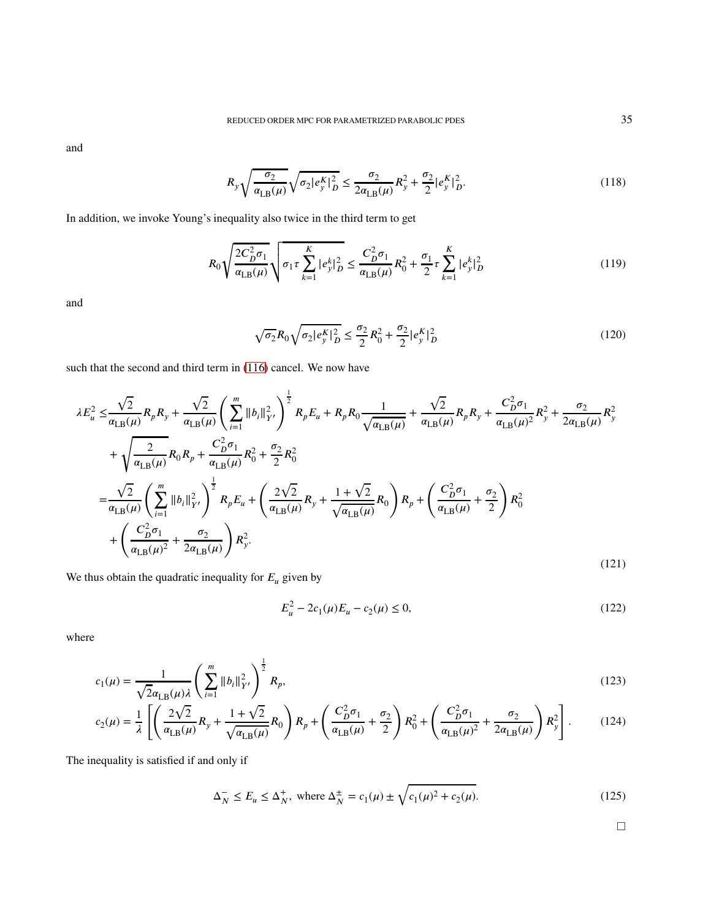and

$$R_y\sqrt{\frac{\sigma_2}{\alpha_{\mathrm{LB}}(\mu)}}\sqrt{\sigma_2|e_y^K|_D^2} \leq \frac{\sigma_2}{2\alpha_{\mathrm{LB}}(\mu)}R_y^2 + \frac{\sigma_2}{2}|e_y^K|_D^2. \tag{118}$$

In addition, we invoke Young's inequality also twice in the third term to get

$$R_0\sqrt{\frac{2C_D^2\sigma_1}{\alpha_{\mathrm{LB}}(\mu)}}\sqrt{\sigma_1\tau\sum_{k=1}^{K}|e_y^k|_D^2} \leq \frac{C_D^2\sigma_1}{\alpha_{\mathrm{LB}}(\mu)}R_0^2 + \frac{\sigma_1}{2}\tau\sum_{k=1}^{K}|e_y^k|_D^2 \tag{119}$$

and

$$\sqrt{\sigma_2}R_0\sqrt{\sigma_2|e_y^K|_D^2} \leq \frac{\sigma_2}{2}R_0^2 + \frac{\sigma_2}{2}|e_y^K|_D^2 \tag{120}$$

such that the second and third term in (116) cancel. We now have

$$\begin{aligned}
\lambda E_u^2 \leq & \frac{\sqrt{2}}{\alpha_{\mathrm{LB}}(\mu)}R_pR_y + \frac{\sqrt{2}}{\alpha_{\mathrm{LB}}(\mu)}\left(\sum_{i=1}^{m}\|b_i\|_{Y'}^2\right)^{\frac{1}{2}}R_pE_u + R_pR_0\frac{1}{\sqrt{\alpha_{\mathrm{LB}}(\mu)}} + \frac{\sqrt{2}}{\alpha_{\mathrm{LB}}(\mu)}R_pR_y + \frac{C_D^2\sigma_1}{\alpha_{\mathrm{LB}}(\mu)^2}R_y^2 + \frac{\sigma_2}{2\alpha_{\mathrm{LB}}(\mu)}R_y^2 \\
& + \sqrt{\frac{2}{\alpha_{\mathrm{LB}}(\mu)}}R_0R_p + \frac{C_D^2\sigma_1}{\alpha_{\mathrm{LB}}(\mu)}R_0^2 + \frac{\sigma_2}{2}R_0^2 \\
= & \frac{\sqrt{2}}{\alpha_{\mathrm{LB}}(\mu)}\left(\sum_{i=1}^{m}\|b_i\|_{Y'}^2\right)^{\frac{1}{2}}R_pE_u + \left(\frac{2\sqrt{2}}{\alpha_{\mathrm{LB}}(\mu)}R_y + \frac{1+\sqrt{2}}{\sqrt{\alpha_{\mathrm{LB}}(\mu)}}R_0\right)R_p + \left(\frac{C_D^2\sigma_1}{\alpha_{\mathrm{LB}}(\mu)} + \frac{\sigma_2}{2}\right)R_0^2 \\
& + \left(\frac{C_D^2\sigma_1}{\alpha_{\mathrm{LB}}(\mu)^2} + \frac{\sigma_2}{2\alpha_{\mathrm{LB}}(\mu)}\right)R_y^2.
\end{aligned} \tag{121}$$

We thus obtain the quadratic inequality for $E_u$ given by

$$E_u^2 - 2c_1(\mu)E_u - c_2(\mu) \leq 0, \tag{122}$$

where

$$c_1(\mu) = \frac{1}{\sqrt{2}\alpha_{\mathrm{LB}}(\mu)\lambda}\left(\sum_{i=1}^{m}\|b_i\|_{Y'}^2\right)^{\frac{1}{2}}R_p, \tag{123}$$

$$c_2(\mu) = \frac{1}{\lambda}\left[\left(\frac{2\sqrt{2}}{\alpha_{\mathrm{LB}}(\mu)}R_y + \frac{1+\sqrt{2}}{\sqrt{\alpha_{\mathrm{LB}}(\mu)}}R_0\right)R_p + \left(\frac{C_D^2\sigma_1}{\alpha_{\mathrm{LB}}(\mu)} + \frac{\sigma_2}{2}\right)R_0^2 + \left(\frac{C_D^2\sigma_1}{\alpha_{\mathrm{LB}}(\mu)^2} + \frac{\sigma_2}{2\alpha_{\mathrm{LB}}(\mu)}\right)R_y^2\right]. \tag{124}$$

The inequality is satisfied if and only if

$$\Delta_N^- \leq E_u \leq \Delta_N^+, \text{ where } \Delta_N^{\pm} = c_1(\mu) \pm \sqrt{c_1(\mu)^2 + c_2(\mu)}. \tag{125}$$

□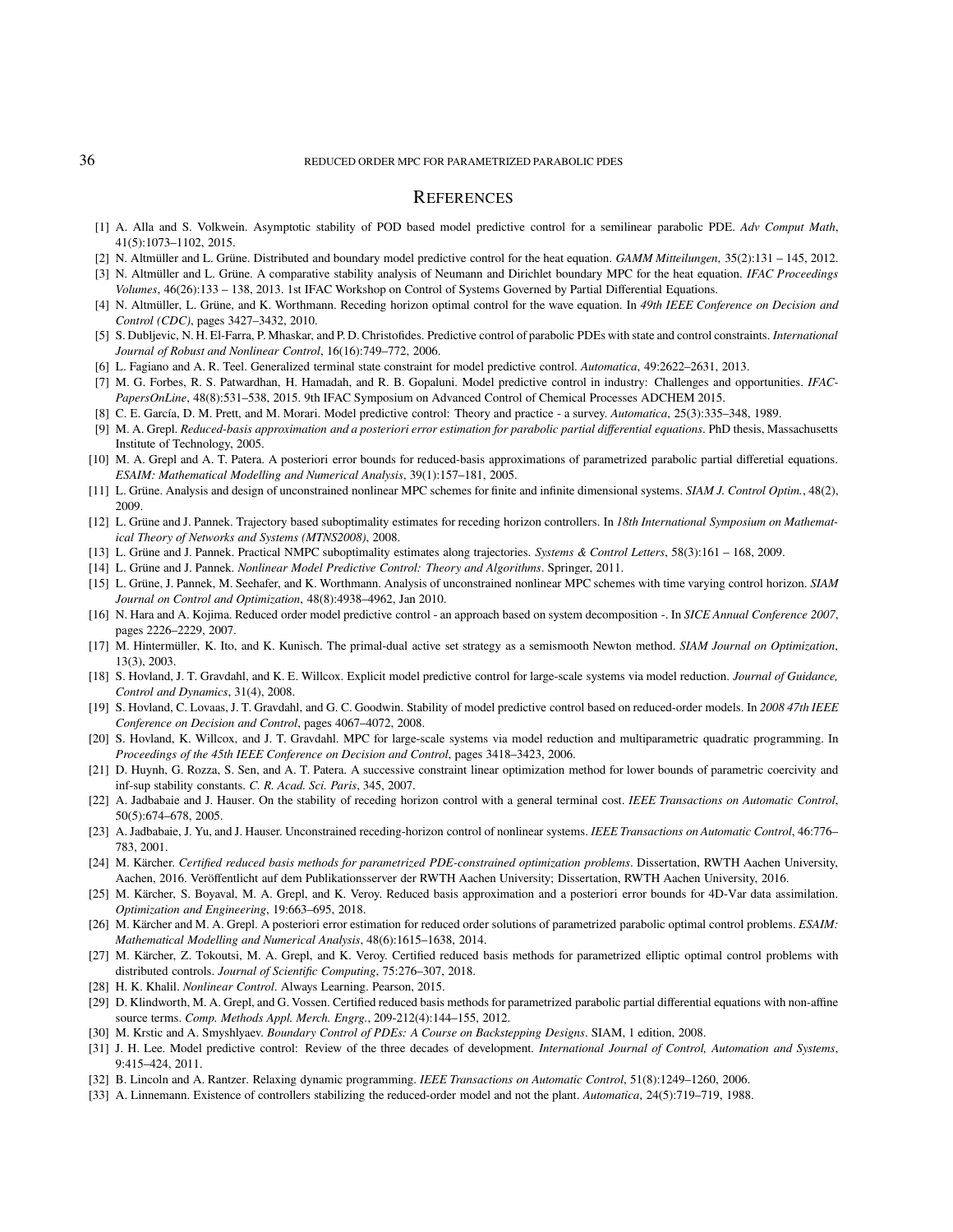# References

[1] A. Alla and S. Volkwein. Asymptotic stability of POD based model predictive control for a semilinear parabolic PDE. *Adv Comput Math*, 41(5):1073–1102, 2015.

[2] N. Altmüller and L. Grüne. Distributed and boundary model predictive control for the heat equation. *GAMM Mitteilungen*, 35(2):131 – 145, 2012.

[3] N. Altmüller and L. Grüne. A comparative stability analysis of Neumann and Dirichlet boundary MPC for the heat equation. *IFAC Proceedings Volumes*, 46(26):133 – 138, 2013. 1st IFAC Workshop on Control of Systems Governed by Partial Differential Equations.

[4] N. Altmüller, L. Grüne, and K. Worthmann. Receding horizon optimal control for the wave equation. In *49th IEEE Conference on Decision and Control (CDC)*, pages 3427–3432, 2010.

[5] S. Dubljevic, N. H. El-Farra, P. Mhaskar, and P. D. Christofides. Predictive control of parabolic PDEs with state and control constraints. *International Journal of Robust and Nonlinear Control*, 16(16):749–772, 2006.

[6] L. Fagiano and A. R. Teel. Generalized terminal state constraint for model predictive control. *Automatica*, 49:2622–2631, 2013.

[7] M. G. Forbes, R. S. Patwardhan, H. Hamadah, and R. B. Gopaluni. Model predictive control in industry: Challenges and opportunities. *IFAC-PapersOnLine*, 48(8):531–538, 2015. 9th IFAC Symposium on Advanced Control of Chemical Processes ADCHEM 2015.

[8] C. E. García, D. M. Prett, and M. Morari. Model predictive control: Theory and practice - a survey. *Automatica*, 25(3):335–348, 1989.

[9] M. A. Grepl. *Reduced-basis approximation and a posteriori error estimation for parabolic partial differential equations*. PhD thesis, Massachusetts Institute of Technology, 2005.

[10] M. A. Grepl and A. T. Patera. A posteriori error bounds for reduced-basis approximations of parametrized parabolic partial differetial equations. *ESAIM: Mathematical Modelling and Numerical Analysis*, 39(1):157–181, 2005.

[11] L. Grüne. Analysis and design of unconstrained nonlinear MPC schemes for finite and infinite dimensional systems. *SIAM J. Control Optim.*, 48(2), 2009.

[12] L. Grüne and J. Pannek. Trajectory based suboptimality estimates for receding horizon controllers. In *18th International Symposium on Mathematical Theory of Networks and Systems (MTNS2008)*, 2008.

[13] L. Grüne and J. Pannek. Practical NMPC suboptimality estimates along trajectories. *Systems & Control Letters*, 58(3):161 – 168, 2009.

[14] L. Grüne and J. Pannek. *Nonlinear Model Predictive Control: Theory and Algorithms*. Springer, 2011.

[15] L. Grüne, J. Pannek, M. Seehafer, and K. Worthmann. Analysis of unconstrained nonlinear MPC schemes with time varying control horizon. *SIAM Journal on Control and Optimization*, 48(8):4938–4962, Jan 2010.

[16] N. Hara and A. Kojima. Reduced order model predictive control - an approach based on system decomposition -. In *SICE Annual Conference 2007*, pages 2226–2229, 2007.

[17] M. Hintermüller, K. Ito, and K. Kunisch. The primal-dual active set strategy as a semismooth Newton method. *SIAM Journal on Optimization*, 13(3), 2003.

[18] S. Hovland, J. T. Gravdahl, and K. E. Willcox. Explicit model predictive control for large-scale systems via model reduction. *Journal of Guidance, Control and Dynamics*, 31(4), 2008.

[19] S. Hovland, C. Lovaas, J. T. Gravdahl, and G. C. Goodwin. Stability of model predictive control based on reduced-order models. In *2008 47th IEEE Conference on Decision and Control*, pages 4067–4072, 2008.

[20] S. Hovland, K. Willcox, and J. T. Gravdahl. MPC for large-scale systems via model reduction and multiparametric quadratic programming. In *Proceedings of the 45th IEEE Conference on Decision and Control*, pages 3418–3423, 2006.

[21] D. Huynh, G. Rozza, S. Sen, and A. T. Patera. A successive constraint linear optimization method for lower bounds of parametric coercivity and inf-sup stability constants. *C. R. Acad. Sci. Paris*, 345, 2007.

[22] A. Jadbabaie and J. Hauser. On the stability of receding horizon control with a general terminal cost. *IEEE Transactions on Automatic Control*, 50(5):674–678, 2005.

[23] A. Jadbabaie, J. Yu, and J. Hauser. Unconstrained receding-horizon control of nonlinear systems. *IEEE Transactions on Automatic Control*, 46:776–783, 2001.

[24] M. Kärcher. *Certified reduced basis methods for parametrized PDE-constrained optimization problems*. Dissertation, RWTH Aachen University, Aachen, 2016. Veröffentlicht auf dem Publikationsserver der RWTH Aachen University; Dissertation, RWTH Aachen University, 2016.

[25] M. Kärcher, S. Boyaval, M. A. Grepl, and K. Veroy. Reduced basis approximation and a posteriori error bounds for 4D-Var data assimilation. *Optimization and Engineering*, 19:663–695, 2018.

[26] M. Kärcher and M. A. Grepl. A posteriori error estimation for reduced order solutions of parametrized parabolic optimal control problems. *ESAIM: Mathematical Modelling and Numerical Analysis*, 48(6):1615–1638, 2014.

[27] M. Kärcher, Z. Tokoutsi, M. A. Grepl, and K. Veroy. Certified reduced basis methods for parametrized elliptic optimal control problems with distributed controls. *Journal of Scientific Computing*, 75:276–307, 2018.

[28] H. K. Khalil. *Nonlinear Control*. Always Learning. Pearson, 2015.

[29] D. Klindworth, M. A. Grepl, and G. Vossen. Certified reduced basis methods for parametrized parabolic partial differential equations with non-affine source terms. *Comp. Methods Appl. Merch. Engrg.*, 209-212(4):144–155, 2012.

[30] M. Krstic and A. Smyshlyaev. *Boundary Control of PDEs: A Course on Backstepping Designs*. SIAM, 1 edition, 2008.

[31] J. H. Lee. Model predictive control: Review of the three decades of development. *International Journal of Control, Automation and Systems*, 9:415–424, 2011.

[32] B. Lincoln and A. Rantzer. Relaxing dynamic programming. *IEEE Transactions on Automatic Control*, 51(8):1249–1260, 2006.

[33] A. Linnemann. Existence of controllers stabilizing the reduced-order model and not the plant. *Automatica*, 24(5):719–719, 1988.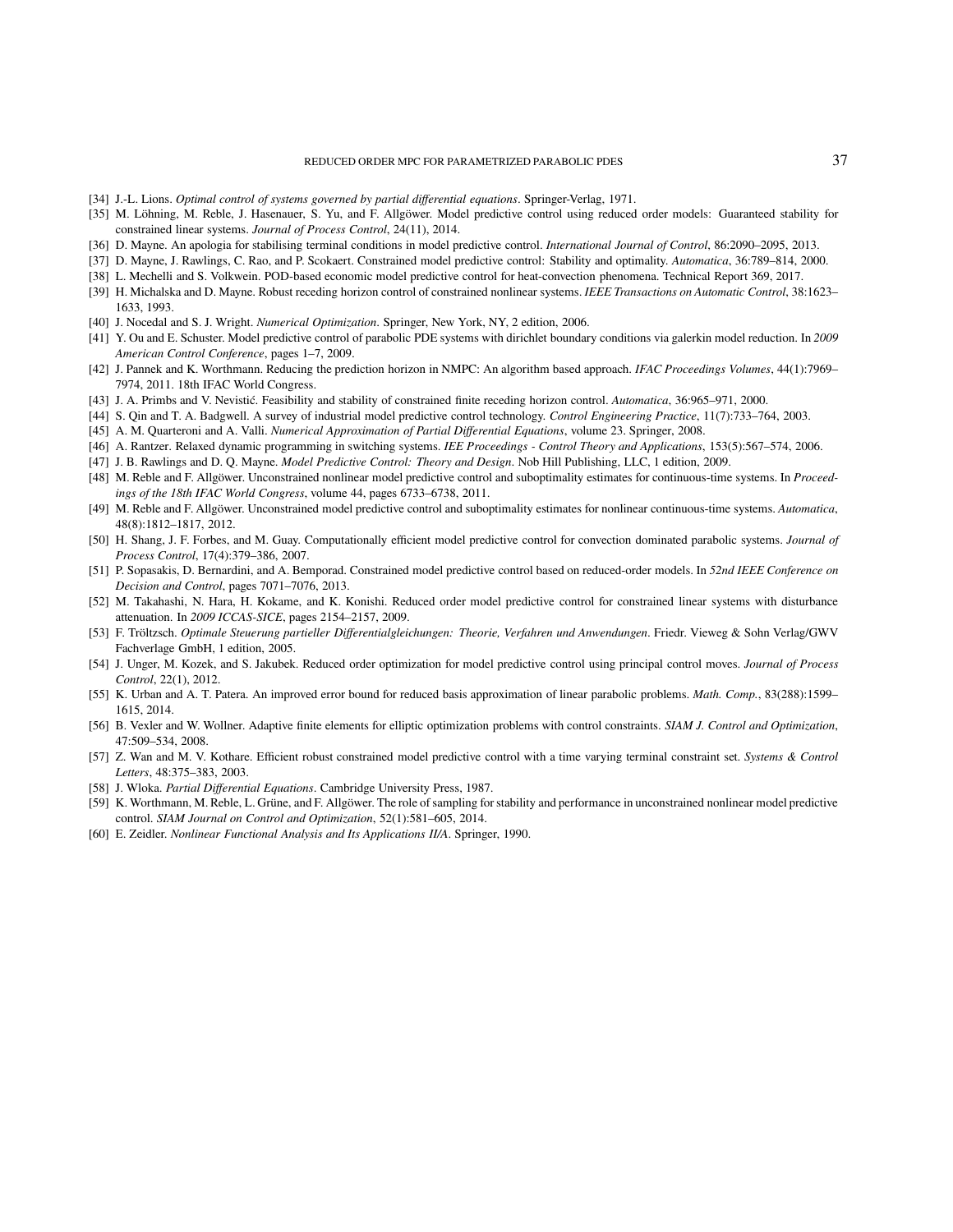[34] J.-L. Lions. *Optimal control of systems governed by partial differential equations*. Springer-Verlag, 1971.

[35] M. Löhning, M. Reble, J. Hasenauer, S. Yu, and F. Allgöwer. Model predictive control using reduced order models: Guaranteed stability for constrained linear systems. *Journal of Process Control*, 24(11), 2014.

[36] D. Mayne. An apologia for stabilising terminal conditions in model predictive control. *International Journal of Control*, 86:2090–2095, 2013.

[37] D. Mayne, J. Rawlings, C. Rao, and P. Scokaert. Constrained model predictive control: Stability and optimality. *Automatica*, 36:789–814, 2000.

[38] L. Mechelli and S. Volkwein. POD-based economic model predictive control for heat-convection phenomena. Technical Report 369, 2017.

[39] H. Michalska and D. Mayne. Robust receding horizon control of constrained nonlinear systems. *IEEE Transactions on Automatic Control*, 38:1623–1633, 1993.

[40] J. Nocedal and S. J. Wright. *Numerical Optimization*. Springer, New York, NY, 2 edition, 2006.

[41] Y. Ou and E. Schuster. Model predictive control of parabolic PDE systems with dirichlet boundary conditions via galerkin model reduction. In *2009 American Control Conference*, pages 1–7, 2009.

[42] J. Pannek and K. Worthmann. Reducing the prediction horizon in NMPC: An algorithm based approach. *IFAC Proceedings Volumes*, 44(1):7969–7974, 2011. 18th IFAC World Congress.

[43] J. A. Primbs and V. Nevistić. Feasibility and stability of constrained finite receding horizon control. *Automatica*, 36:965–971, 2000.

[44] S. Qin and T. A. Badgwell. A survey of industrial model predictive control technology. *Control Engineering Practice*, 11(7):733–764, 2003.

[45] A. M. Quarteroni and A. Valli. *Numerical Approximation of Partial Differential Equations*, volume 23. Springer, 2008.

[46] A. Rantzer. Relaxed dynamic programming in switching systems. *IEE Proceedings - Control Theory and Applications*, 153(5):567–574, 2006.

[47] J. B. Rawlings and D. Q. Mayne. *Model Predictive Control: Theory and Design*. Nob Hill Publishing, LLC, 1 edition, 2009.

[48] M. Reble and F. Allgöwer. Unconstrained nonlinear model predictive control and suboptimality estimates for continuous-time systems. In *Proceedings of the 18th IFAC World Congress*, volume 44, pages 6733–6738, 2011.

[49] M. Reble and F. Allgöwer. Unconstrained model predictive control and suboptimality estimates for nonlinear continuous-time systems. *Automatica*, 48(8):1812–1817, 2012.

[50] H. Shang, J. F. Forbes, and M. Guay. Computationally efficient model predictive control for convection dominated parabolic systems. *Journal of Process Control*, 17(4):379–386, 2007.

[51] P. Sopasakis, D. Bernardini, and A. Bemporad. Constrained model predictive control based on reduced-order models. In *52nd IEEE Conference on Decision and Control*, pages 7071–7076, 2013.

[52] M. Takahashi, N. Hara, H. Kokame, and K. Konishi. Reduced order model predictive control for constrained linear systems with disturbance attenuation. In *2009 ICCAS-SICE*, pages 2154–2157, 2009.

[53] F. Tröltzsch. *Optimale Steuerung partieller Differentialgleichungen: Theorie, Verfahren und Anwendungen*. Friedr. Vieweg & Sohn Verlag/GWV Fachverlage GmbH, 1 edition, 2005.

[54] J. Unger, M. Kozek, and S. Jakubek. Reduced order optimization for model predictive control using principal control moves. *Journal of Process Control*, 22(1), 2012.

[55] K. Urban and A. T. Patera. An improved error bound for reduced basis approximation of linear parabolic problems. *Math. Comp.*, 83(288):1599–1615, 2014.

[56] B. Vexler and W. Wollner. Adaptive finite elements for elliptic optimization problems with control constraints. *SIAM J. Control and Optimization*, 47:509–534, 2008.

[57] Z. Wan and M. V. Kothare. Efficient robust constrained model predictive control with a time varying terminal constraint set. *Systems & Control Letters*, 48:375–383, 2003.

[58] J. Wloka. *Partial Differential Equations*. Cambridge University Press, 1987.

[59] K. Worthmann, M. Reble, L. Grüne, and F. Allgöwer. The role of sampling for stability and performance in unconstrained nonlinear model predictive control. *SIAM Journal on Control and Optimization*, 52(1):581–605, 2014.

[60] E. Zeidler. *Nonlinear Functional Analysis and Its Applications II/A*. Springer, 1990.